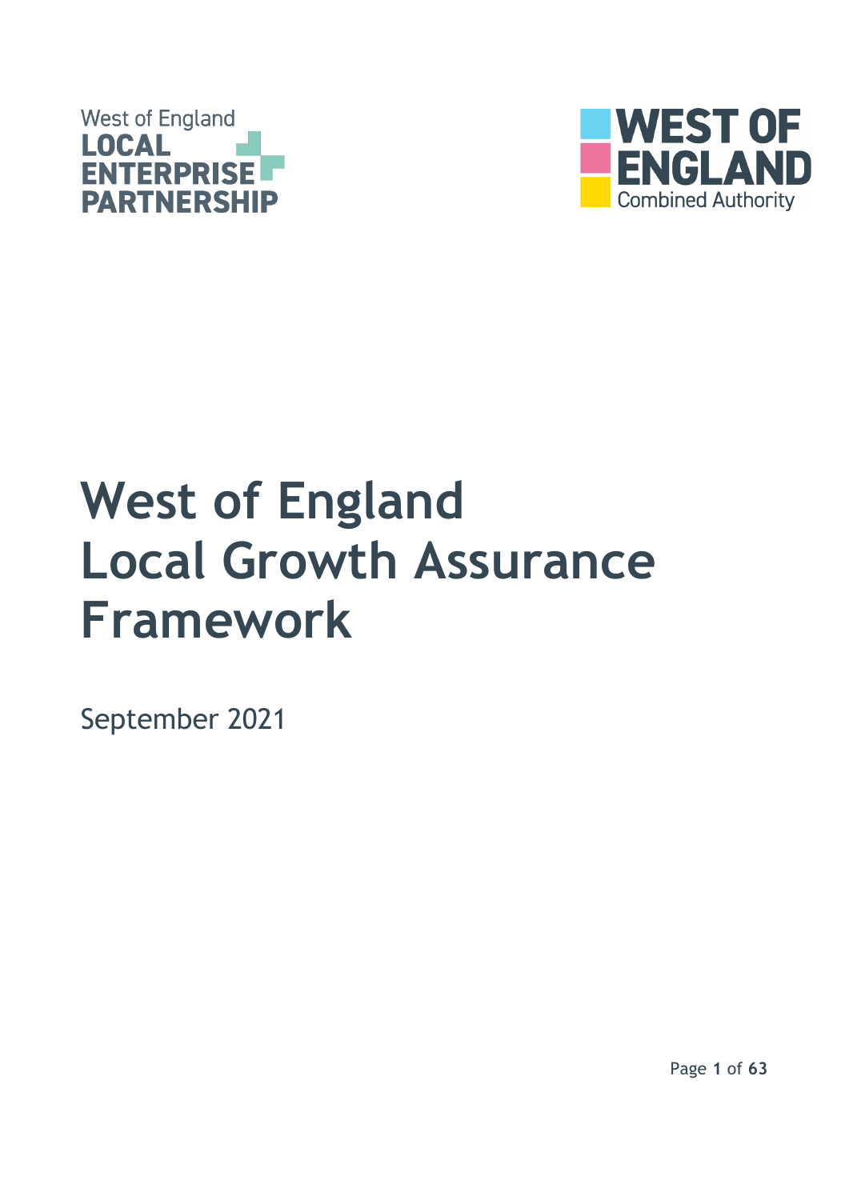West of England
LOCAL ENTERPRISE PARTNERSHIP

WEST OF ENGLAND
Combined Authority

# West of England Local Growth Assurance Framework

September 2021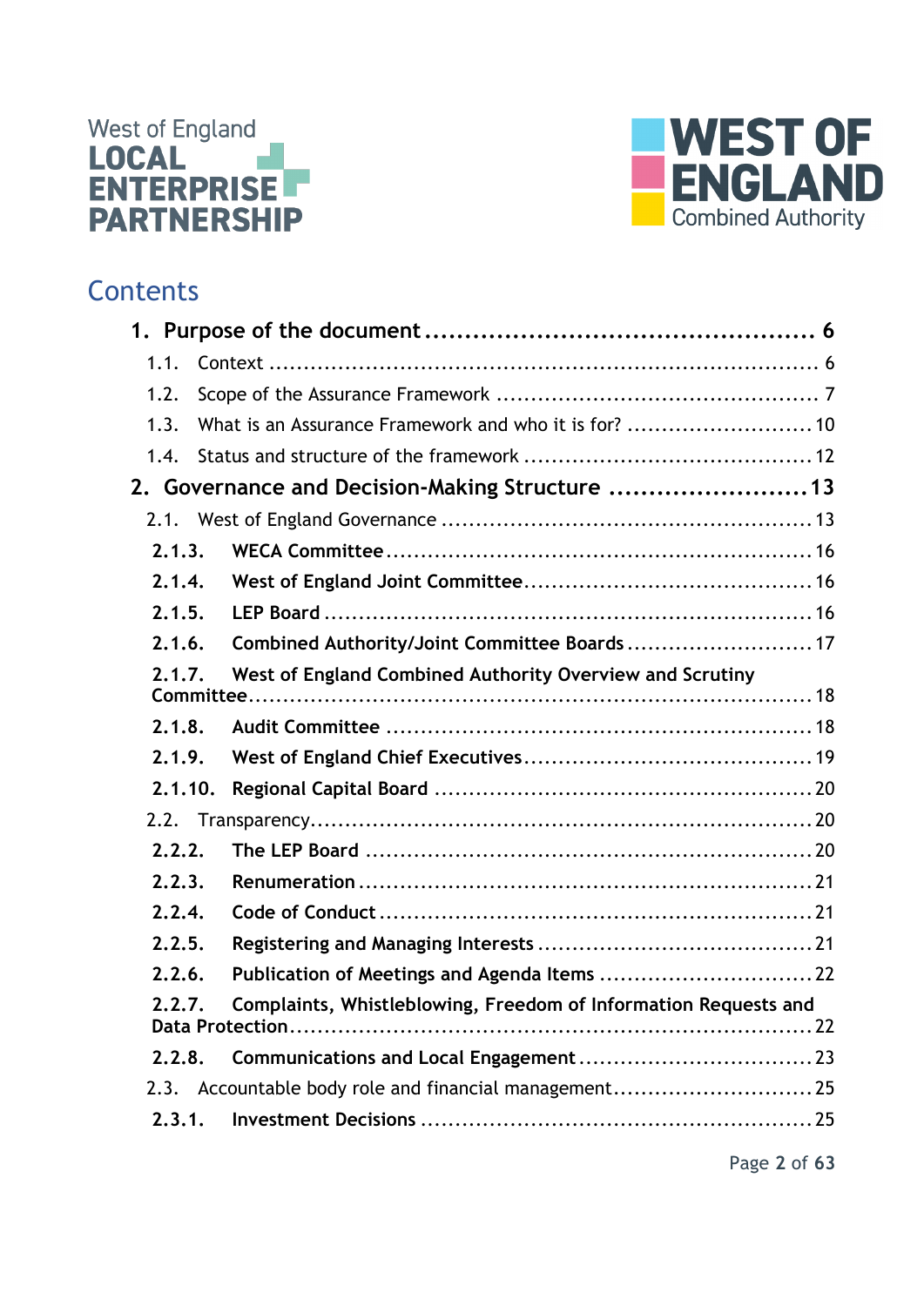West of England LOCAL ENTERPRISE PARTNERSHIP

WEST OF ENGLAND Combined Authority

# Contents

**1. Purpose of the document .......................................... 6**

1.1. Context .......................................... 6

1.2. Scope of the Assurance Framework .......................................... 7

1.3. What is an Assurance Framework and who it is for? .......................................... 10

1.4. Status and structure of the framework .......................................... 12

**2. Governance and Decision-Making Structure .......................................... 13**

2.1. West of England Governance .......................................... 13

**2.1.3. WECA Committee .......................................... 16**

**2.1.4. West of England Joint Committee .......................................... 16**

**2.1.5. LEP Board .......................................... 16**

**2.1.6. Combined Authority/Joint Committee Boards .......................................... 17**

**2.1.7. West of England Combined Authority Overview and Scrutiny Committee .......................................... 18**

**2.1.8. Audit Committee .......................................... 18**

**2.1.9. West of England Chief Executives .......................................... 19**

**2.1.10. Regional Capital Board .......................................... 20**

2.2. Transparency .......................................... 20

**2.2.2. The LEP Board .......................................... 20**

**2.2.3. Renumeration .......................................... 21**

**2.2.4. Code of Conduct .......................................... 21**

**2.2.5. Registering and Managing Interests .......................................... 21**

**2.2.6. Publication of Meetings and Agenda Items .......................................... 22**

**2.2.7. Complaints, Whistleblowing, Freedom of Information Requests and Data Protection .......................................... 22**

**2.2.8. Communications and Local Engagement .......................................... 23**

2.3. Accountable body role and financial management .......................................... 25

**2.3.1. Investment Decisions .......................................... 25**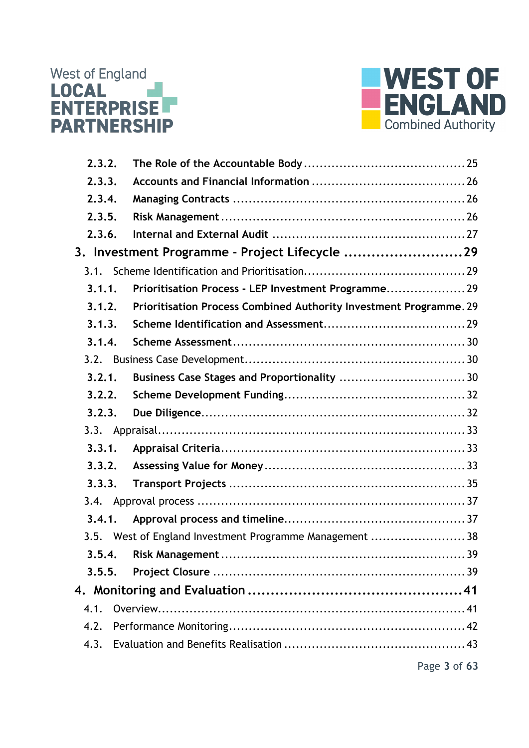2.3.2. **The Role of the Accountable Body** ........................................ 25

2.3.3. **Accounts and Financial Information** ...................................... 26

2.3.4. **Managing Contracts** ......................................................... 26

2.3.5. **Risk Management** ............................................................ 26

2.3.6. **Internal and External Audit** ................................................ 27

**3. Investment Programme - Project Lifecycle** ......................... 29

3.1. Scheme Identification and Prioritisation........................................ 29

3.1.1. **Prioritisation Process - LEP Investment Programme**.................... 29

3.1.2. **Prioritisation Process Combined Authority Investment Programme**. 29

3.1.3. **Scheme Identification and Assessment**................................... 29

3.1.4. **Scheme Assessment**.......................................................... 30

3.2. Business Case Development...................................................... 30

3.2.1. **Business Case Stages and Proportionality** ............................... 30

3.2.2. **Scheme Development Funding**............................................. 32

3.2.3. **Due Diligence**.................................................................. 32

3.3. Appraisal................................................................................ 33

3.3.1. **Appraisal Criteria**............................................................. 33

3.3.2. **Assessing Value for Money**.................................................. 33

3.3.3. **Transport Projects** ........................................................... 35

3.4. Approval process .................................................................. 37

3.4.1. **Approval process and timeline**............................................. 37

3.5. West of England Investment Programme Management ........................ 38

3.5.4. **Risk Management** ............................................................ 39

3.5.5. **Project Closure** .............................................................. 39

**4. Monitoring and Evaluation** .............................................. 41

4.1. Overview................................................................................ 41

4.2. Performance Monitoring........................................................... 42

4.3. Evaluation and Benefits Realisation ............................................ 43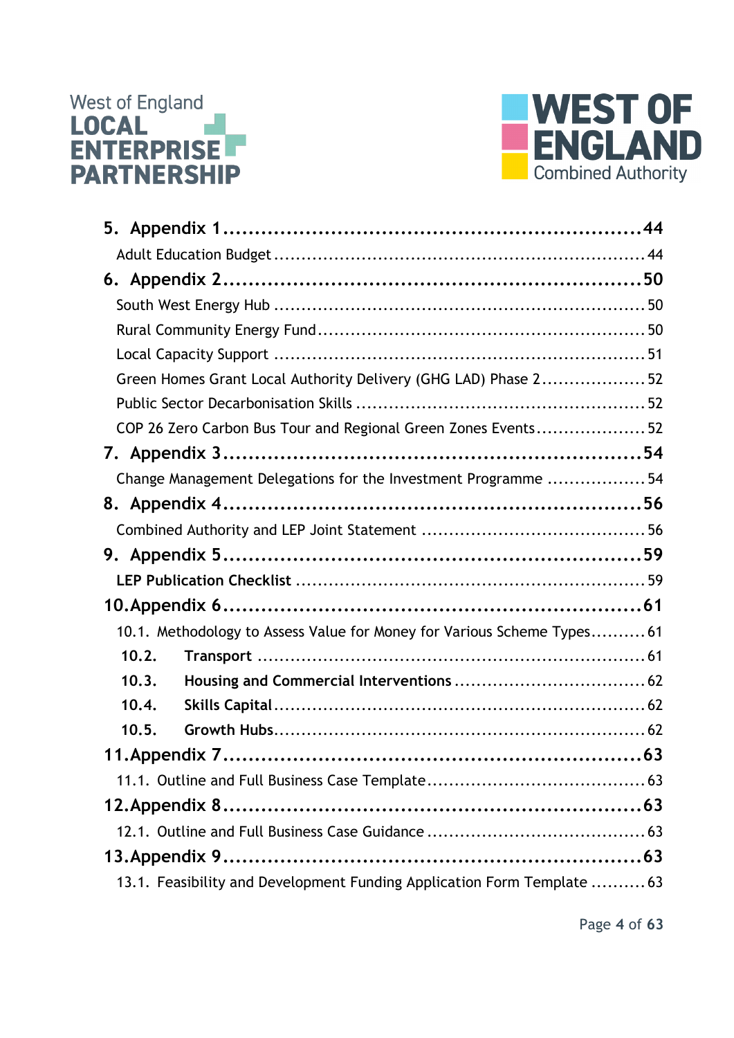5. **Appendix 1** ........................................................ 44

Adult Education Budget ........................................................ 44

6. **Appendix 2** ........................................................ 50

South West Energy Hub ........................................................ 50

Rural Community Energy Fund ........................................................ 50

Local Capacity Support ........................................................ 51

Green Homes Grant Local Authority Delivery (GHG LAD) Phase 2 .................. 52

Public Sector Decarbonisation Skills ........................................................ 52

COP 26 Zero Carbon Bus Tour and Regional Green Zones Events .................. 52

7. **Appendix 3** ........................................................ 54

Change Management Delegations for the Investment Programme .................. 54

8. **Appendix 4** ........................................................ 56

Combined Authority and LEP Joint Statement ........................................ 56

9. **Appendix 5** ........................................................ 59

**LEP Publication Checklist** ........................................................ 59

10. **Appendix 6** ........................................................ 61

10.1. Methodology to Assess Value for Money for Various Scheme Types .......... 61

**10.2. Transport** ........................................................ 61

**10.3. Housing and Commercial Interventions** .................................. 62

**10.4. Skills Capital** ........................................................ 62

**10.5. Growth Hubs** ........................................................ 62

11. **Appendix 7** ........................................................ 63

11.1. Outline and Full Business Case Template ....................................... 63

12. **Appendix 8** ........................................................ 63

12.1. Outline and Full Business Case Guidance ....................................... 63

13. **Appendix 9** ........................................................ 63

13.1. Feasibility and Development Funding Application Form Template .......... 63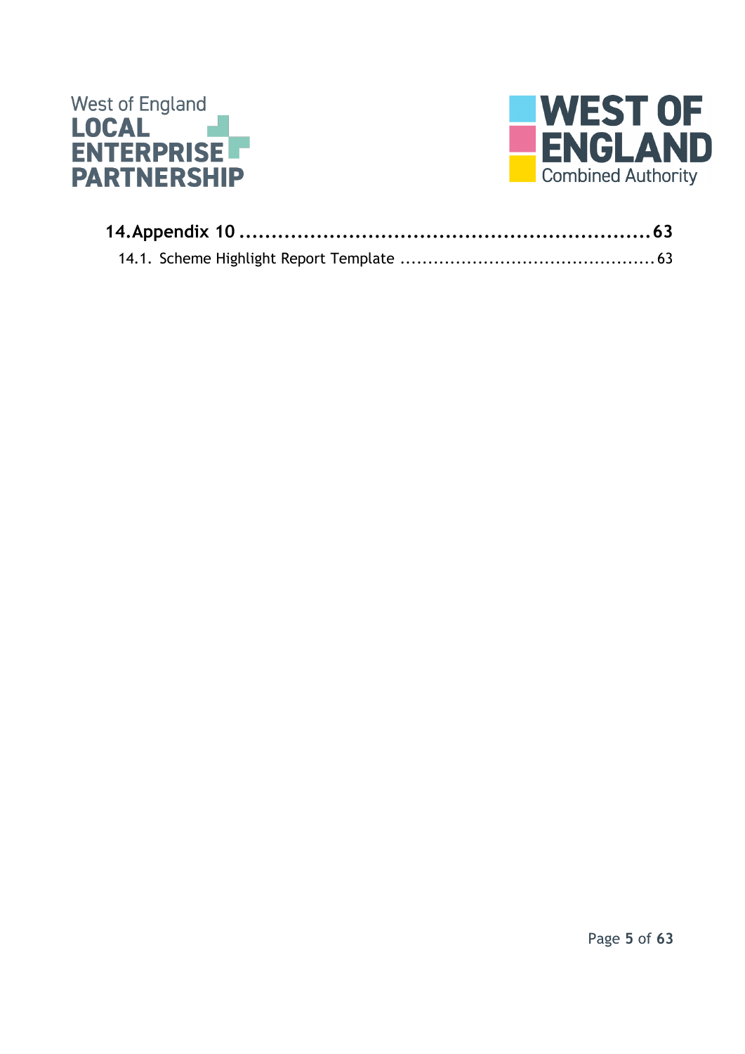**14. Appendix 10 .................................................................63**

14.1. Scheme Highlight Report Template ............................................63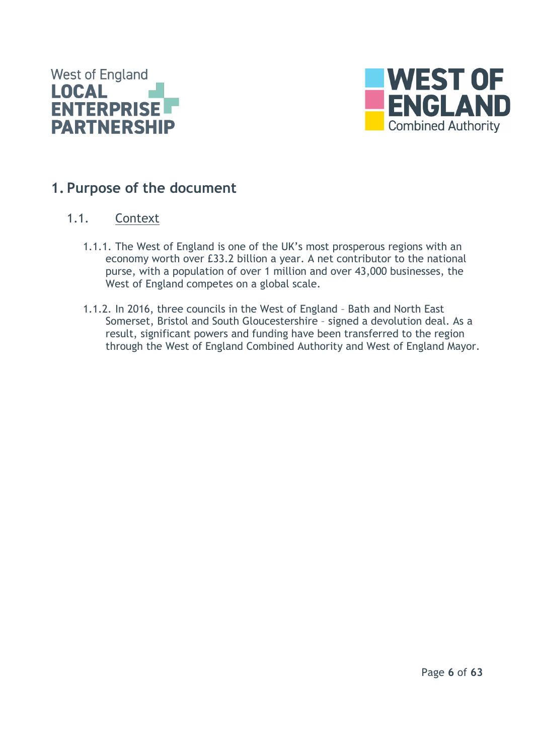# 1. Purpose of the document

## 1.1. Context

1.1.1. The West of England is one of the UK's most prosperous regions with an economy worth over £33.2 billion a year. A net contributor to the national purse, with a population of over 1 million and over 43,000 businesses, the West of England competes on a global scale.

1.1.2. In 2016, three councils in the West of England – Bath and North East Somerset, Bristol and South Gloucestershire – signed a devolution deal. As a result, significant powers and funding have been transferred to the region through the West of England Combined Authority and West of England Mayor.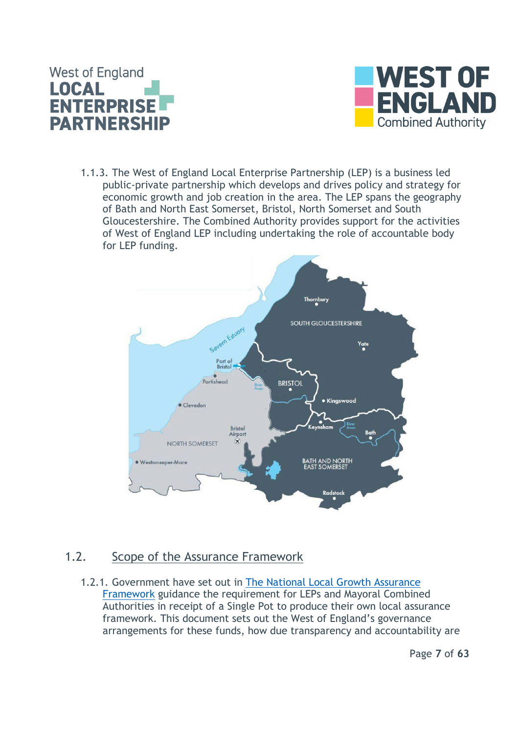1.1.3. The West of England Local Enterprise Partnership (LEP) is a business led public-private partnership which develops and drives policy and strategy for economic growth and job creation in the area. The LEP spans the geography of Bath and North East Somerset, Bristol, North Somerset and South Gloucestershire. The Combined Authority provides support for the activities of West of England LEP including undertaking the role of accountable body for LEP funding.

## 1.2. Scope of the Assurance Framework

1.2.1. Government have set out in [The National Local Growth Assurance Framework]() guidance the requirement for LEPs and Mayoral Combined Authorities in receipt of a Single Pot to produce their own local assurance framework. This document sets out the West of England's governance arrangements for these funds, how due transparency and accountability are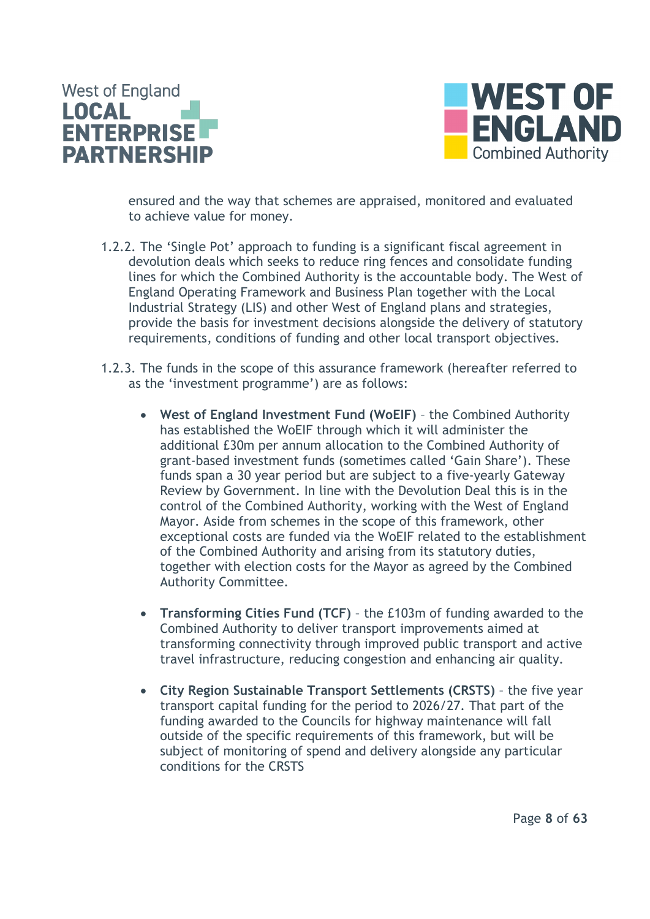ensured and the way that schemes are appraised, monitored and evaluated to achieve value for money.

1.2.2. The 'Single Pot' approach to funding is a significant fiscal agreement in devolution deals which seeks to reduce ring fences and consolidate funding lines for which the Combined Authority is the accountable body. The West of England Operating Framework and Business Plan together with the Local Industrial Strategy (LIS) and other West of England plans and strategies, provide the basis for investment decisions alongside the delivery of statutory requirements, conditions of funding and other local transport objectives.

1.2.3. The funds in the scope of this assurance framework (hereafter referred to as the 'investment programme') are as follows:

- **West of England Investment Fund (WoEIF)** – the Combined Authority has established the WoEIF through which it will administer the additional £30m per annum allocation to the Combined Authority of grant-based investment funds (sometimes called 'Gain Share'). These funds span a 30 year period but are subject to a five-yearly Gateway Review by Government. In line with the Devolution Deal this is in the control of the Combined Authority, working with the West of England Mayor. Aside from schemes in the scope of this framework, other exceptional costs are funded via the WoEIF related to the establishment of the Combined Authority and arising from its statutory duties, together with election costs for the Mayor as agreed by the Combined Authority Committee.

- **Transforming Cities Fund (TCF)** – the £103m of funding awarded to the Combined Authority to deliver transport improvements aimed at transforming connectivity through improved public transport and active travel infrastructure, reducing congestion and enhancing air quality.

- **City Region Sustainable Transport Settlements (CRSTS)** – the five year transport capital funding for the period to 2026/27. That part of the funding awarded to the Councils for highway maintenance will fall outside of the specific requirements of this framework, but will be subject of monitoring of spend and delivery alongside any particular conditions for the CRSTS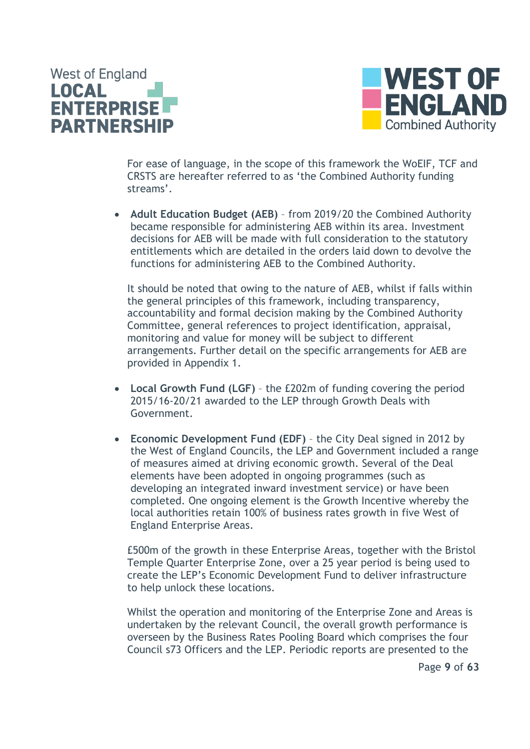For ease of language, in the scope of this framework the WoEIF, TCF and CRSTS are hereafter referred to as 'the Combined Authority funding streams'.

- **Adult Education Budget (AEB)** – from 2019/20 the Combined Authority became responsible for administering AEB within its area. Investment decisions for AEB will be made with full consideration to the statutory entitlements which are detailed in the orders laid down to devolve the functions for administering AEB to the Combined Authority.

  It should be noted that owing to the nature of AEB, whilst if falls within the general principles of this framework, including transparency, accountability and formal decision making by the Combined Authority Committee, general references to project identification, appraisal, monitoring and value for money will be subject to different arrangements. Further detail on the specific arrangements for AEB are provided in Appendix 1.

- **Local Growth Fund (LGF)** – the £202m of funding covering the period 2015/16-20/21 awarded to the LEP through Growth Deals with Government.

- **Economic Development Fund (EDF)** – the City Deal signed in 2012 by the West of England Councils, the LEP and Government included a range of measures aimed at driving economic growth. Several of the Deal elements have been adopted in ongoing programmes (such as developing an integrated inward investment service) or have been completed. One ongoing element is the Growth Incentive whereby the local authorities retain 100% of business rates growth in five West of England Enterprise Areas.

  £500m of the growth in these Enterprise Areas, together with the Bristol Temple Quarter Enterprise Zone, over a 25 year period is being used to create the LEP's Economic Development Fund to deliver infrastructure to help unlock these locations.

  Whilst the operation and monitoring of the Enterprise Zone and Areas is undertaken by the relevant Council, the overall growth performance is overseen by the Business Rates Pooling Board which comprises the four Council s73 Officers and the LEP. Periodic reports are presented to the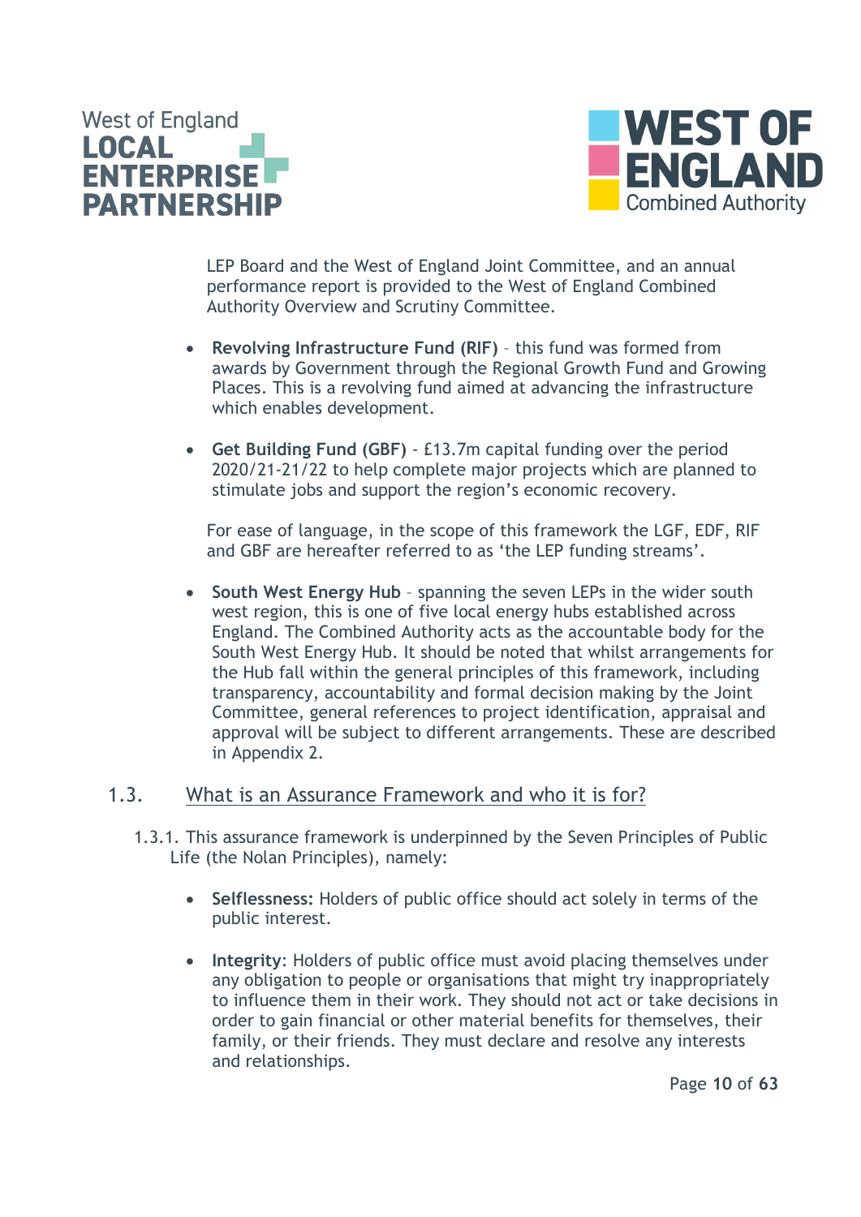LEP Board and the West of England Joint Committee, and an annual performance report is provided to the West of England Combined Authority Overview and Scrutiny Committee.

- **Revolving Infrastructure Fund (RIF)** – this fund was formed from awards by Government through the Regional Growth Fund and Growing Places. This is a revolving fund aimed at advancing the infrastructure which enables development.

- **Get Building Fund (GBF)** - £13.7m capital funding over the period 2020/21-21/22 to help complete major projects which are planned to stimulate jobs and support the region's economic recovery.

For ease of language, in the scope of this framework the LGF, EDF, RIF and GBF are hereafter referred to as 'the LEP funding streams'.

- **South West Energy Hub** – spanning the seven LEPs in the wider south west region, this is one of five local energy hubs established across England. The Combined Authority acts as the accountable body for the South West Energy Hub. It should be noted that whilst arrangements for the Hub fall within the general principles of this framework, including transparency, accountability and formal decision making by the Joint Committee, general references to project identification, appraisal and approval will be subject to different arrangements. These are described in Appendix 2.

## 1.3. What is an Assurance Framework and who it is for?

1.3.1. This assurance framework is underpinned by the Seven Principles of Public Life (the Nolan Principles), namely:

- **Selflessness:** Holders of public office should act solely in terms of the public interest.

- **Integrity**: Holders of public office must avoid placing themselves under any obligation to people or organisations that might try inappropriately to influence them in their work. They should not act or take decisions in order to gain financial or other material benefits for themselves, their family, or their friends. They must declare and resolve any interests and relationships.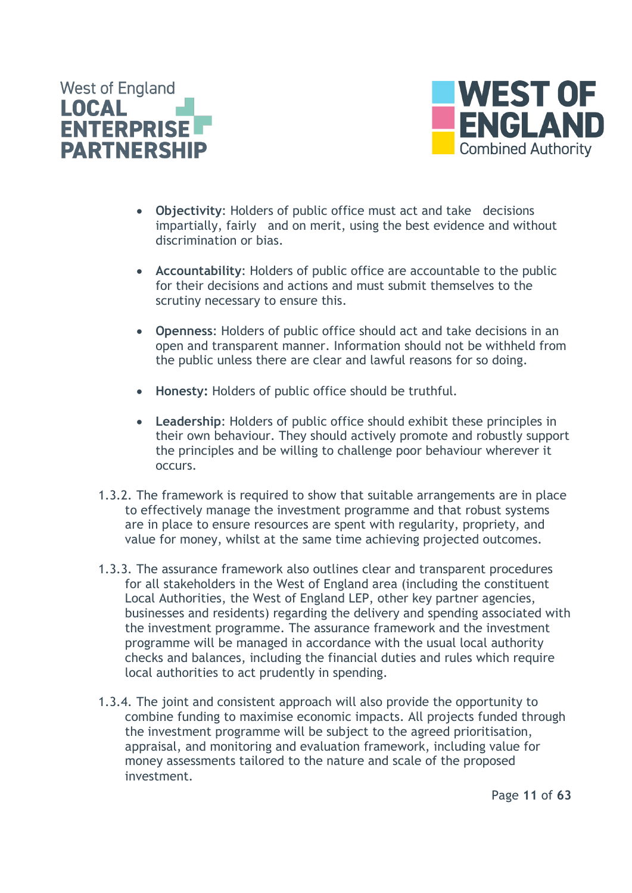- **Objectivity**: Holders of public office must act and take decisions impartially, fairly and on merit, using the best evidence and without discrimination or bias.

- **Accountability**: Holders of public office are accountable to the public for their decisions and actions and must submit themselves to the scrutiny necessary to ensure this.

- **Openness**: Holders of public office should act and take decisions in an open and transparent manner. Information should not be withheld from the public unless there are clear and lawful reasons for so doing.

- **Honesty:** Holders of public office should be truthful.

- **Leadership**: Holders of public office should exhibit these principles in their own behaviour. They should actively promote and robustly support the principles and be willing to challenge poor behaviour wherever it occurs.

1.3.2. The framework is required to show that suitable arrangements are in place to effectively manage the investment programme and that robust systems are in place to ensure resources are spent with regularity, propriety, and value for money, whilst at the same time achieving projected outcomes.

1.3.3. The assurance framework also outlines clear and transparent procedures for all stakeholders in the West of England area (including the constituent Local Authorities, the West of England LEP, other key partner agencies, businesses and residents) regarding the delivery and spending associated with the investment programme. The assurance framework and the investment programme will be managed in accordance with the usual local authority checks and balances, including the financial duties and rules which require local authorities to act prudently in spending.

1.3.4. The joint and consistent approach will also provide the opportunity to combine funding to maximise economic impacts. All projects funded through the investment programme will be subject to the agreed prioritisation, appraisal, and monitoring and evaluation framework, including value for money assessments tailored to the nature and scale of the proposed investment.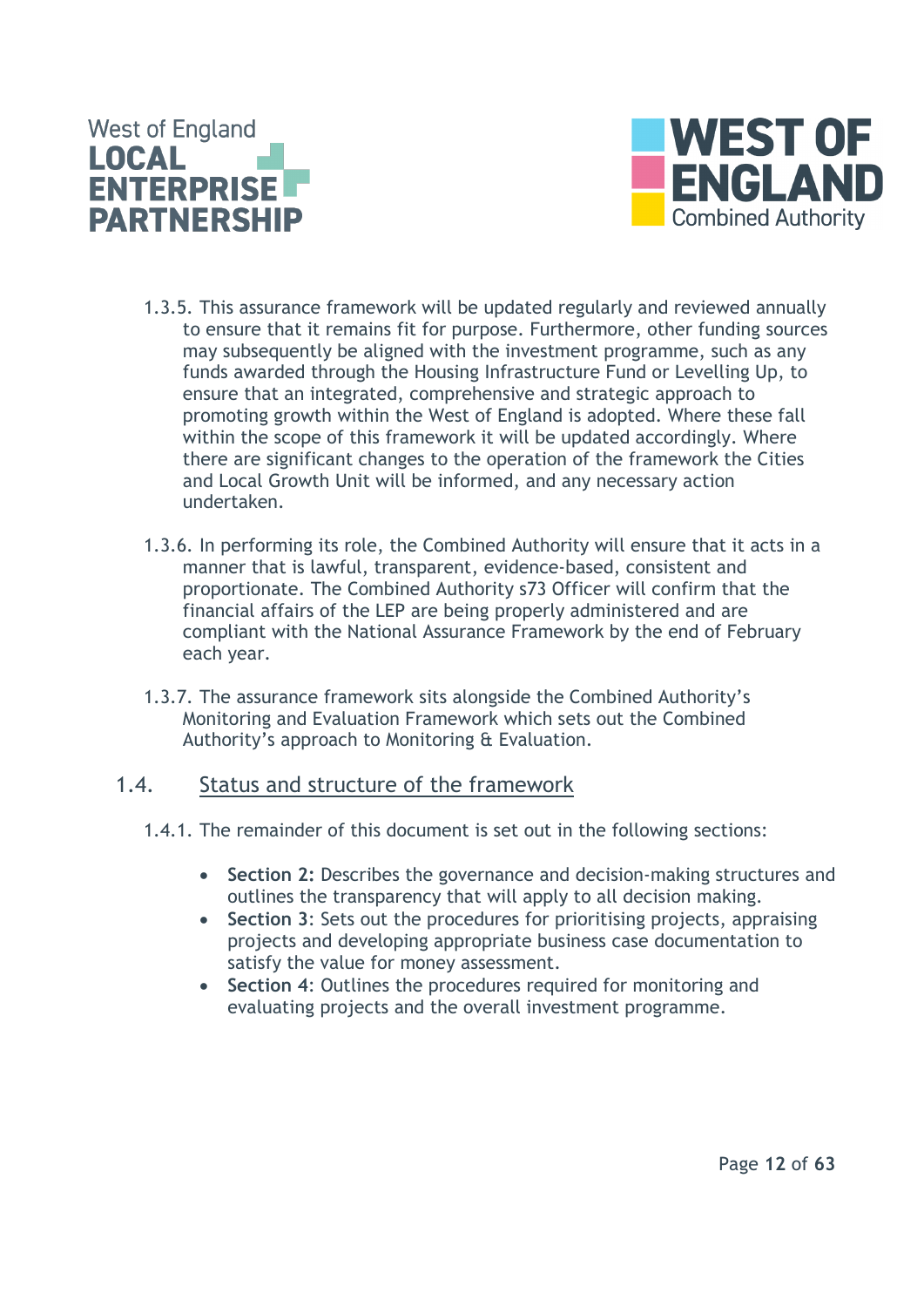1.3.5. This assurance framework will be updated regularly and reviewed annually to ensure that it remains fit for purpose. Furthermore, other funding sources may subsequently be aligned with the investment programme, such as any funds awarded through the Housing Infrastructure Fund or Levelling Up, to ensure that an integrated, comprehensive and strategic approach to promoting growth within the West of England is adopted. Where these fall within the scope of this framework it will be updated accordingly. Where there are significant changes to the operation of the framework the Cities and Local Growth Unit will be informed, and any necessary action undertaken.

1.3.6. In performing its role, the Combined Authority will ensure that it acts in a manner that is lawful, transparent, evidence-based, consistent and proportionate. The Combined Authority s73 Officer will confirm that the financial affairs of the LEP are being properly administered and are compliant with the National Assurance Framework by the end of February each year.

1.3.7. The assurance framework sits alongside the Combined Authority's Monitoring and Evaluation Framework which sets out the Combined Authority's approach to Monitoring & Evaluation.

## 1.4. Status and structure of the framework

1.4.1. The remainder of this document is set out in the following sections:

- **Section 2:** Describes the governance and decision-making structures and outlines the transparency that will apply to all decision making.
- **Section 3**: Sets out the procedures for prioritising projects, appraising projects and developing appropriate business case documentation to satisfy the value for money assessment.
- **Section 4**: Outlines the procedures required for monitoring and evaluating projects and the overall investment programme.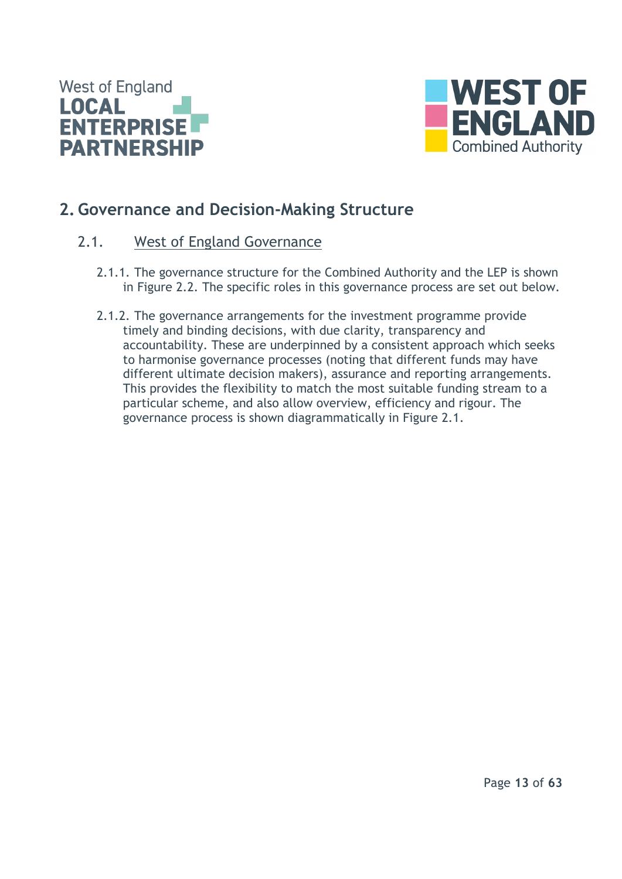## 2. Governance and Decision-Making Structure

### 2.1. West of England Governance

2.1.1. The governance structure for the Combined Authority and the LEP is shown in Figure 2.2. The specific roles in this governance process are set out below.

2.1.2. The governance arrangements for the investment programme provide timely and binding decisions, with due clarity, transparency and accountability. These are underpinned by a consistent approach which seeks to harmonise governance processes (noting that different funds may have different ultimate decision makers), assurance and reporting arrangements. This provides the flexibility to match the most suitable funding stream to a particular scheme, and also allow overview, efficiency and rigour. The governance process is shown diagrammatically in Figure 2.1.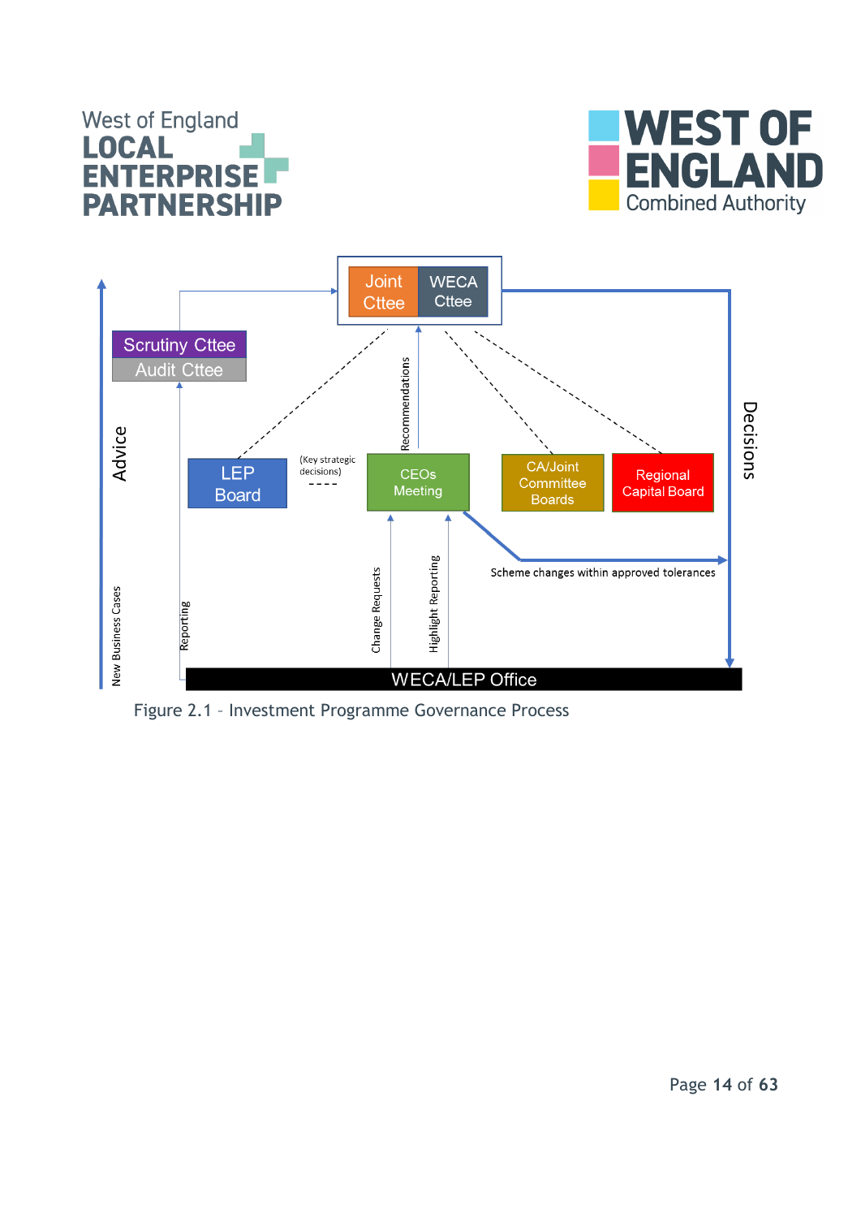Figure 2.1 – Investment Programme Governance Process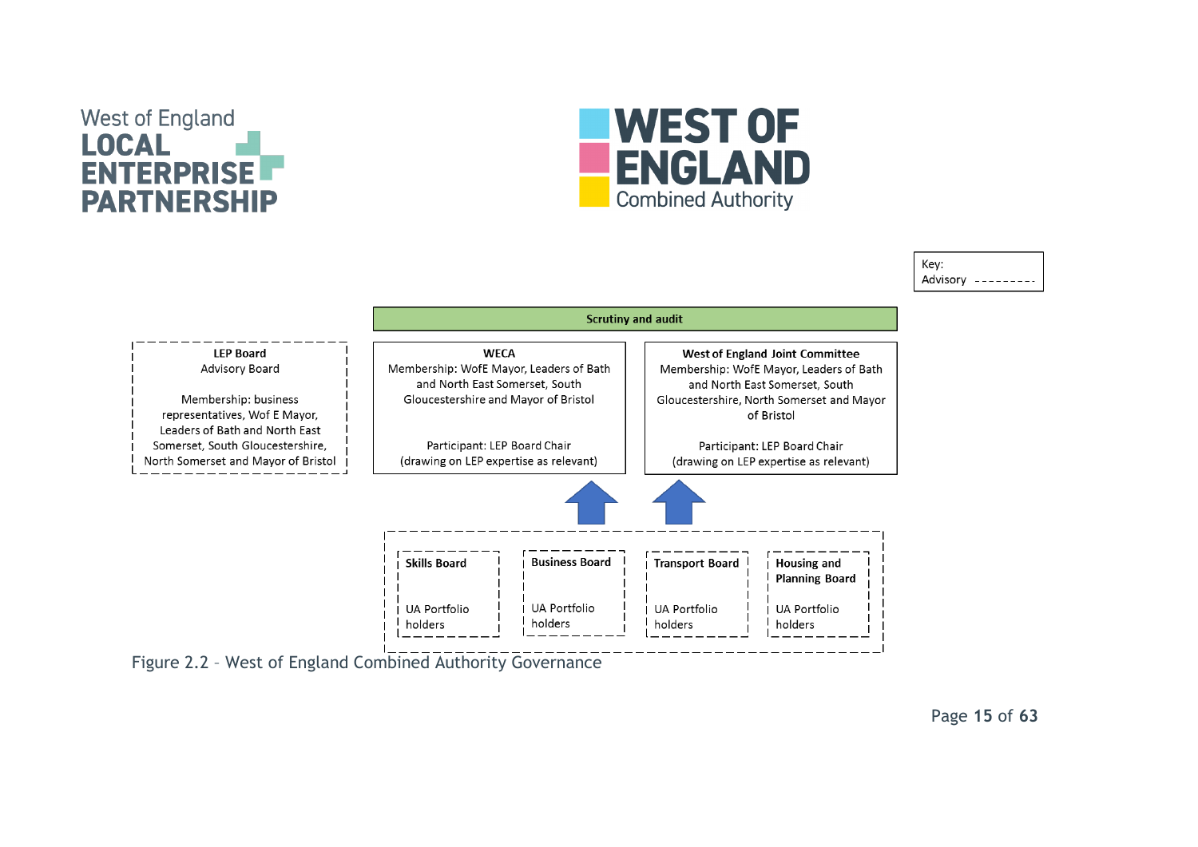Key:
Advisory ---------

**Scrutiny and audit**

**LEP Board**
Advisory Board

Membership: business representatives, Wof E Mayor, Leaders of Bath and North East Somerset, South Gloucestershire, North Somerset and Mayor of Bristol

**WECA**
Membership: WofE Mayor, Leaders of Bath and North East Somerset, South Gloucestershire and Mayor of Bristol

Participant: LEP Board Chair (drawing on LEP expertise as relevant)

**West of England Joint Committee**
Membership: WofE Mayor, Leaders of Bath and North East Somerset, South Gloucestershire, North Somerset and Mayor of Bristol

Participant: LEP Board Chair (drawing on LEP expertise as relevant)

**Skills Board**
UA Portfolio holders

**Business Board**
UA Portfolio holders

**Transport Board**
UA Portfolio holders

**Housing and Planning Board**
UA Portfolio holders

Figure 2.2 – West of England Combined Authority Governance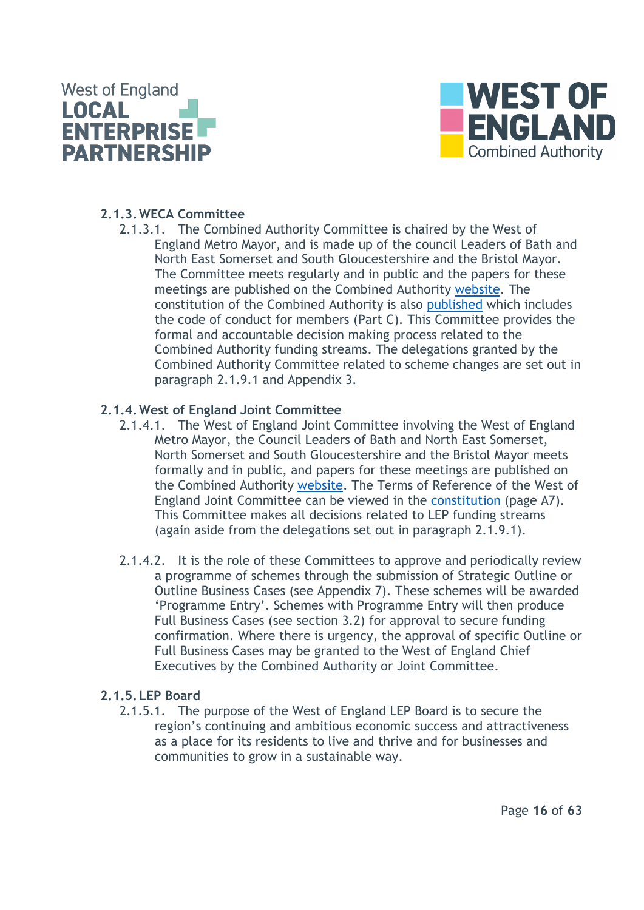#### 2.1.3. WECA Committee

2.1.3.1. The Combined Authority Committee is chaired by the West of England Metro Mayor, and is made up of the council Leaders of Bath and North East Somerset and South Gloucestershire and the Bristol Mayor. The Committee meets regularly and in public and the papers for these meetings are published on the Combined Authority website. The constitution of the Combined Authority is also published which includes the code of conduct for members (Part C). This Committee provides the formal and accountable decision making process related to the Combined Authority funding streams. The delegations granted by the Combined Authority Committee related to scheme changes are set out in paragraph 2.1.9.1 and Appendix 3.

#### 2.1.4. West of England Joint Committee

2.1.4.1. The West of England Joint Committee involving the West of England Metro Mayor, the Council Leaders of Bath and North East Somerset, North Somerset and South Gloucestershire and the Bristol Mayor meets formally and in public, and papers for these meetings are published on the Combined Authority website. The Terms of Reference of the West of England Joint Committee can be viewed in the constitution (page A7). This Committee makes all decisions related to LEP funding streams (again aside from the delegations set out in paragraph 2.1.9.1).

2.1.4.2. It is the role of these Committees to approve and periodically review a programme of schemes through the submission of Strategic Outline or Outline Business Cases (see Appendix 7). These schemes will be awarded 'Programme Entry'. Schemes with Programme Entry will then produce Full Business Cases (see section 3.2) for approval to secure funding confirmation. Where there is urgency, the approval of specific Outline or Full Business Cases may be granted to the West of England Chief Executives by the Combined Authority or Joint Committee.

#### 2.1.5. LEP Board

2.1.5.1. The purpose of the West of England LEP Board is to secure the region's continuing and ambitious economic success and attractiveness as a place for its residents to live and thrive and for businesses and communities to grow in a sustainable way.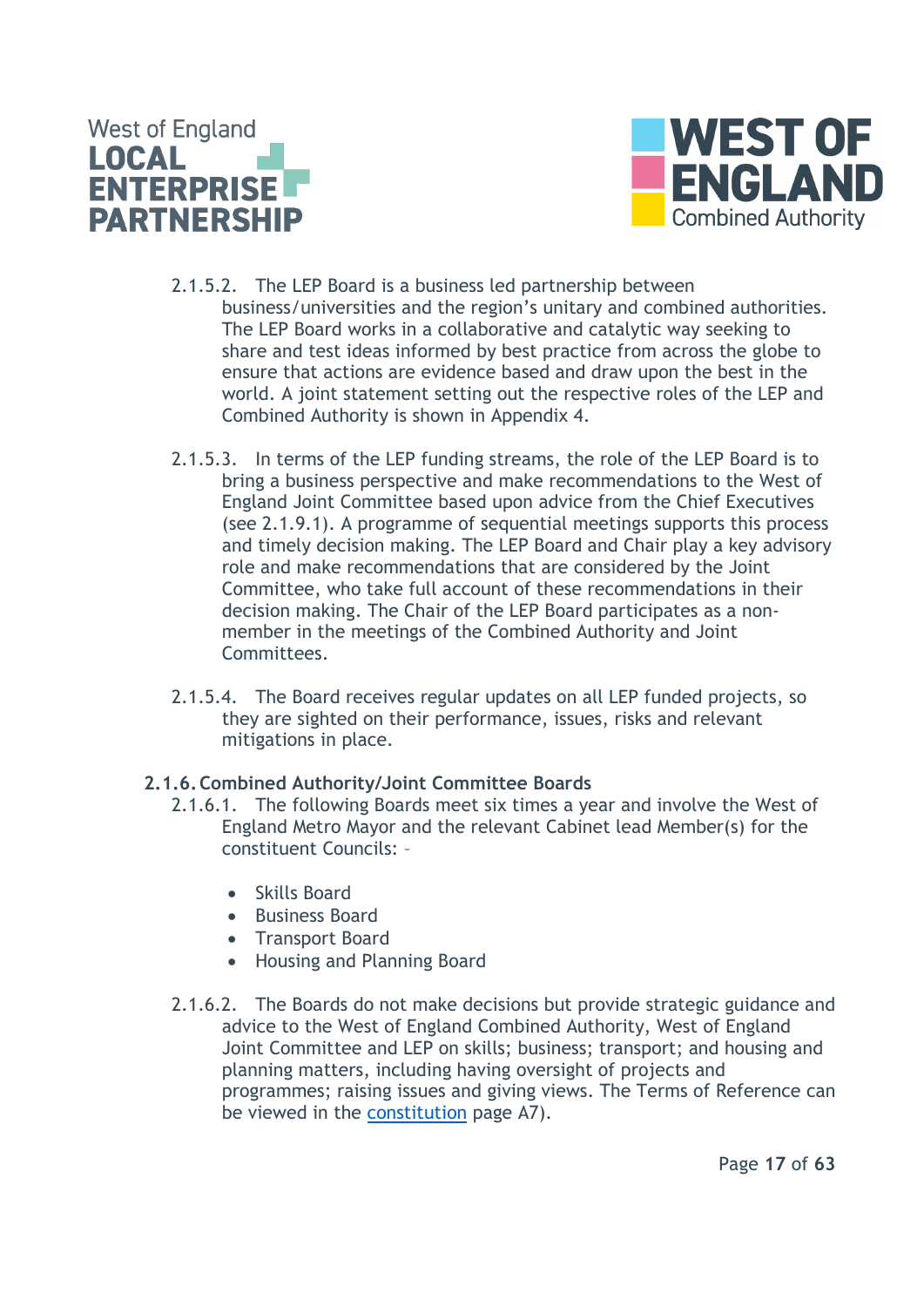2.1.5.2. The LEP Board is a business led partnership between business/universities and the region's unitary and combined authorities. The LEP Board works in a collaborative and catalytic way seeking to share and test ideas informed by best practice from across the globe to ensure that actions are evidence based and draw upon the best in the world. A joint statement setting out the respective roles of the LEP and Combined Authority is shown in Appendix 4.

2.1.5.3. In terms of the LEP funding streams, the role of the LEP Board is to bring a business perspective and make recommendations to the West of England Joint Committee based upon advice from the Chief Executives (see 2.1.9.1). A programme of sequential meetings supports this process and timely decision making. The LEP Board and Chair play a key advisory role and make recommendations that are considered by the Joint Committee, who take full account of these recommendations in their decision making. The Chair of the LEP Board participates as a non-member in the meetings of the Combined Authority and Joint Committees.

2.1.5.4. The Board receives regular updates on all LEP funded projects, so they are sighted on their performance, issues, risks and relevant mitigations in place.

### 2.1.6. Combined Authority/Joint Committee Boards

2.1.6.1. The following Boards meet six times a year and involve the West of England Metro Mayor and the relevant Cabinet lead Member(s) for the constituent Councils: -

- Skills Board
- Business Board
- Transport Board
- Housing and Planning Board

2.1.6.2. The Boards do not make decisions but provide strategic guidance and advice to the West of England Combined Authority, West of England Joint Committee and LEP on skills; business; transport; and housing and planning matters, including having oversight of projects and programmes; raising issues and giving views. The Terms of Reference can be viewed in the constitution page A7).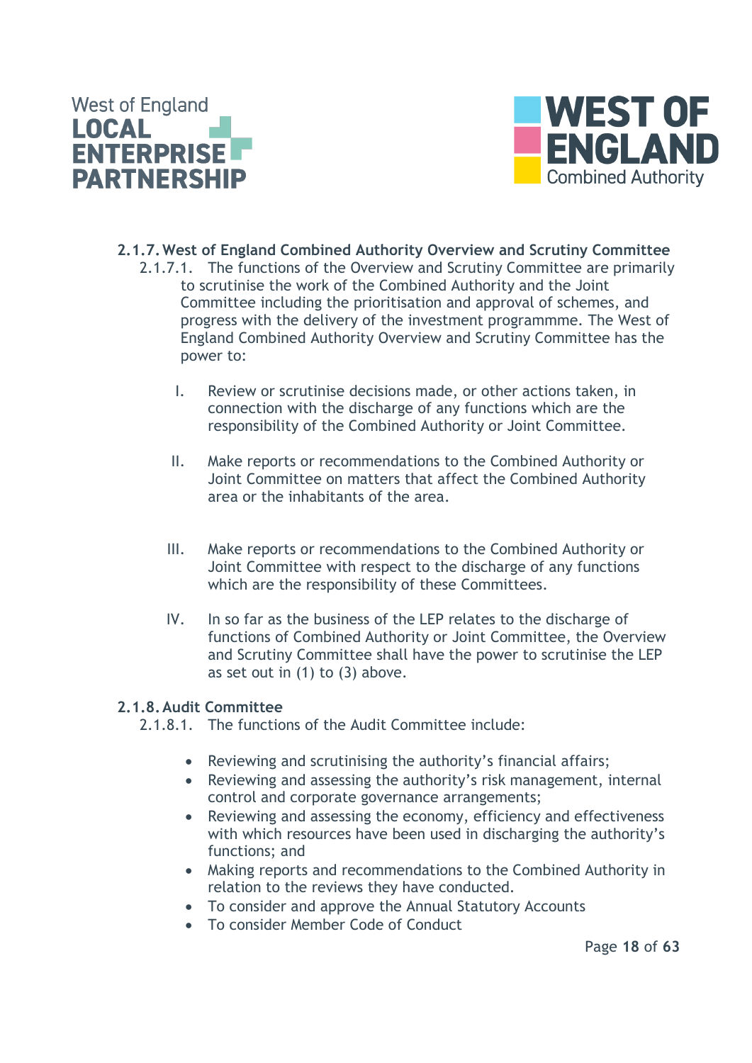### 2.1.7. West of England Combined Authority Overview and Scrutiny Committee

2.1.7.1. The functions of the Overview and Scrutiny Committee are primarily to scrutinise the work of the Combined Authority and the Joint Committee including the prioritisation and approval of schemes, and progress with the delivery of the investment programmme. The West of England Combined Authority Overview and Scrutiny Committee has the power to:

I. Review or scrutinise decisions made, or other actions taken, in connection with the discharge of any functions which are the responsibility of the Combined Authority or Joint Committee.

II. Make reports or recommendations to the Combined Authority or Joint Committee on matters that affect the Combined Authority area or the inhabitants of the area.

III. Make reports or recommendations to the Combined Authority or Joint Committee with respect to the discharge of any functions which are the responsibility of these Committees.

IV. In so far as the business of the LEP relates to the discharge of functions of Combined Authority or Joint Committee, the Overview and Scrutiny Committee shall have the power to scrutinise the LEP as set out in (1) to (3) above.

### 2.1.8. Audit Committee

2.1.8.1. The functions of the Audit Committee include:

- Reviewing and scrutinising the authority's financial affairs;
- Reviewing and assessing the authority's risk management, internal control and corporate governance arrangements;
- Reviewing and assessing the economy, efficiency and effectiveness with which resources have been used in discharging the authority's functions; and
- Making reports and recommendations to the Combined Authority in relation to the reviews they have conducted.
- To consider and approve the Annual Statutory Accounts
- To consider Member Code of Conduct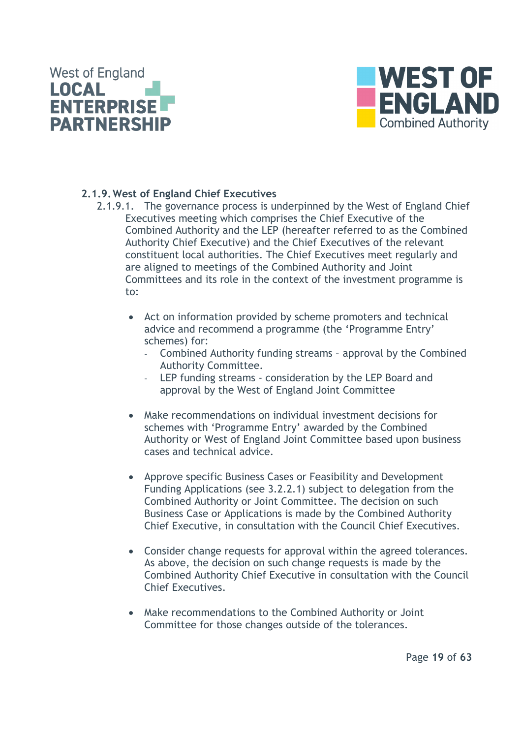### 2.1.9. West of England Chief Executives

2.1.9.1. The governance process is underpinned by the West of England Chief Executives meeting which comprises the Chief Executive of the Combined Authority and the LEP (hereafter referred to as the Combined Authority Chief Executive) and the Chief Executives of the relevant constituent local authorities. The Chief Executives meet regularly and are aligned to meetings of the Combined Authority and Joint Committees and its role in the context of the investment programme is to:

- Act on information provided by scheme promoters and technical advice and recommend a programme (the 'Programme Entry' schemes) for:
  - Combined Authority funding streams – approval by the Combined Authority Committee.
  - LEP funding streams - consideration by the LEP Board and approval by the West of England Joint Committee

- Make recommendations on individual investment decisions for schemes with 'Programme Entry' awarded by the Combined Authority or West of England Joint Committee based upon business cases and technical advice.

- Approve specific Business Cases or Feasibility and Development Funding Applications (see 3.2.2.1) subject to delegation from the Combined Authority or Joint Committee. The decision on such Business Case or Applications is made by the Combined Authority Chief Executive, in consultation with the Council Chief Executives.

- Consider change requests for approval within the agreed tolerances. As above, the decision on such change requests is made by the Combined Authority Chief Executive in consultation with the Council Chief Executives.

- Make recommendations to the Combined Authority or Joint Committee for those changes outside of the tolerances.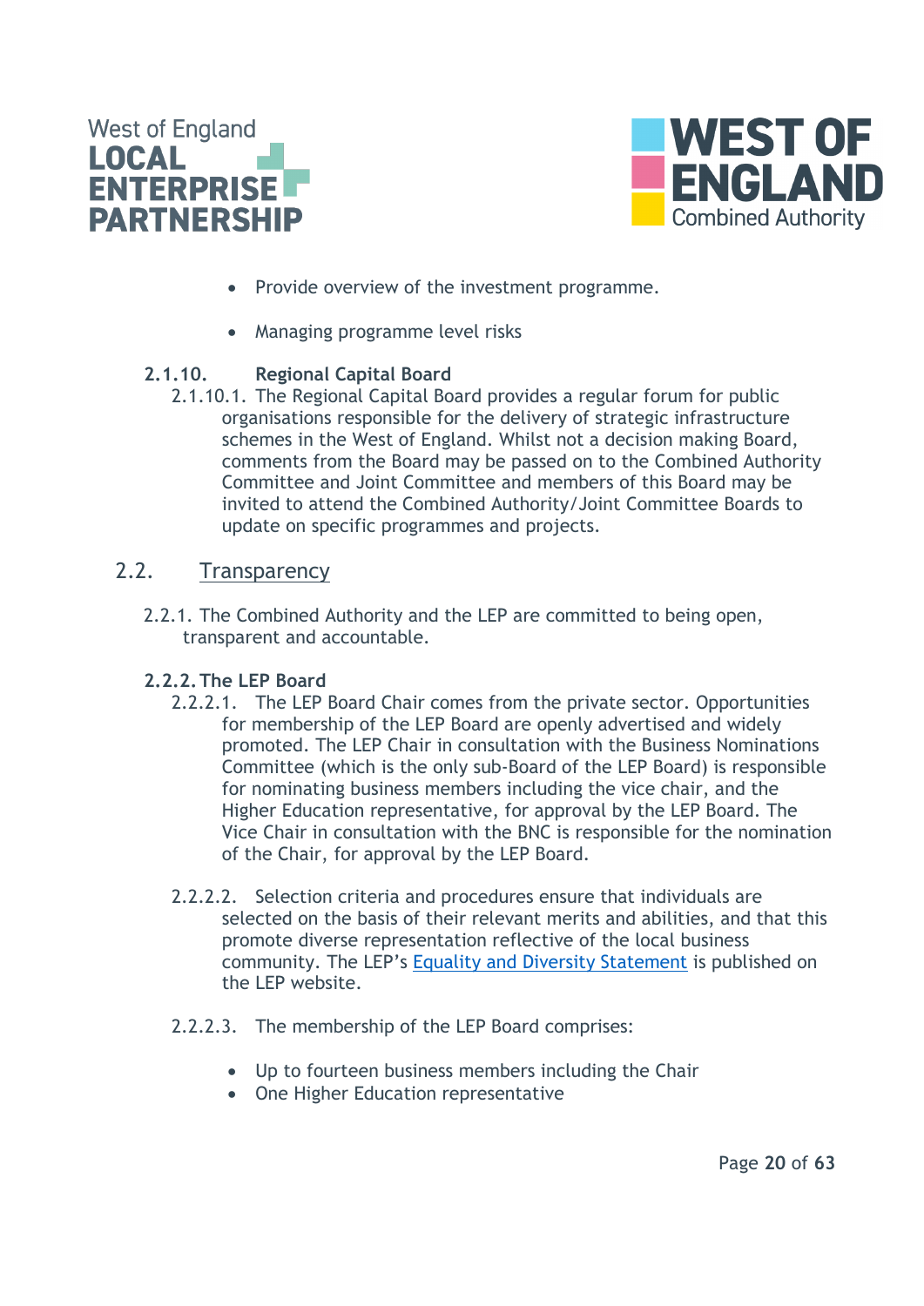- Provide overview of the investment programme.
- Managing programme level risks

#### 2.1.10. Regional Capital Board

2.1.10.1. The Regional Capital Board provides a regular forum for public organisations responsible for the delivery of strategic infrastructure schemes in the West of England. Whilst not a decision making Board, comments from the Board may be passed on to the Combined Authority Committee and Joint Committee and members of this Board may be invited to attend the Combined Authority/Joint Committee Boards to update on specific programmes and projects.

## 2.2. Transparency

2.2.1. The Combined Authority and the LEP are committed to being open, transparent and accountable.

### 2.2.2. The LEP Board

2.2.2.1. The LEP Board Chair comes from the private sector. Opportunities for membership of the LEP Board are openly advertised and widely promoted. The LEP Chair in consultation with the Business Nominations Committee (which is the only sub-Board of the LEP Board) is responsible for nominating business members including the vice chair, and the Higher Education representative, for approval by the LEP Board. The Vice Chair in consultation with the BNC is responsible for the nomination of the Chair, for approval by the LEP Board.

2.2.2.2. Selection criteria and procedures ensure that individuals are selected on the basis of their relevant merits and abilities, and that this promote diverse representation reflective of the local business community. The LEP's Equality and Diversity Statement is published on the LEP website.

2.2.2.3. The membership of the LEP Board comprises:

- Up to fourteen business members including the Chair
- One Higher Education representative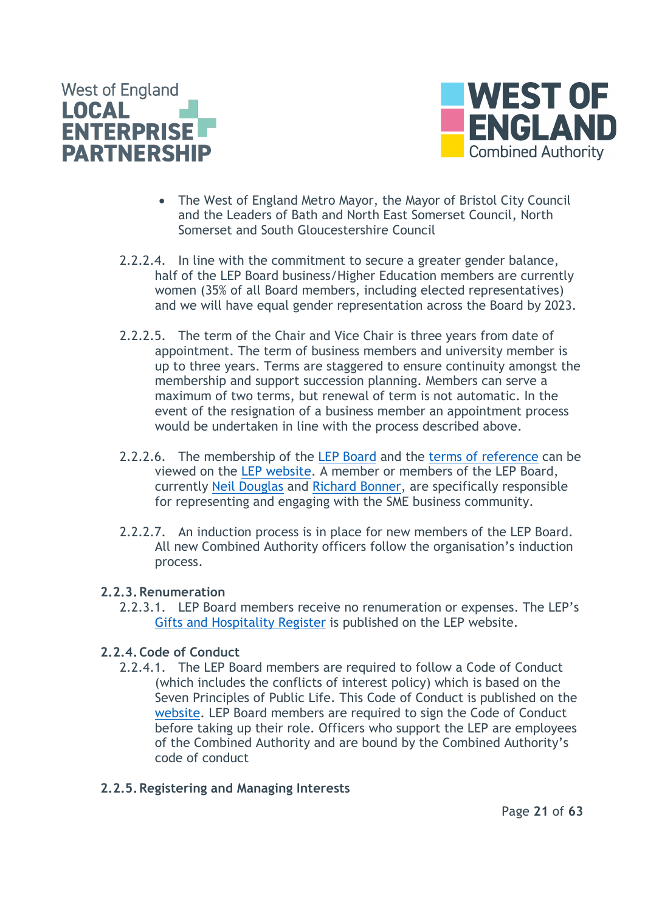- The West of England Metro Mayor, the Mayor of Bristol City Council and the Leaders of Bath and North East Somerset Council, North Somerset and South Gloucestershire Council

2.2.2.4. In line with the commitment to secure a greater gender balance, half of the LEP Board business/Higher Education members are currently women (35% of all Board members, including elected representatives) and we will have equal gender representation across the Board by 2023.

2.2.2.5. The term of the Chair and Vice Chair is three years from date of appointment. The term of business members and university member is up to three years. Terms are staggered to ensure continuity amongst the membership and support succession planning. Members can serve a maximum of two terms, but renewal of term is not automatic. In the event of the resignation of a business member an appointment process would be undertaken in line with the process described above.

2.2.2.6. The membership of the LEP Board and the terms of reference can be viewed on the LEP website. A member or members of the LEP Board, currently Neil Douglas and Richard Bonner, are specifically responsible for representing and engaging with the SME business community.

2.2.2.7. An induction process is in place for new members of the LEP Board. All new Combined Authority officers follow the organisation's induction process.

### 2.2.3. Renumeration

2.2.3.1. LEP Board members receive no renumeration or expenses. The LEP's Gifts and Hospitality Register is published on the LEP website.

### 2.2.4. Code of Conduct

2.2.4.1. The LEP Board members are required to follow a Code of Conduct (which includes the conflicts of interest policy) which is based on the Seven Principles of Public Life. This Code of Conduct is published on the website. LEP Board members are required to sign the Code of Conduct before taking up their role. Officers who support the LEP are employees of the Combined Authority and are bound by the Combined Authority's code of conduct

### 2.2.5. Registering and Managing Interests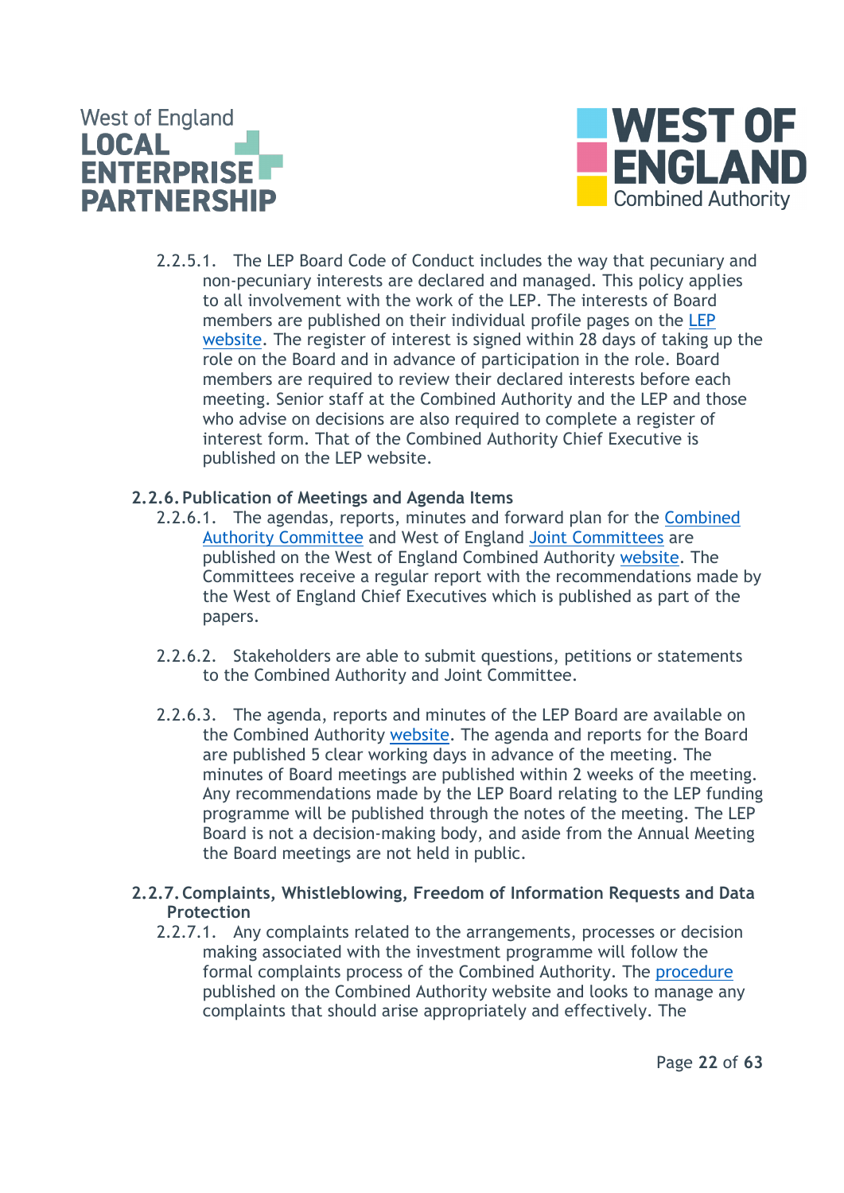2.2.5.1. The LEP Board Code of Conduct includes the way that pecuniary and non-pecuniary interests are declared and managed. This policy applies to all involvement with the work of the LEP. The interests of Board members are published on their individual profile pages on the LEP website. The register of interest is signed within 28 days of taking up the role on the Board and in advance of participation in the role. Board members are required to review their declared interests before each meeting. Senior staff at the Combined Authority and the LEP and those who advise on decisions are also required to complete a register of interest form. That of the Combined Authority Chief Executive is published on the LEP website.

#### 2.2.6. Publication of Meetings and Agenda Items

2.2.6.1. The agendas, reports, minutes and forward plan for the Combined Authority Committee and West of England Joint Committees are published on the West of England Combined Authority website. The Committees receive a regular report with the recommendations made by the West of England Chief Executives which is published as part of the papers.

2.2.6.2. Stakeholders are able to submit questions, petitions or statements to the Combined Authority and Joint Committee.

2.2.6.3. The agenda, reports and minutes of the LEP Board are available on the Combined Authority website. The agenda and reports for the Board are published 5 clear working days in advance of the meeting. The minutes of Board meetings are published within 2 weeks of the meeting. Any recommendations made by the LEP Board relating to the LEP funding programme will be published through the notes of the meeting. The LEP Board is not a decision-making body, and aside from the Annual Meeting the Board meetings are not held in public.

#### 2.2.7. Complaints, Whistleblowing, Freedom of Information Requests and Data Protection

2.2.7.1. Any complaints related to the arrangements, processes or decision making associated with the investment programme will follow the formal complaints process of the Combined Authority. The procedure published on the Combined Authority website and looks to manage any complaints that should arise appropriately and effectively. The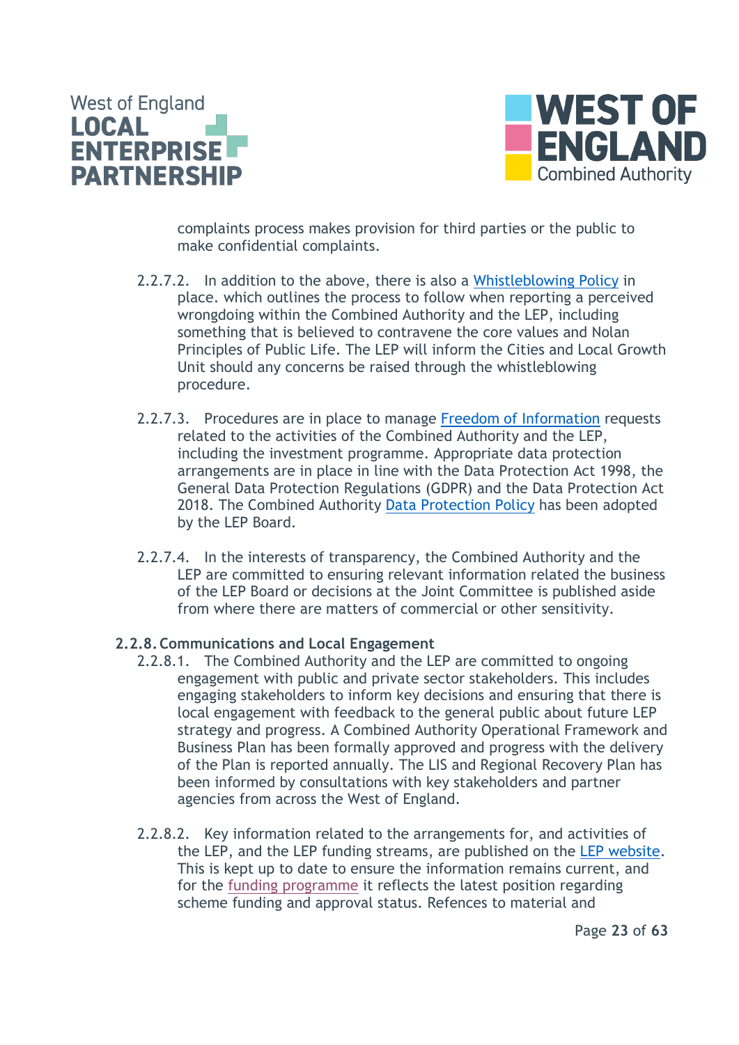complaints process makes provision for third parties or the public to make confidential complaints.

2.2.7.2. In addition to the above, there is also a Whistleblowing Policy in place. which outlines the process to follow when reporting a perceived wrongdoing within the Combined Authority and the LEP, including something that is believed to contravene the core values and Nolan Principles of Public Life. The LEP will inform the Cities and Local Growth Unit should any concerns be raised through the whistleblowing procedure.

2.2.7.3. Procedures are in place to manage Freedom of Information requests related to the activities of the Combined Authority and the LEP, including the investment programme. Appropriate data protection arrangements are in place in line with the Data Protection Act 1998, the General Data Protection Regulations (GDPR) and the Data Protection Act 2018. The Combined Authority Data Protection Policy has been adopted by the LEP Board.

2.2.7.4. In the interests of transparency, the Combined Authority and the LEP are committed to ensuring relevant information related the business of the LEP Board or decisions at the Joint Committee is published aside from where there are matters of commercial or other sensitivity.

### 2.2.8. Communications and Local Engagement

2.2.8.1. The Combined Authority and the LEP are committed to ongoing engagement with public and private sector stakeholders. This includes engaging stakeholders to inform key decisions and ensuring that there is local engagement with feedback to the general public about future LEP strategy and progress. A Combined Authority Operational Framework and Business Plan has been formally approved and progress with the delivery of the Plan is reported annually. The LIS and Regional Recovery Plan has been informed by consultations with key stakeholders and partner agencies from across the West of England.

2.2.8.2. Key information related to the arrangements for, and activities of the LEP, and the LEP funding streams, are published on the LEP website. This is kept up to date to ensure the information remains current, and for the funding programme it reflects the latest position regarding scheme funding and approval status. Refences to material and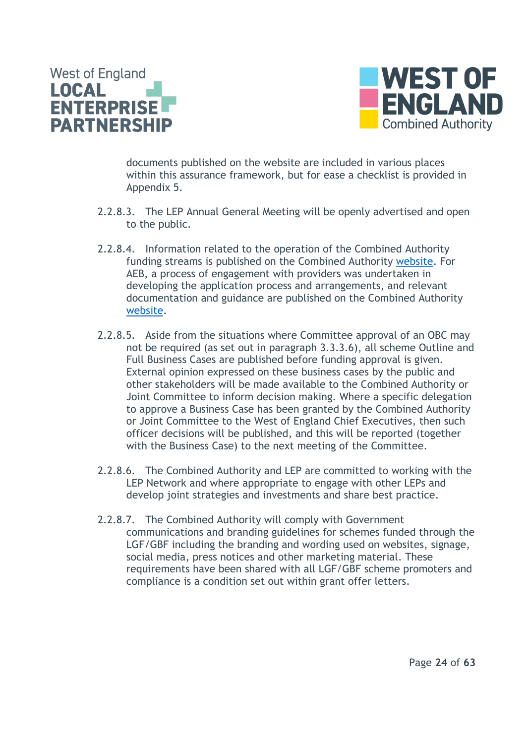documents published on the website are included in various places within this assurance framework, but for ease a checklist is provided in Appendix 5.

2.2.8.3. The LEP Annual General Meeting will be openly advertised and open to the public.

2.2.8.4. Information related to the operation of the Combined Authority funding streams is published on the Combined Authority website. For AEB, a process of engagement with providers was undertaken in developing the application process and arrangements, and relevant documentation and guidance are published on the Combined Authority website.

2.2.8.5. Aside from the situations where Committee approval of an OBC may not be required (as set out in paragraph 3.3.3.6), all scheme Outline and Full Business Cases are published before funding approval is given. External opinion expressed on these business cases by the public and other stakeholders will be made available to the Combined Authority or Joint Committee to inform decision making. Where a specific delegation to approve a Business Case has been granted by the Combined Authority or Joint Committee to the West of England Chief Executives, then such officer decisions will be published, and this will be reported (together with the Business Case) to the next meeting of the Committee.

2.2.8.6. The Combined Authority and LEP are committed to working with the LEP Network and where appropriate to engage with other LEPs and develop joint strategies and investments and share best practice.

2.2.8.7. The Combined Authority will comply with Government communications and branding guidelines for schemes funded through the LGF/GBF including the branding and wording used on websites, signage, social media, press notices and other marketing material. These requirements have been shared with all LGF/GBF scheme promoters and compliance is a condition set out within grant offer letters.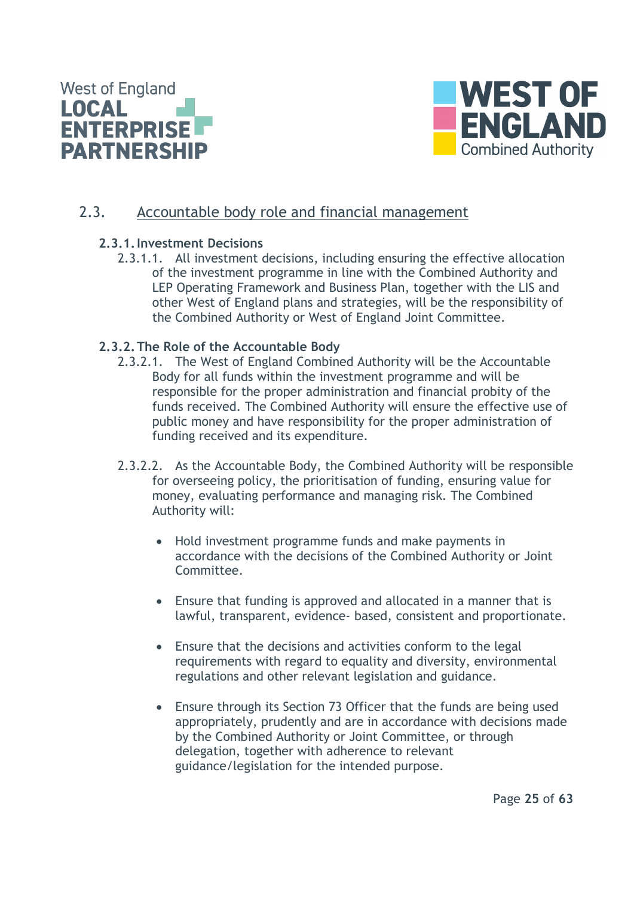## 2.3. Accountable body role and financial management

### 2.3.1. Investment Decisions

2.3.1.1. All investment decisions, including ensuring the effective allocation of the investment programme in line with the Combined Authority and LEP Operating Framework and Business Plan, together with the LIS and other West of England plans and strategies, will be the responsibility of the Combined Authority or West of England Joint Committee.

### 2.3.2. The Role of the Accountable Body

2.3.2.1. The West of England Combined Authority will be the Accountable Body for all funds within the investment programme and will be responsible for the proper administration and financial probity of the funds received. The Combined Authority will ensure the effective use of public money and have responsibility for the proper administration of funding received and its expenditure.

2.3.2.2. As the Accountable Body, the Combined Authority will be responsible for overseeing policy, the prioritisation of funding, ensuring value for money, evaluating performance and managing risk. The Combined Authority will:

- Hold investment programme funds and make payments in accordance with the decisions of the Combined Authority or Joint Committee.
- Ensure that funding is approved and allocated in a manner that is lawful, transparent, evidence- based, consistent and proportionate.
- Ensure that the decisions and activities conform to the legal requirements with regard to equality and diversity, environmental regulations and other relevant legislation and guidance.
- Ensure through its Section 73 Officer that the funds are being used appropriately, prudently and are in accordance with decisions made by the Combined Authority or Joint Committee, or through delegation, together with adherence to relevant guidance/legislation for the intended purpose.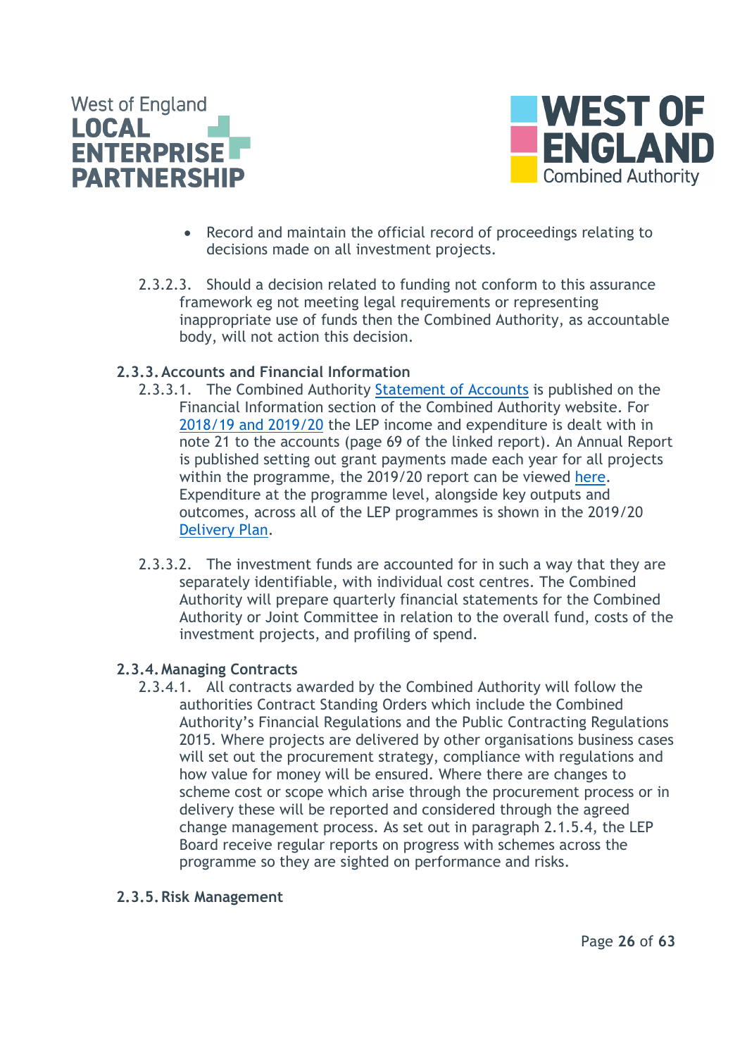- Record and maintain the official record of proceedings relating to decisions made on all investment projects.

2.3.2.3. Should a decision related to funding not conform to this assurance framework eg not meeting legal requirements or representing inappropriate use of funds then the Combined Authority, as accountable body, will not action this decision.

### 2.3.3. Accounts and Financial Information

2.3.3.1. The Combined Authority Statement of Accounts is published on the Financial Information section of the Combined Authority website. For 2018/19 and 2019/20 the LEP income and expenditure is dealt with in note 21 to the accounts (page 69 of the linked report). An Annual Report is published setting out grant payments made each year for all projects within the programme, the 2019/20 report can be viewed here. Expenditure at the programme level, alongside key outputs and outcomes, across all of the LEP programmes is shown in the 2019/20 Delivery Plan.

2.3.3.2. The investment funds are accounted for in such a way that they are separately identifiable, with individual cost centres. The Combined Authority will prepare quarterly financial statements for the Combined Authority or Joint Committee in relation to the overall fund, costs of the investment projects, and profiling of spend.

### 2.3.4. Managing Contracts

2.3.4.1. All contracts awarded by the Combined Authority will follow the authorities Contract Standing Orders which include the Combined Authority's Financial Regulations and the Public Contracting Regulations 2015. Where projects are delivered by other organisations business cases will set out the procurement strategy, compliance with regulations and how value for money will be ensured. Where there are changes to scheme cost or scope which arise through the procurement process or in delivery these will be reported and considered through the agreed change management process. As set out in paragraph 2.1.5.4, the LEP Board receive regular reports on progress with schemes across the programme so they are sighted on performance and risks.

### 2.3.5. Risk Management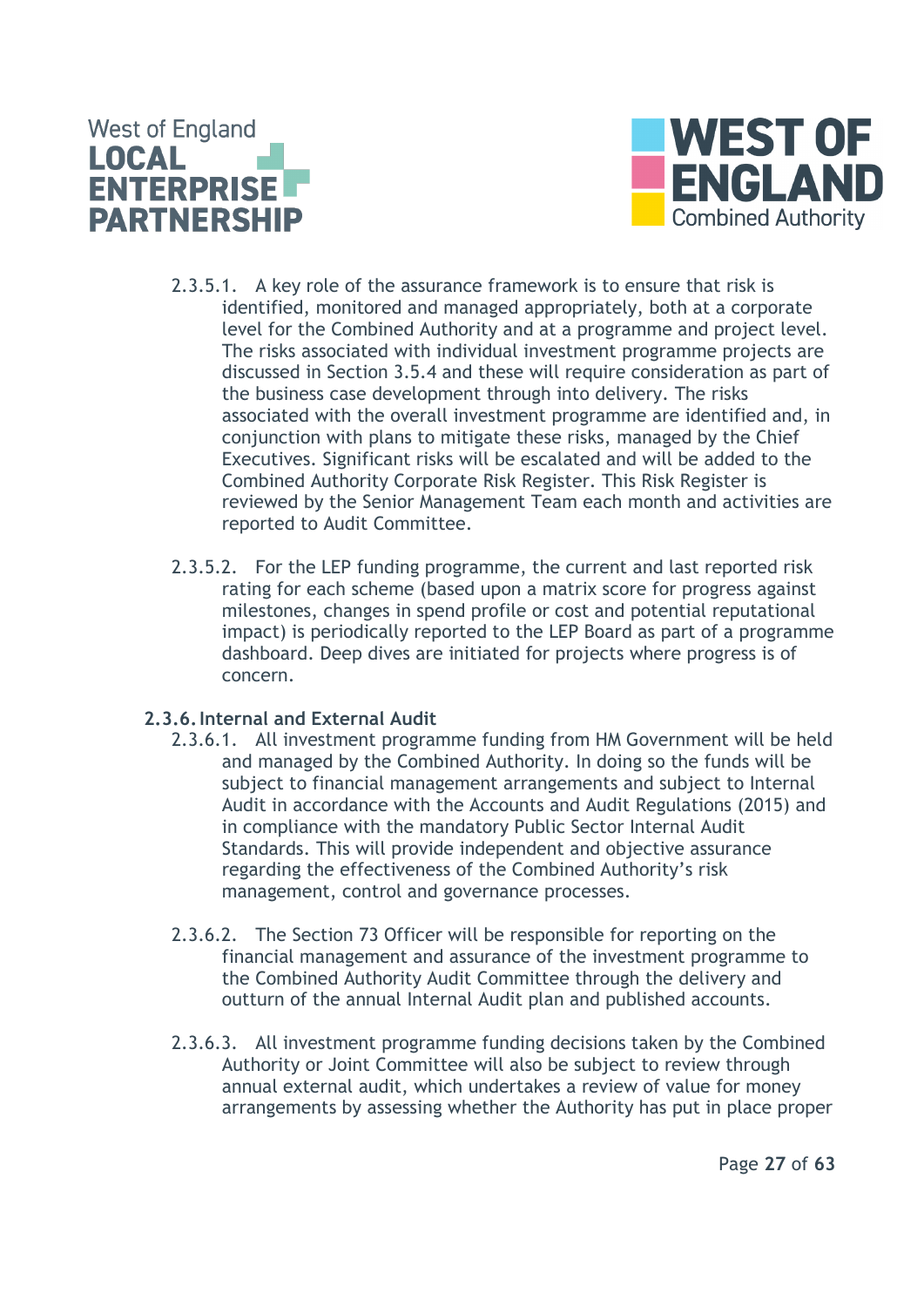2.3.5.1. A key role of the assurance framework is to ensure that risk is identified, monitored and managed appropriately, both at a corporate level for the Combined Authority and at a programme and project level. The risks associated with individual investment programme projects are discussed in Section 3.5.4 and these will require consideration as part of the business case development through into delivery. The risks associated with the overall investment programme are identified and, in conjunction with plans to mitigate these risks, managed by the Chief Executives. Significant risks will be escalated and will be added to the Combined Authority Corporate Risk Register. This Risk Register is reviewed by the Senior Management Team each month and activities are reported to Audit Committee.

2.3.5.2. For the LEP funding programme, the current and last reported risk rating for each scheme (based upon a matrix score for progress against milestones, changes in spend profile or cost and potential reputational impact) is periodically reported to the LEP Board as part of a programme dashboard. Deep dives are initiated for projects where progress is of concern.

### 2.3.6. Internal and External Audit

2.3.6.1. All investment programme funding from HM Government will be held and managed by the Combined Authority. In doing so the funds will be subject to financial management arrangements and subject to Internal Audit in accordance with the Accounts and Audit Regulations (2015) and in compliance with the mandatory Public Sector Internal Audit Standards. This will provide independent and objective assurance regarding the effectiveness of the Combined Authority's risk management, control and governance processes.

2.3.6.2. The Section 73 Officer will be responsible for reporting on the financial management and assurance of the investment programme to the Combined Authority Audit Committee through the delivery and outturn of the annual Internal Audit plan and published accounts.

2.3.6.3. All investment programme funding decisions taken by the Combined Authority or Joint Committee will also be subject to review through annual external audit, which undertakes a review of value for money arrangements by assessing whether the Authority has put in place proper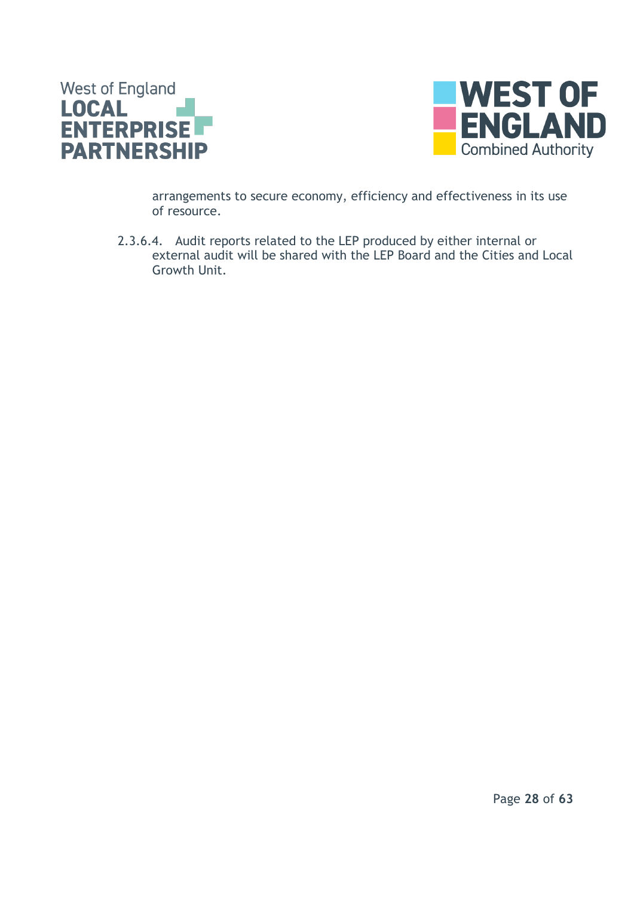arrangements to secure economy, efficiency and effectiveness in its use of resource.

2.3.6.4. Audit reports related to the LEP produced by either internal or external audit will be shared with the LEP Board and the Cities and Local Growth Unit.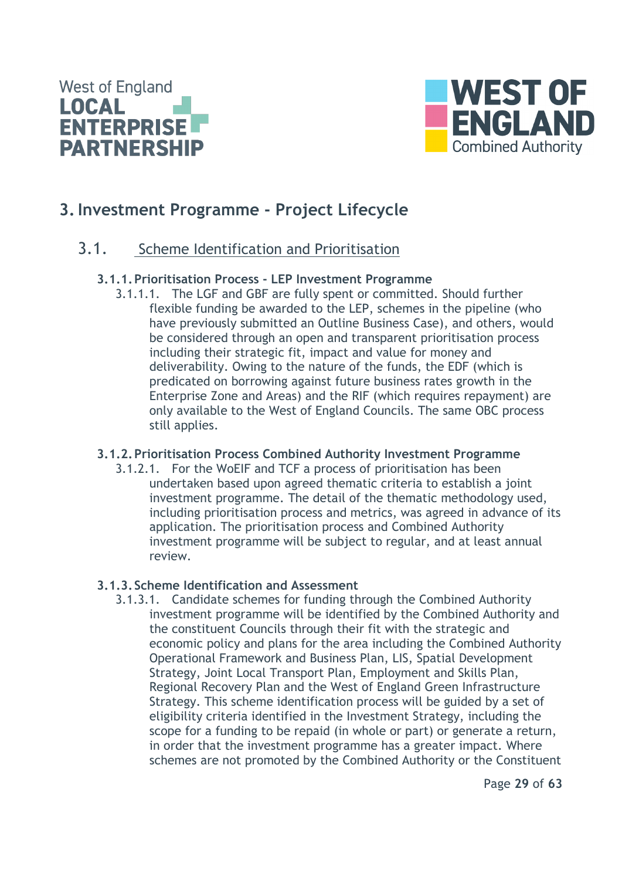# 3. Investment Programme - Project Lifecycle

## 3.1. Scheme Identification and Prioritisation

### 3.1.1. Prioritisation Process - LEP Investment Programme

3.1.1.1. The LGF and GBF are fully spent or committed. Should further flexible funding be awarded to the LEP, schemes in the pipeline (who have previously submitted an Outline Business Case), and others, would be considered through an open and transparent prioritisation process including their strategic fit, impact and value for money and deliverability. Owing to the nature of the funds, the EDF (which is predicated on borrowing against future business rates growth in the Enterprise Zone and Areas) and the RIF (which requires repayment) are only available to the West of England Councils. The same OBC process still applies.

### 3.1.2. Prioritisation Process Combined Authority Investment Programme

3.1.2.1. For the WoEIF and TCF a process of prioritisation has been undertaken based upon agreed thematic criteria to establish a joint investment programme. The detail of the thematic methodology used, including prioritisation process and metrics, was agreed in advance of its application. The prioritisation process and Combined Authority investment programme will be subject to regular, and at least annual review.

### 3.1.3. Scheme Identification and Assessment

3.1.3.1. Candidate schemes for funding through the Combined Authority investment programme will be identified by the Combined Authority and the constituent Councils through their fit with the strategic and economic policy and plans for the area including the Combined Authority Operational Framework and Business Plan, LIS, Spatial Development Strategy, Joint Local Transport Plan, Employment and Skills Plan, Regional Recovery Plan and the West of England Green Infrastructure Strategy. This scheme identification process will be guided by a set of eligibility criteria identified in the Investment Strategy, including the scope for a funding to be repaid (in whole or part) or generate a return, in order that the investment programme has a greater impact. Where schemes are not promoted by the Combined Authority or the Constituent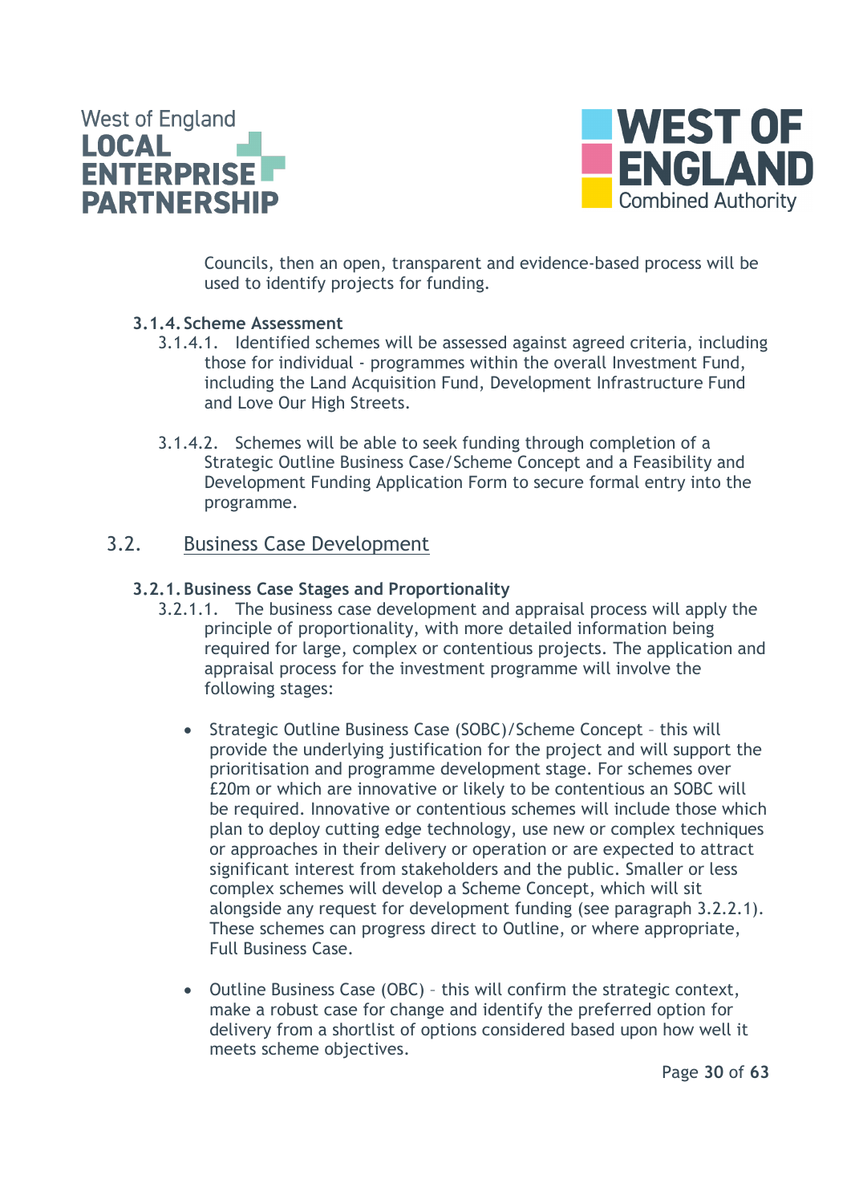Councils, then an open, transparent and evidence-based process will be used to identify projects for funding.

#### 3.1.4. Scheme Assessment

3.1.4.1. Identified schemes will be assessed against agreed criteria, including those for individual - programmes within the overall Investment Fund, including the Land Acquisition Fund, Development Infrastructure Fund and Love Our High Streets.

3.1.4.2. Schemes will be able to seek funding through completion of a Strategic Outline Business Case/Scheme Concept and a Feasibility and Development Funding Application Form to secure formal entry into the programme.

### 3.2. Business Case Development

#### 3.2.1. Business Case Stages and Proportionality

3.2.1.1. The business case development and appraisal process will apply the principle of proportionality, with more detailed information being required for large, complex or contentious projects. The application and appraisal process for the investment programme will involve the following stages:

- Strategic Outline Business Case (SOBC)/Scheme Concept – this will provide the underlying justification for the project and will support the prioritisation and programme development stage. For schemes over £20m or which are innovative or likely to be contentious an SOBC will be required. Innovative or contentious schemes will include those which plan to deploy cutting edge technology, use new or complex techniques or approaches in their delivery or operation or are expected to attract significant interest from stakeholders and the public. Smaller or less complex schemes will develop a Scheme Concept, which will sit alongside any request for development funding (see paragraph 3.2.2.1). These schemes can progress direct to Outline, or where appropriate, Full Business Case.

- Outline Business Case (OBC) – this will confirm the strategic context, make a robust case for change and identify the preferred option for delivery from a shortlist of options considered based upon how well it meets scheme objectives.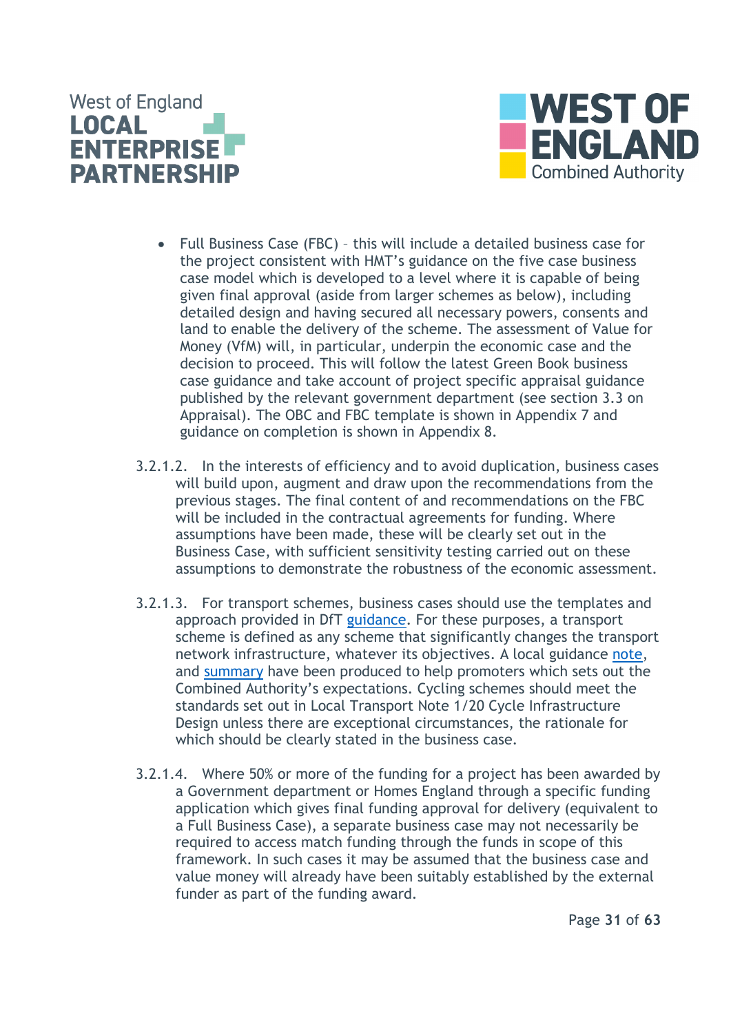- Full Business Case (FBC) – this will include a detailed business case for the project consistent with HMT's guidance on the five case business case model which is developed to a level where it is capable of being given final approval (aside from larger schemes as below), including detailed design and having secured all necessary powers, consents and land to enable the delivery of the scheme. The assessment of Value for Money (VfM) will, in particular, underpin the economic case and the decision to proceed. This will follow the latest Green Book business case guidance and take account of project specific appraisal guidance published by the relevant government department (see section 3.3 on Appraisal). The OBC and FBC template is shown in Appendix 7 and guidance on completion is shown in Appendix 8.

3.2.1.2. In the interests of efficiency and to avoid duplication, business cases will build upon, augment and draw upon the recommendations from the previous stages. The final content of and recommendations on the FBC will be included in the contractual agreements for funding. Where assumptions have been made, these will be clearly set out in the Business Case, with sufficient sensitivity testing carried out on these assumptions to demonstrate the robustness of the economic assessment.

3.2.1.3. For transport schemes, business cases should use the templates and approach provided in DfT guidance. For these purposes, a transport scheme is defined as any scheme that significantly changes the transport network infrastructure, whatever its objectives. A local guidance note, and summary have been produced to help promoters which sets out the Combined Authority's expectations. Cycling schemes should meet the standards set out in Local Transport Note 1/20 Cycle Infrastructure Design unless there are exceptional circumstances, the rationale for which should be clearly stated in the business case.

3.2.1.4. Where 50% or more of the funding for a project has been awarded by a Government department or Homes England through a specific funding application which gives final funding approval for delivery (equivalent to a Full Business Case), a separate business case may not necessarily be required to access match funding through the funds in scope of this framework. In such cases it may be assumed that the business case and value money will already have been suitably established by the external funder as part of the funding award.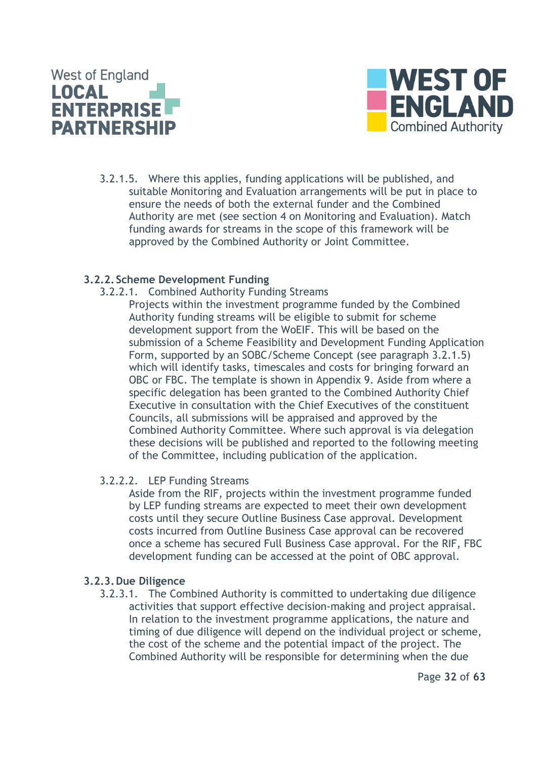3.2.1.5. Where this applies, funding applications will be published, and suitable Monitoring and Evaluation arrangements will be put in place to ensure the needs of both the external funder and the Combined Authority are met (see section 4 on Monitoring and Evaluation). Match funding awards for streams in the scope of this framework will be approved by the Combined Authority or Joint Committee.

### 3.2.2. Scheme Development Funding

3.2.2.1. Combined Authority Funding Streams

Projects within the investment programme funded by the Combined Authority funding streams will be eligible to submit for scheme development support from the WoEIF. This will be based on the submission of a Scheme Feasibility and Development Funding Application Form, supported by an SOBC/Scheme Concept (see paragraph 3.2.1.5) which will identify tasks, timescales and costs for bringing forward an OBC or FBC. The template is shown in Appendix 9. Aside from where a specific delegation has been granted to the Combined Authority Chief Executive in consultation with the Chief Executives of the constituent Councils, all submissions will be appraised and approved by the Combined Authority Committee. Where such approval is via delegation these decisions will be published and reported to the following meeting of the Committee, including publication of the application.

3.2.2.2. LEP Funding Streams

Aside from the RIF, projects within the investment programme funded by LEP funding streams are expected to meet their own development costs until they secure Outline Business Case approval. Development costs incurred from Outline Business Case approval can be recovered once a scheme has secured Full Business Case approval. For the RIF, FBC development funding can be accessed at the point of OBC approval.

### 3.2.3. Due Diligence

3.2.3.1. The Combined Authority is committed to undertaking due diligence activities that support effective decision-making and project appraisal. In relation to the investment programme applications, the nature and timing of due diligence will depend on the individual project or scheme, the cost of the scheme and the potential impact of the project. The Combined Authority will be responsible for determining when the due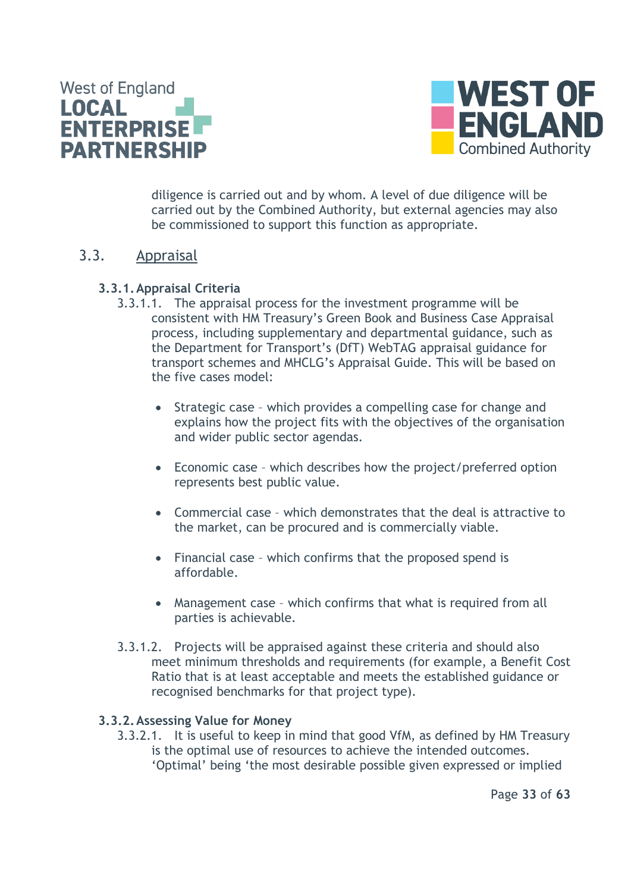diligence is carried out and by whom. A level of due diligence will be carried out by the Combined Authority, but external agencies may also be commissioned to support this function as appropriate.

## 3.3. Appraisal

### 3.3.1. Appraisal Criteria

3.3.1.1. The appraisal process for the investment programme will be consistent with HM Treasury's Green Book and Business Case Appraisal process, including supplementary and departmental guidance, such as the Department for Transport's (DfT) WebTAG appraisal guidance for transport schemes and MHCLG's Appraisal Guide. This will be based on the five cases model:

- Strategic case – which provides a compelling case for change and explains how the project fits with the objectives of the organisation and wider public sector agendas.
- Economic case – which describes how the project/preferred option represents best public value.
- Commercial case – which demonstrates that the deal is attractive to the market, can be procured and is commercially viable.
- Financial case – which confirms that the proposed spend is affordable.
- Management case – which confirms that what is required from all parties is achievable.

3.3.1.2. Projects will be appraised against these criteria and should also meet minimum thresholds and requirements (for example, a Benefit Cost Ratio that is at least acceptable and meets the established guidance or recognised benchmarks for that project type).

### 3.3.2. Assessing Value for Money

3.3.2.1. It is useful to keep in mind that good VfM, as defined by HM Treasury is the optimal use of resources to achieve the intended outcomes. 'Optimal' being 'the most desirable possible given expressed or implied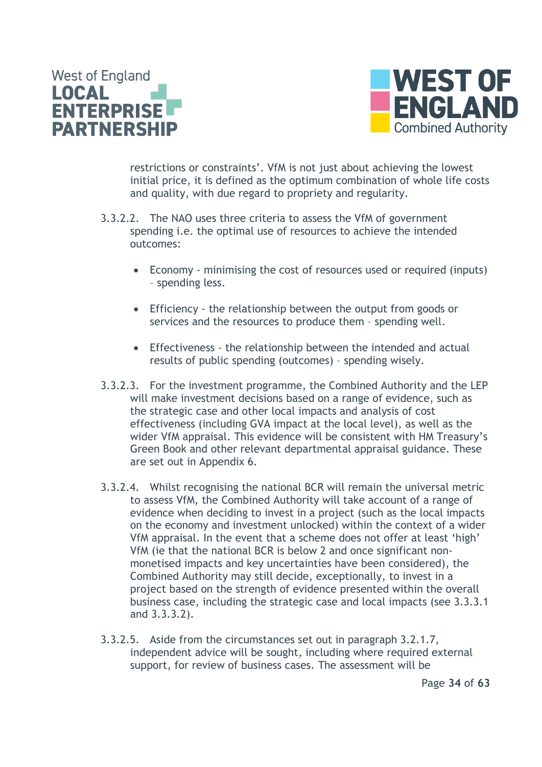restrictions or constraints'. VfM is not just about achieving the lowest initial price, it is defined as the optimum combination of whole life costs and quality, with due regard to propriety and regularity.

3.3.2.2. The NAO uses three criteria to assess the VfM of government spending i.e. the optimal use of resources to achieve the intended outcomes:

- Economy - minimising the cost of resources used or required (inputs) – spending less.
- Efficiency - the relationship between the output from goods or services and the resources to produce them – spending well.
- Effectiveness - the relationship between the intended and actual results of public spending (outcomes) – spending wisely.

3.3.2.3. For the investment programme, the Combined Authority and the LEP will make investment decisions based on a range of evidence, such as the strategic case and other local impacts and analysis of cost effectiveness (including GVA impact at the local level), as well as the wider VfM appraisal. This evidence will be consistent with HM Treasury's Green Book and other relevant departmental appraisal guidance. These are set out in Appendix 6.

3.3.2.4. Whilst recognising the national BCR will remain the universal metric to assess VfM, the Combined Authority will take account of a range of evidence when deciding to invest in a project (such as the local impacts on the economy and investment unlocked) within the context of a wider VfM appraisal. In the event that a scheme does not offer at least 'high' VfM (ie that the national BCR is below 2 and once significant non-monetised impacts and key uncertainties have been considered), the Combined Authority may still decide, exceptionally, to invest in a project based on the strength of evidence presented within the overall business case, including the strategic case and local impacts (see 3.3.3.1 and 3.3.3.2).

3.3.2.5. Aside from the circumstances set out in paragraph 3.2.1.7, independent advice will be sought, including where required external support, for review of business cases. The assessment will be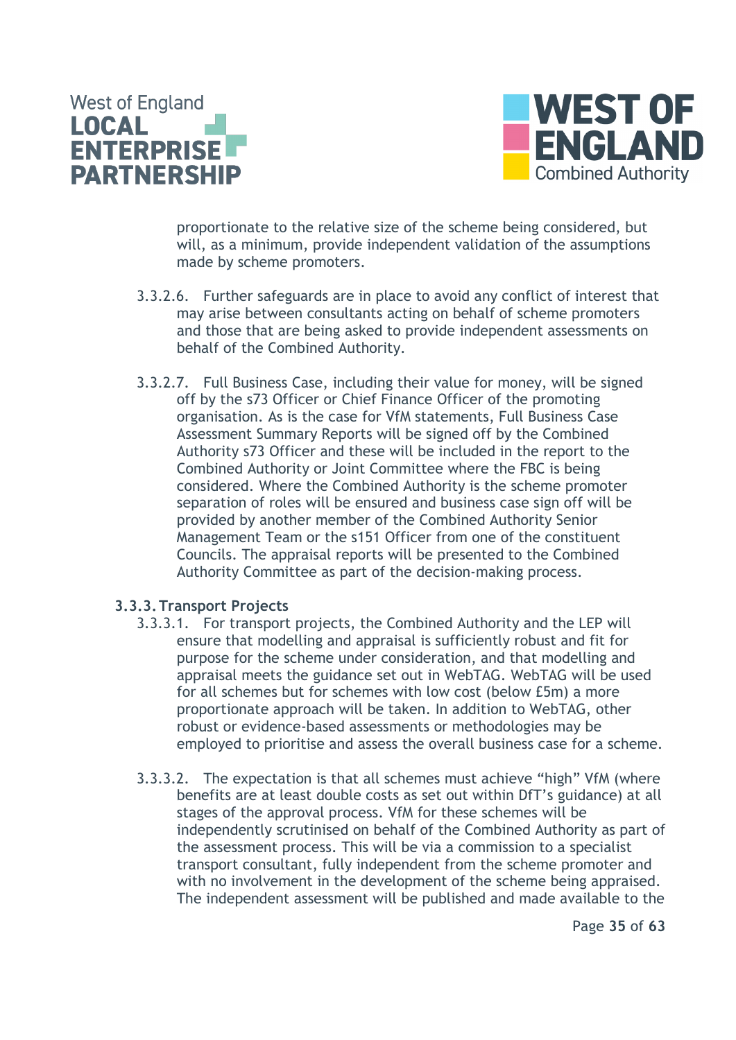proportionate to the relative size of the scheme being considered, but will, as a minimum, provide independent validation of the assumptions made by scheme promoters.

3.3.2.6. Further safeguards are in place to avoid any conflict of interest that may arise between consultants acting on behalf of scheme promoters and those that are being asked to provide independent assessments on behalf of the Combined Authority.

3.3.2.7. Full Business Case, including their value for money, will be signed off by the s73 Officer or Chief Finance Officer of the promoting organisation. As is the case for VfM statements, Full Business Case Assessment Summary Reports will be signed off by the Combined Authority s73 Officer and these will be included in the report to the Combined Authority or Joint Committee where the FBC is being considered. Where the Combined Authority is the scheme promoter separation of roles will be ensured and business case sign off will be provided by another member of the Combined Authority Senior Management Team or the s151 Officer from one of the constituent Councils. The appraisal reports will be presented to the Combined Authority Committee as part of the decision-making process.

### 3.3.3. Transport Projects

3.3.3.1. For transport projects, the Combined Authority and the LEP will ensure that modelling and appraisal is sufficiently robust and fit for purpose for the scheme under consideration, and that modelling and appraisal meets the guidance set out in WebTAG. WebTAG will be used for all schemes but for schemes with low cost (below £5m) a more proportionate approach will be taken. In addition to WebTAG, other robust or evidence-based assessments or methodologies may be employed to prioritise and assess the overall business case for a scheme.

3.3.3.2. The expectation is that all schemes must achieve "high" VfM (where benefits are at least double costs as set out within DfT's guidance) at all stages of the approval process. VfM for these schemes will be independently scrutinised on behalf of the Combined Authority as part of the assessment process. This will be via a commission to a specialist transport consultant, fully independent from the scheme promoter and with no involvement in the development of the scheme being appraised. The independent assessment will be published and made available to the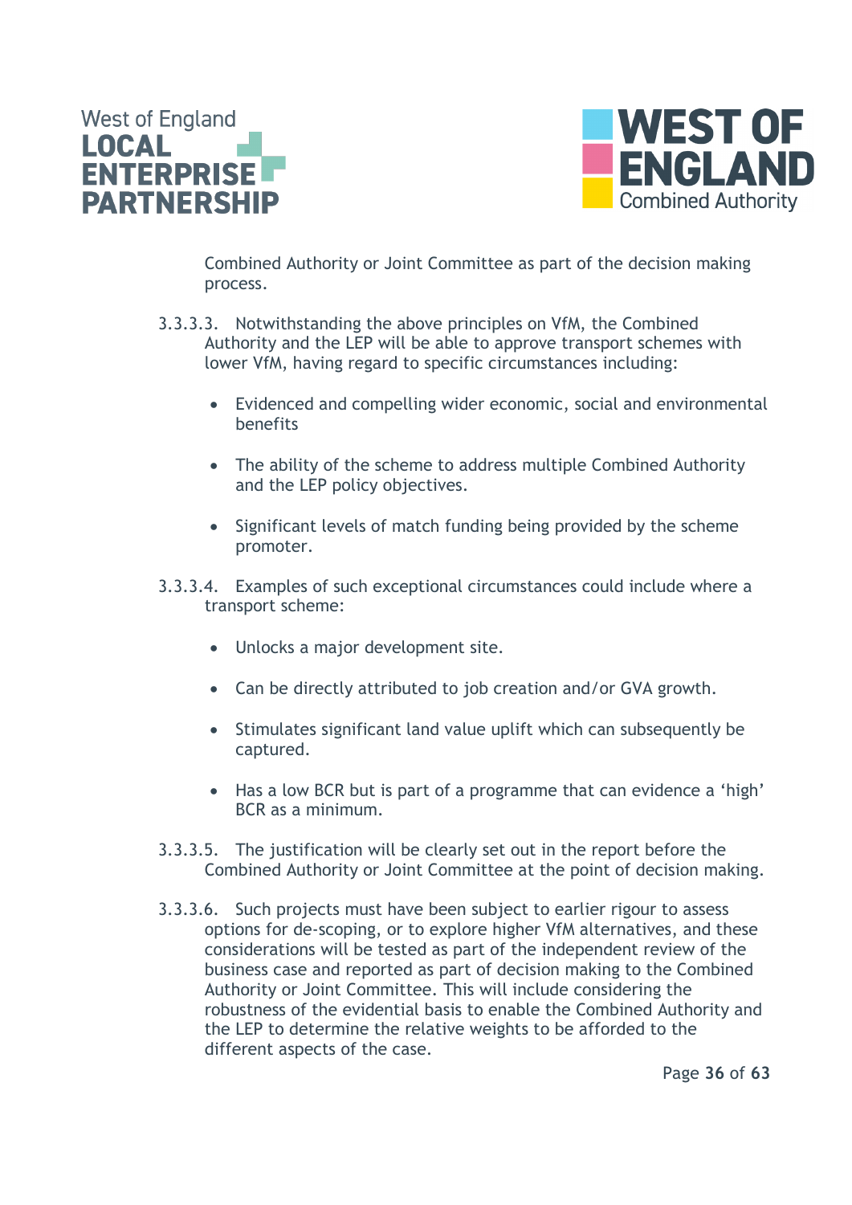Combined Authority or Joint Committee as part of the decision making process.

3.3.3.3. Notwithstanding the above principles on VfM, the Combined Authority and the LEP will be able to approve transport schemes with lower VfM, having regard to specific circumstances including:

- Evidenced and compelling wider economic, social and environmental benefits
- The ability of the scheme to address multiple Combined Authority and the LEP policy objectives.
- Significant levels of match funding being provided by the scheme promoter.

3.3.3.4. Examples of such exceptional circumstances could include where a transport scheme:

- Unlocks a major development site.
- Can be directly attributed to job creation and/or GVA growth.
- Stimulates significant land value uplift which can subsequently be captured.
- Has a low BCR but is part of a programme that can evidence a 'high' BCR as a minimum.

3.3.3.5. The justification will be clearly set out in the report before the Combined Authority or Joint Committee at the point of decision making.

3.3.3.6. Such projects must have been subject to earlier rigour to assess options for de-scoping, or to explore higher VfM alternatives, and these considerations will be tested as part of the independent review of the business case and reported as part of decision making to the Combined Authority or Joint Committee. This will include considering the robustness of the evidential basis to enable the Combined Authority and the LEP to determine the relative weights to be afforded to the different aspects of the case.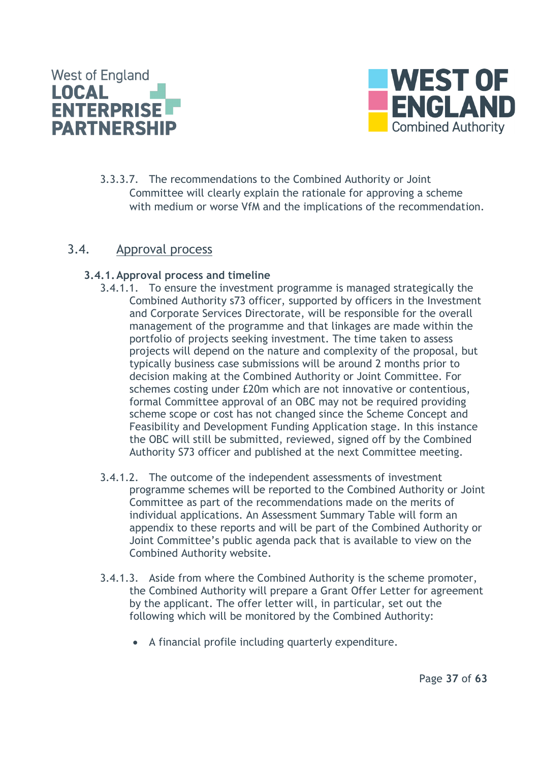3.3.3.7. The recommendations to the Combined Authority or Joint Committee will clearly explain the rationale for approving a scheme with medium or worse VfM and the implications of the recommendation.

## 3.4. Approval process

### 3.4.1. Approval process and timeline

3.4.1.1. To ensure the investment programme is managed strategically the Combined Authority s73 officer, supported by officers in the Investment and Corporate Services Directorate, will be responsible for the overall management of the programme and that linkages are made within the portfolio of projects seeking investment. The time taken to assess projects will depend on the nature and complexity of the proposal, but typically business case submissions will be around 2 months prior to decision making at the Combined Authority or Joint Committee. For schemes costing under £20m which are not innovative or contentious, formal Committee approval of an OBC may not be required providing scheme scope or cost has not changed since the Scheme Concept and Feasibility and Development Funding Application stage. In this instance the OBC will still be submitted, reviewed, signed off by the Combined Authority S73 officer and published at the next Committee meeting.

3.4.1.2. The outcome of the independent assessments of investment programme schemes will be reported to the Combined Authority or Joint Committee as part of the recommendations made on the merits of individual applications. An Assessment Summary Table will form an appendix to these reports and will be part of the Combined Authority or Joint Committee's public agenda pack that is available to view on the Combined Authority website.

3.4.1.3. Aside from where the Combined Authority is the scheme promoter, the Combined Authority will prepare a Grant Offer Letter for agreement by the applicant. The offer letter will, in particular, set out the following which will be monitored by the Combined Authority:

- A financial profile including quarterly expenditure.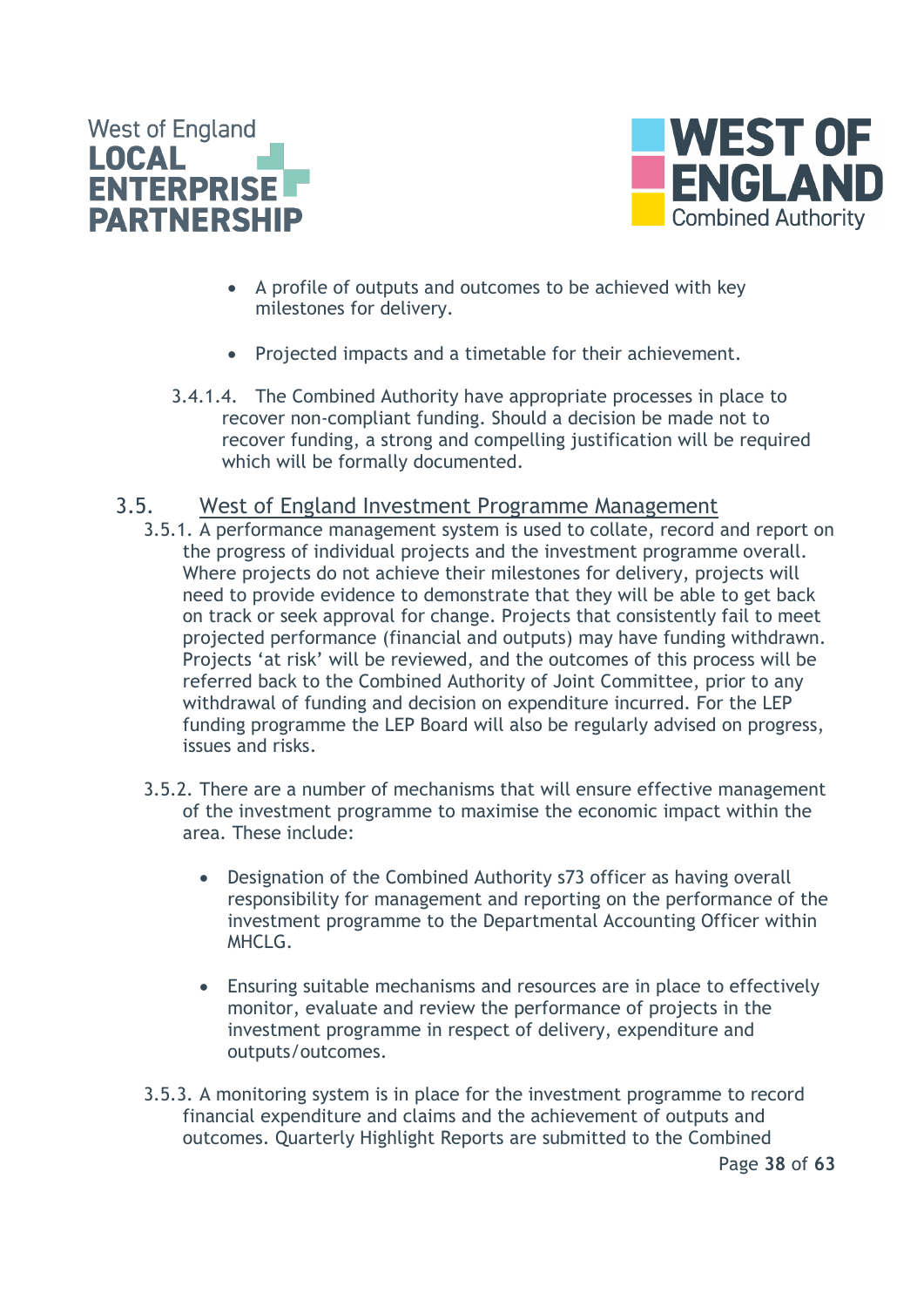- A profile of outputs and outcomes to be achieved with key milestones for delivery.

- Projected impacts and a timetable for their achievement.

3.4.1.4. The Combined Authority have appropriate processes in place to recover non-compliant funding. Should a decision be made not to recover funding, a strong and compelling justification will be required which will be formally documented.

## 3.5. West of England Investment Programme Management

3.5.1. A performance management system is used to collate, record and report on the progress of individual projects and the investment programme overall. Where projects do not achieve their milestones for delivery, projects will need to provide evidence to demonstrate that they will be able to get back on track or seek approval for change. Projects that consistently fail to meet projected performance (financial and outputs) may have funding withdrawn. Projects 'at risk' will be reviewed, and the outcomes of this process will be referred back to the Combined Authority of Joint Committee, prior to any withdrawal of funding and decision on expenditure incurred. For the LEP funding programme the LEP Board will also be regularly advised on progress, issues and risks.

3.5.2. There are a number of mechanisms that will ensure effective management of the investment programme to maximise the economic impact within the area. These include:

- Designation of the Combined Authority s73 officer as having overall responsibility for management and reporting on the performance of the investment programme to the Departmental Accounting Officer within MHCLG.

- Ensuring suitable mechanisms and resources are in place to effectively monitor, evaluate and review the performance of projects in the investment programme in respect of delivery, expenditure and outputs/outcomes.

3.5.3. A monitoring system is in place for the investment programme to record financial expenditure and claims and the achievement of outputs and outcomes. Quarterly Highlight Reports are submitted to the Combined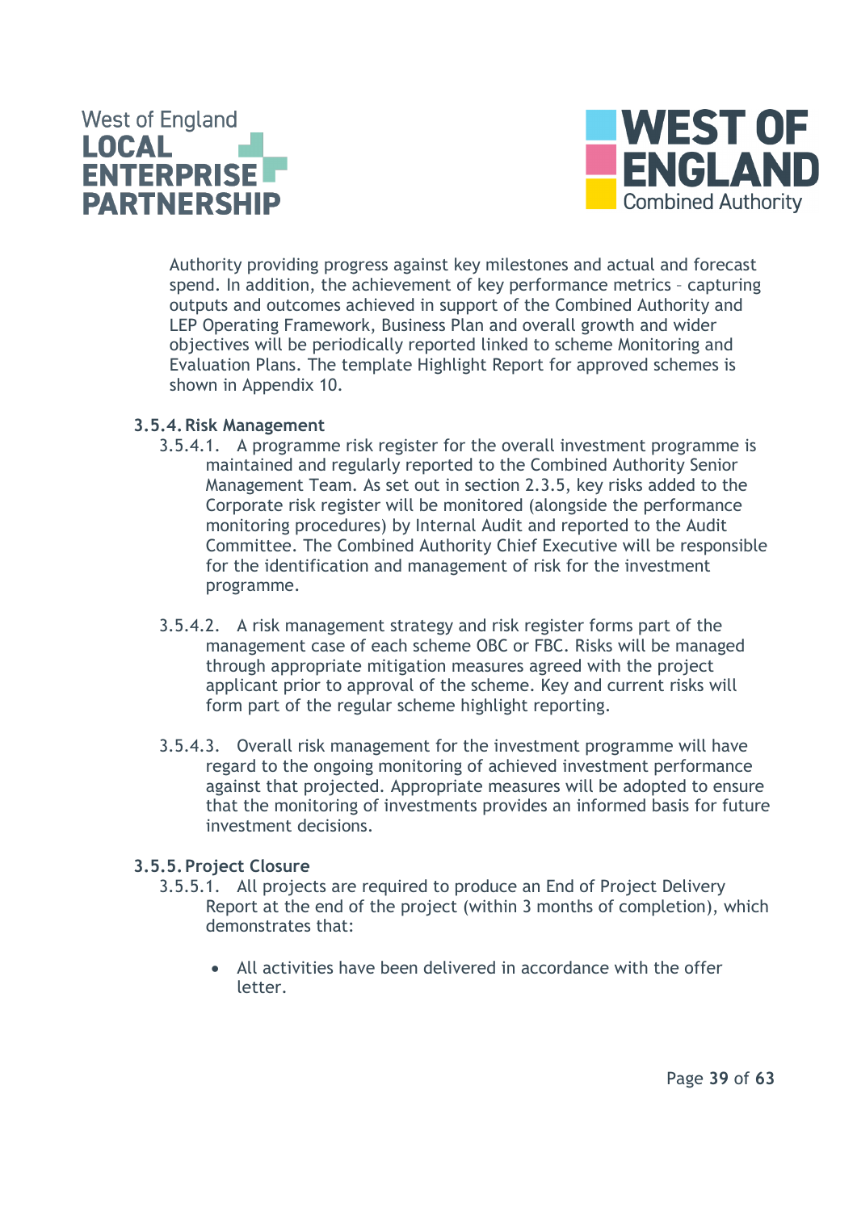Authority providing progress against key milestones and actual and forecast spend. In addition, the achievement of key performance metrics – capturing outputs and outcomes achieved in support of the Combined Authority and LEP Operating Framework, Business Plan and overall growth and wider objectives will be periodically reported linked to scheme Monitoring and Evaluation Plans. The template Highlight Report for approved schemes is shown in Appendix 10.

### 3.5.4. Risk Management

3.5.4.1. A programme risk register for the overall investment programme is maintained and regularly reported to the Combined Authority Senior Management Team. As set out in section 2.3.5, key risks added to the Corporate risk register will be monitored (alongside the performance monitoring procedures) by Internal Audit and reported to the Audit Committee. The Combined Authority Chief Executive will be responsible for the identification and management of risk for the investment programme.

3.5.4.2. A risk management strategy and risk register forms part of the management case of each scheme OBC or FBC. Risks will be managed through appropriate mitigation measures agreed with the project applicant prior to approval of the scheme. Key and current risks will form part of the regular scheme highlight reporting.

3.5.4.3. Overall risk management for the investment programme will have regard to the ongoing monitoring of achieved investment performance against that projected. Appropriate measures will be adopted to ensure that the monitoring of investments provides an informed basis for future investment decisions.

### 3.5.5. Project Closure

3.5.5.1. All projects are required to produce an End of Project Delivery Report at the end of the project (within 3 months of completion), which demonstrates that:

- All activities have been delivered in accordance with the offer letter.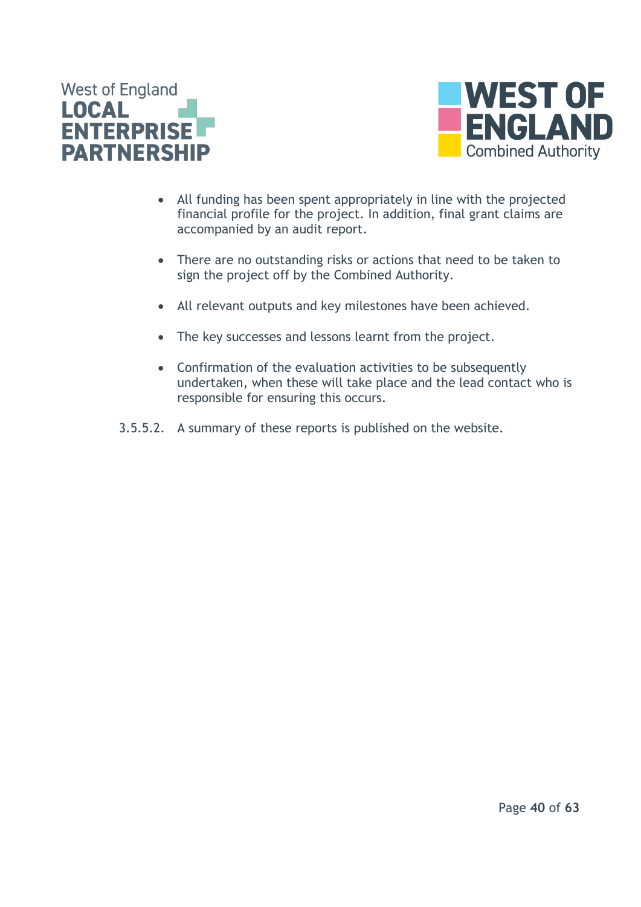- All funding has been spent appropriately in line with the projected financial profile for the project. In addition, final grant claims are accompanied by an audit report.

- There are no outstanding risks or actions that need to be taken to sign the project off by the Combined Authority.

- All relevant outputs and key milestones have been achieved.

- The key successes and lessons learnt from the project.

- Confirmation of the evaluation activities to be subsequently undertaken, when these will take place and the lead contact who is responsible for ensuring this occurs.

3.5.5.2. A summary of these reports is published on the website.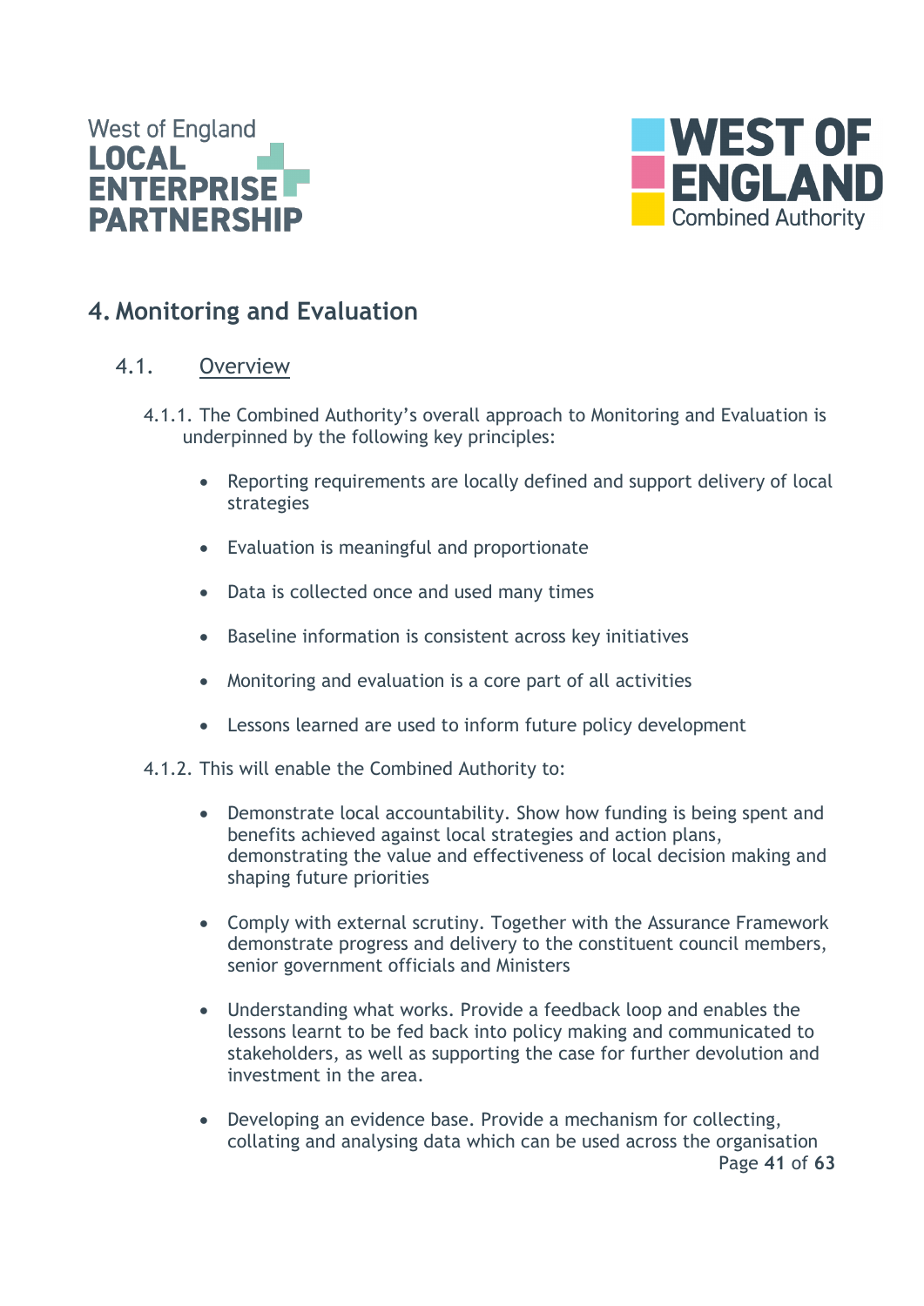# 4. Monitoring and Evaluation

## 4.1. Overview

4.1.1. The Combined Authority's overall approach to Monitoring and Evaluation is underpinned by the following key principles:

- Reporting requirements are locally defined and support delivery of local strategies
- Evaluation is meaningful and proportionate
- Data is collected once and used many times
- Baseline information is consistent across key initiatives
- Monitoring and evaluation is a core part of all activities
- Lessons learned are used to inform future policy development

4.1.2. This will enable the Combined Authority to:

- Demonstrate local accountability. Show how funding is being spent and benefits achieved against local strategies and action plans, demonstrating the value and effectiveness of local decision making and shaping future priorities
- Comply with external scrutiny. Together with the Assurance Framework demonstrate progress and delivery to the constituent council members, senior government officials and Ministers
- Understanding what works. Provide a feedback loop and enables the lessons learnt to be fed back into policy making and communicated to stakeholders, as well as supporting the case for further devolution and investment in the area.
- Developing an evidence base. Provide a mechanism for collecting, collating and analysing data which can be used across the organisation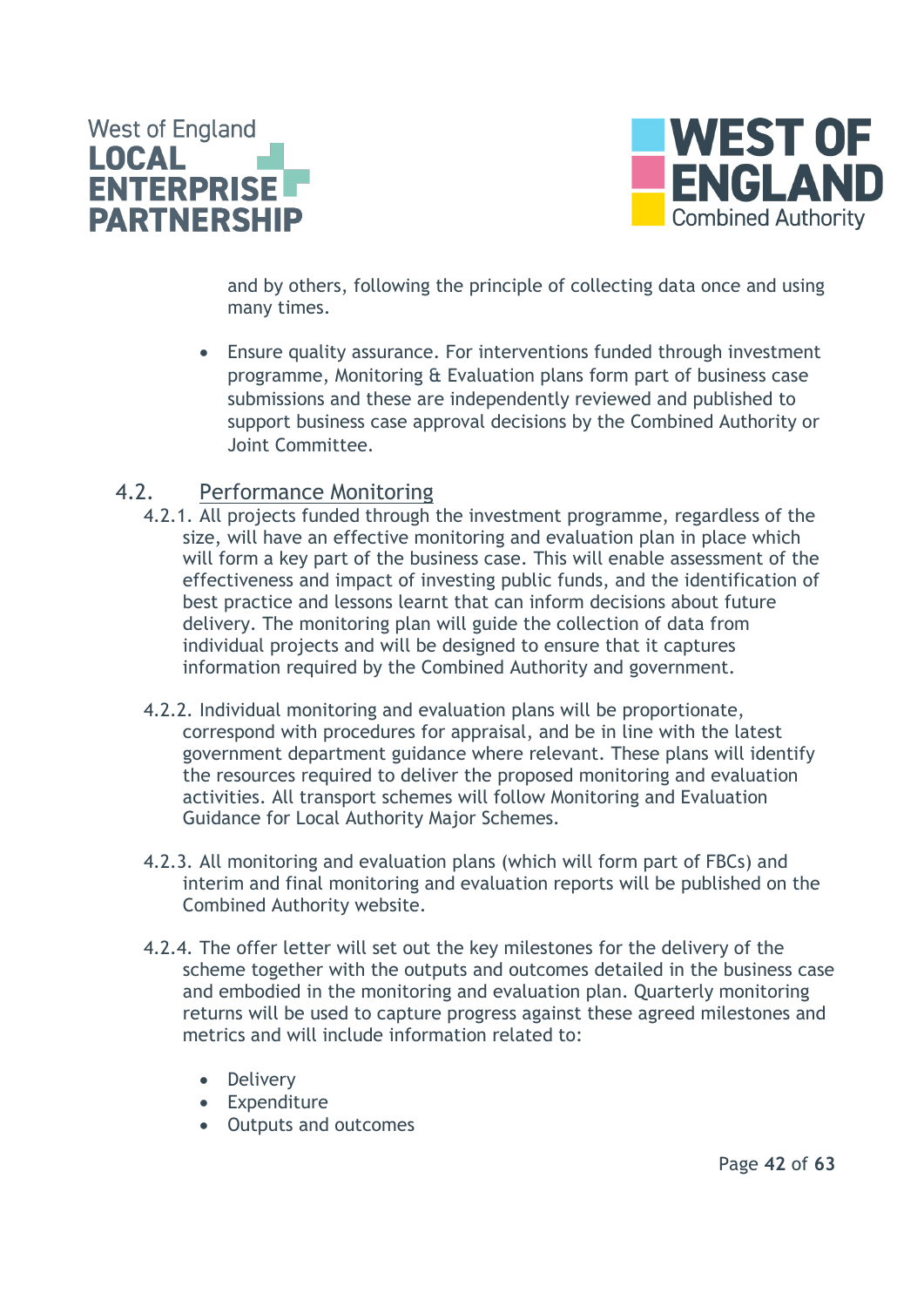and by others, following the principle of collecting data once and using many times.

- Ensure quality assurance. For interventions funded through investment programme, Monitoring & Evaluation plans form part of business case submissions and these are independently reviewed and published to support business case approval decisions by the Combined Authority or Joint Committee.

## 4.2. Performance Monitoring

4.2.1. All projects funded through the investment programme, regardless of the size, will have an effective monitoring and evaluation plan in place which will form a key part of the business case. This will enable assessment of the effectiveness and impact of investing public funds, and the identification of best practice and lessons learnt that can inform decisions about future delivery. The monitoring plan will guide the collection of data from individual projects and will be designed to ensure that it captures information required by the Combined Authority and government.

4.2.2. Individual monitoring and evaluation plans will be proportionate, correspond with procedures for appraisal, and be in line with the latest government department guidance where relevant. These plans will identify the resources required to deliver the proposed monitoring and evaluation activities. All transport schemes will follow Monitoring and Evaluation Guidance for Local Authority Major Schemes.

4.2.3. All monitoring and evaluation plans (which will form part of FBCs) and interim and final monitoring and evaluation reports will be published on the Combined Authority website.

4.2.4. The offer letter will set out the key milestones for the delivery of the scheme together with the outputs and outcomes detailed in the business case and embodied in the monitoring and evaluation plan. Quarterly monitoring returns will be used to capture progress against these agreed milestones and metrics and will include information related to:

- Delivery
- Expenditure
- Outputs and outcomes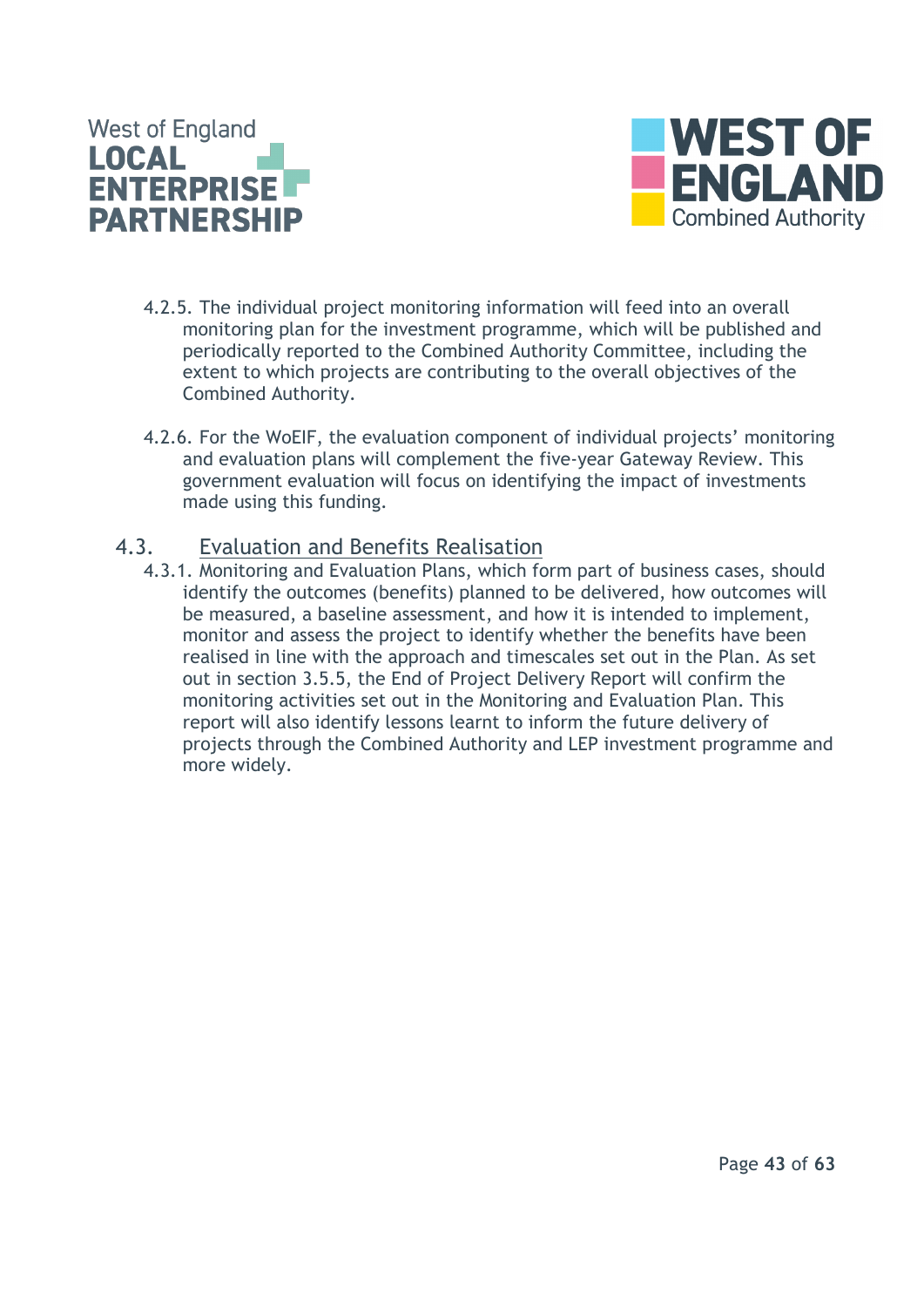4.2.5. The individual project monitoring information will feed into an overall monitoring plan for the investment programme, which will be published and periodically reported to the Combined Authority Committee, including the extent to which projects are contributing to the overall objectives of the Combined Authority.

4.2.6. For the WoEIF, the evaluation component of individual projects' monitoring and evaluation plans will complement the five-year Gateway Review. This government evaluation will focus on identifying the impact of investments made using this funding.

## 4.3. Evaluation and Benefits Realisation

4.3.1. Monitoring and Evaluation Plans, which form part of business cases, should identify the outcomes (benefits) planned to be delivered, how outcomes will be measured, a baseline assessment, and how it is intended to implement, monitor and assess the project to identify whether the benefits have been realised in line with the approach and timescales set out in the Plan. As set out in section 3.5.5, the End of Project Delivery Report will confirm the monitoring activities set out in the Monitoring and Evaluation Plan. This report will also identify lessons learnt to inform the future delivery of projects through the Combined Authority and LEP investment programme and more widely.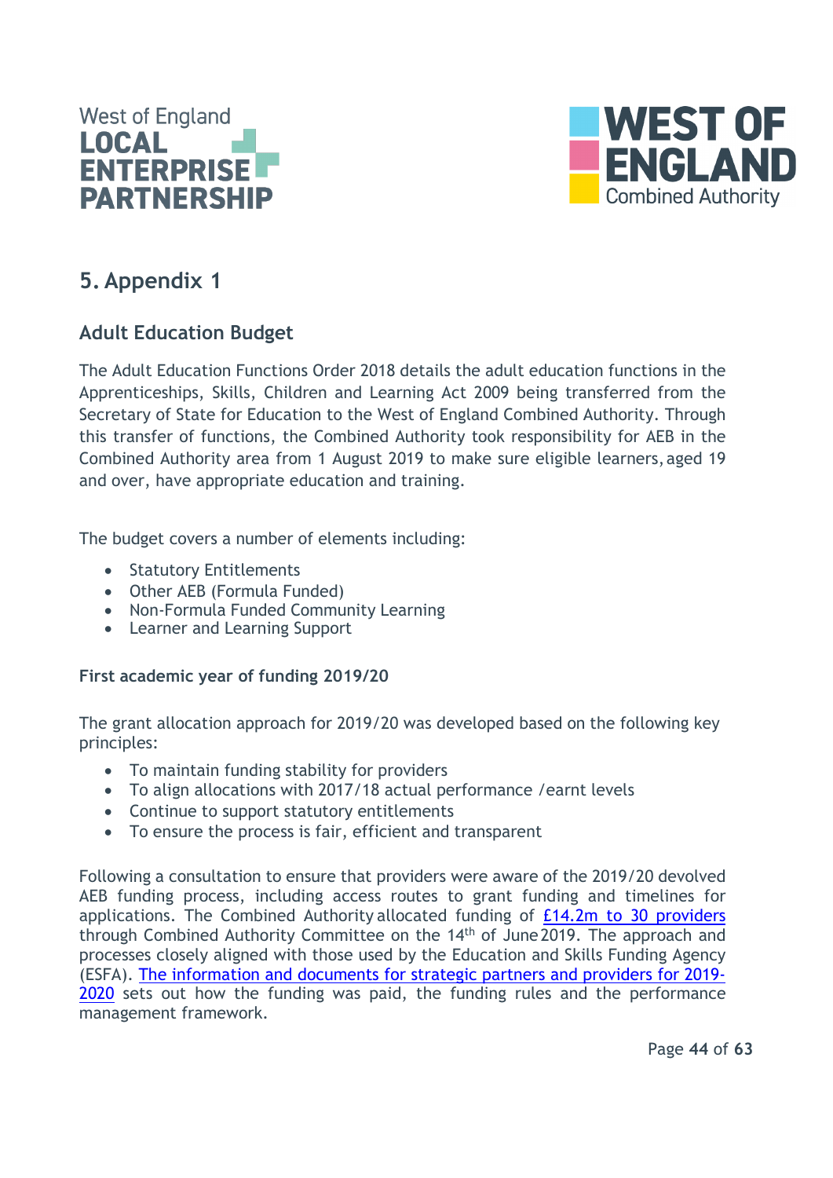## 5. Appendix 1

### Adult Education Budget

The Adult Education Functions Order 2018 details the adult education functions in the Apprenticeships, Skills, Children and Learning Act 2009 being transferred from the Secretary of State for Education to the West of England Combined Authority. Through this transfer of functions, the Combined Authority took responsibility for AEB in the Combined Authority area from 1 August 2019 to make sure eligible learners, aged 19 and over, have appropriate education and training.

The budget covers a number of elements including:

- Statutory Entitlements
- Other AEB (Formula Funded)
- Non-Formula Funded Community Learning
- Learner and Learning Support

**First academic year of funding 2019/20**

The grant allocation approach for 2019/20 was developed based on the following key principles:

- To maintain funding stability for providers
- To align allocations with 2017/18 actual performance /earnt levels
- Continue to support statutory entitlements
- To ensure the process is fair, efficient and transparent

Following a consultation to ensure that providers were aware of the 2019/20 devolved AEB funding process, including access routes to grant funding and timelines for applications. The Combined Authority allocated funding of £14.2m to 30 providers through Combined Authority Committee on the 14th of June 2019. The approach and processes closely aligned with those used by the Education and Skills Funding Agency (ESFA). The information and documents for strategic partners and providers for 2019-2020 sets out how the funding was paid, the funding rules and the performance management framework.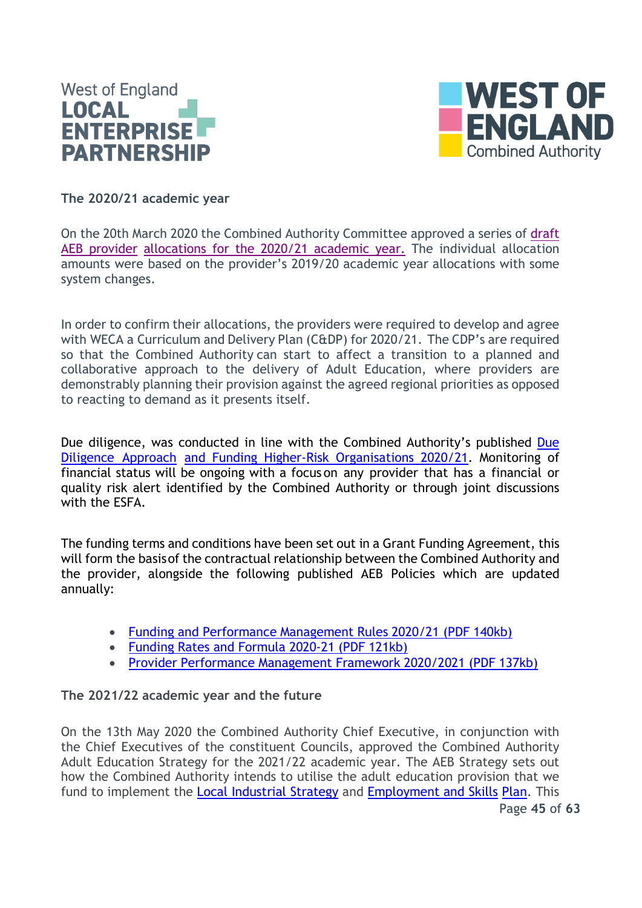**The 2020/21 academic year**

On the 20th March 2020 the Combined Authority Committee approved a series of draft AEB provider allocations for the 2020/21 academic year. The individual allocation amounts were based on the provider's 2019/20 academic year allocations with some system changes.

In order to confirm their allocations, the providers were required to develop and agree with WECA a Curriculum and Delivery Plan (C&DP) for 2020/21. The CDP's are required so that the Combined Authority can start to affect a transition to a planned and collaborative approach to the delivery of Adult Education, where providers are demonstrably planning their provision against the agreed regional priorities as opposed to reacting to demand as it presents itself.

Due diligence, was conducted in line with the Combined Authority's published Due Diligence Approach and Funding Higher-Risk Organisations 2020/21. Monitoring of financial status will be ongoing with a focus on any provider that has a financial or quality risk alert identified by the Combined Authority or through joint discussions with the ESFA.

The funding terms and conditions have been set out in a Grant Funding Agreement, this will form the basis of the contractual relationship between the Combined Authority and the provider, alongside the following published AEB Policies which are updated annually:

- Funding and Performance Management Rules 2020/21 (PDF 140kb)
- Funding Rates and Formula 2020-21 (PDF 121kb)
- Provider Performance Management Framework 2020/2021 (PDF 137kb)

**The 2021/22 academic year and the future**

On the 13th May 2020 the Combined Authority Chief Executive, in conjunction with the Chief Executives of the constituent Councils, approved the Combined Authority Adult Education Strategy for the 2021/22 academic year. The AEB Strategy sets out how the Combined Authority intends to utilise the adult education provision that we fund to implement the Local Industrial Strategy and Employment and Skills Plan. This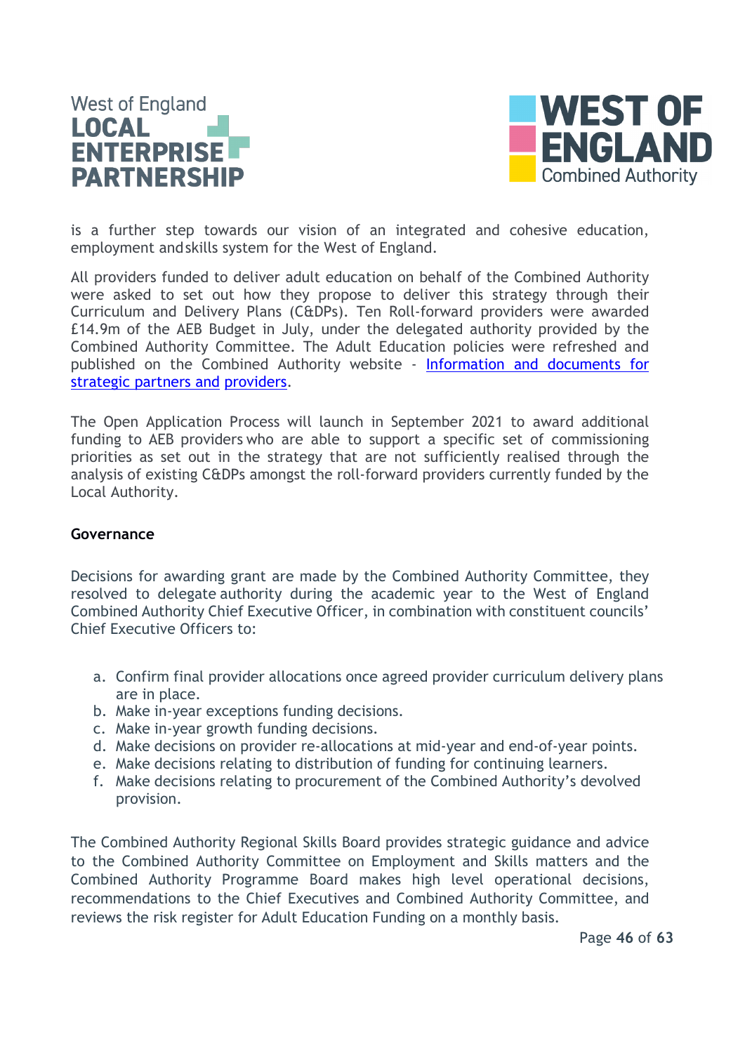is a further step towards our vision of an integrated and cohesive education, employment and skills system for the West of England.

All providers funded to deliver adult education on behalf of the Combined Authority were asked to set out how they propose to deliver this strategy through their Curriculum and Delivery Plans (C&DPs). Ten Roll-forward providers were awarded £14.9m of the AEB Budget in July, under the delegated authority provided by the Combined Authority Committee. The Adult Education policies were refreshed and published on the Combined Authority website - [Information and documents for strategic partners and providers](#).

The Open Application Process will launch in September 2021 to award additional funding to AEB providers who are able to support a specific set of commissioning priorities as set out in the strategy that are not sufficiently realised through the analysis of existing C&DPs amongst the roll-forward providers currently funded by the Local Authority.

**Governance**

Decisions for awarding grant are made by the Combined Authority Committee, they resolved to delegate authority during the academic year to the West of England Combined Authority Chief Executive Officer, in combination with constituent councils' Chief Executive Officers to:

a. Confirm final provider allocations once agreed provider curriculum delivery plans are in place.
b. Make in-year exceptions funding decisions.
c. Make in-year growth funding decisions.
d. Make decisions on provider re-allocations at mid-year and end-of-year points.
e. Make decisions relating to distribution of funding for continuing learners.
f. Make decisions relating to procurement of the Combined Authority's devolved provision.

The Combined Authority Regional Skills Board provides strategic guidance and advice to the Combined Authority Committee on Employment and Skills matters and the Combined Authority Programme Board makes high level operational decisions, recommendations to the Chief Executives and Combined Authority Committee, and reviews the risk register for Adult Education Funding on a monthly basis.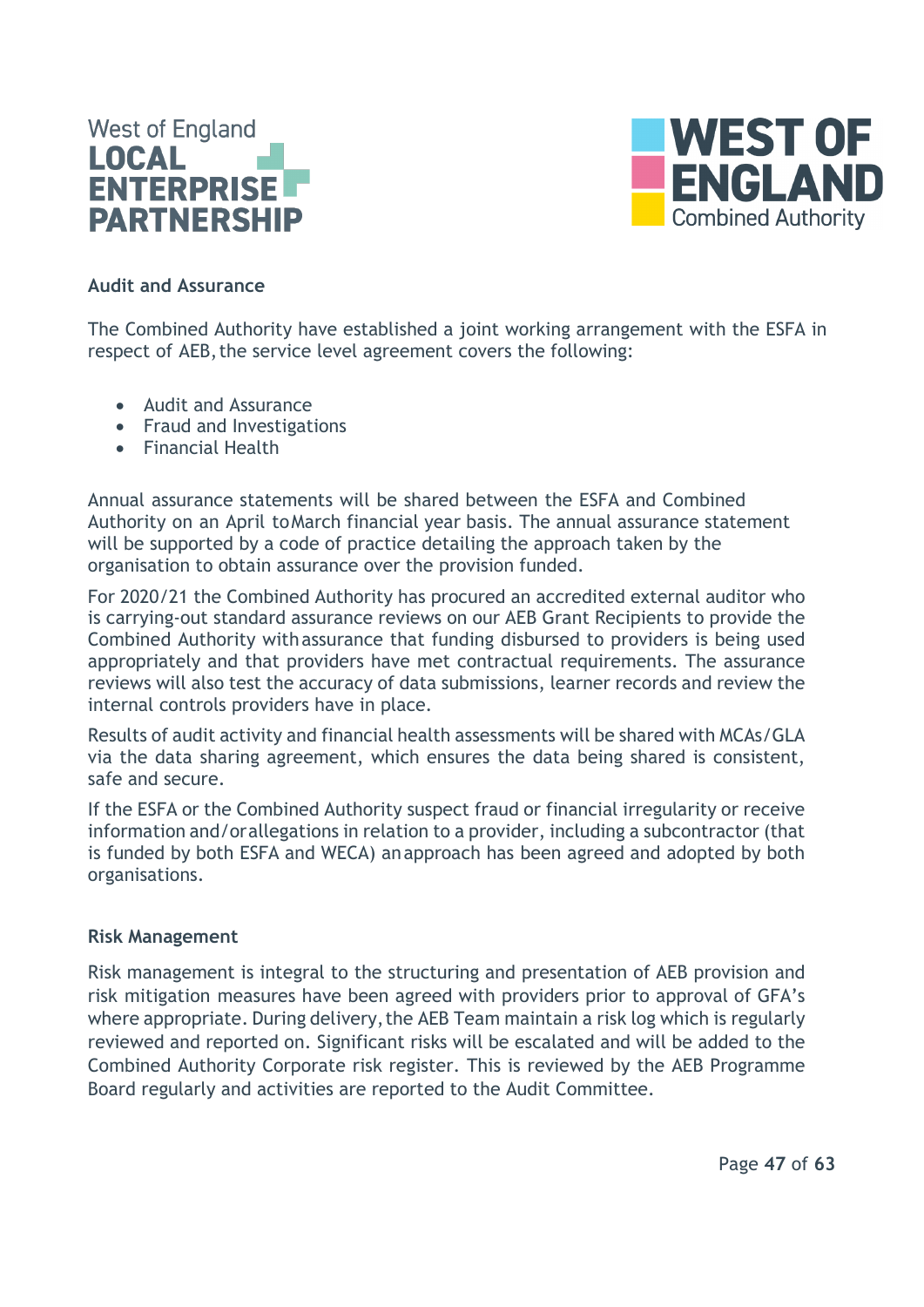## Audit and Assurance

The Combined Authority have established a joint working arrangement with the ESFA in respect of AEB, the service level agreement covers the following:

- Audit and Assurance
- Fraud and Investigations
- Financial Health

Annual assurance statements will be shared between the ESFA and Combined Authority on an April to March financial year basis. The annual assurance statement will be supported by a code of practice detailing the approach taken by the organisation to obtain assurance over the provision funded.

For 2020/21 the Combined Authority has procured an accredited external auditor who is carrying-out standard assurance reviews on our AEB Grant Recipients to provide the Combined Authority with assurance that funding disbursed to providers is being used appropriately and that providers have met contractual requirements. The assurance reviews will also test the accuracy of data submissions, learner records and review the internal controls providers have in place.

Results of audit activity and financial health assessments will be shared with MCAs/GLA via the data sharing agreement, which ensures the data being shared is consistent, safe and secure.

If the ESFA or the Combined Authority suspect fraud or financial irregularity or receive information and/or allegations in relation to a provider, including a subcontractor (that is funded by both ESFA and WECA) an approach has been agreed and adopted by both organisations.

## Risk Management

Risk management is integral to the structuring and presentation of AEB provision and risk mitigation measures have been agreed with providers prior to approval of GFA's where appropriate. During delivery, the AEB Team maintain a risk log which is regularly reviewed and reported on. Significant risks will be escalated and will be added to the Combined Authority Corporate risk register. This is reviewed by the AEB Programme Board regularly and activities are reported to the Audit Committee.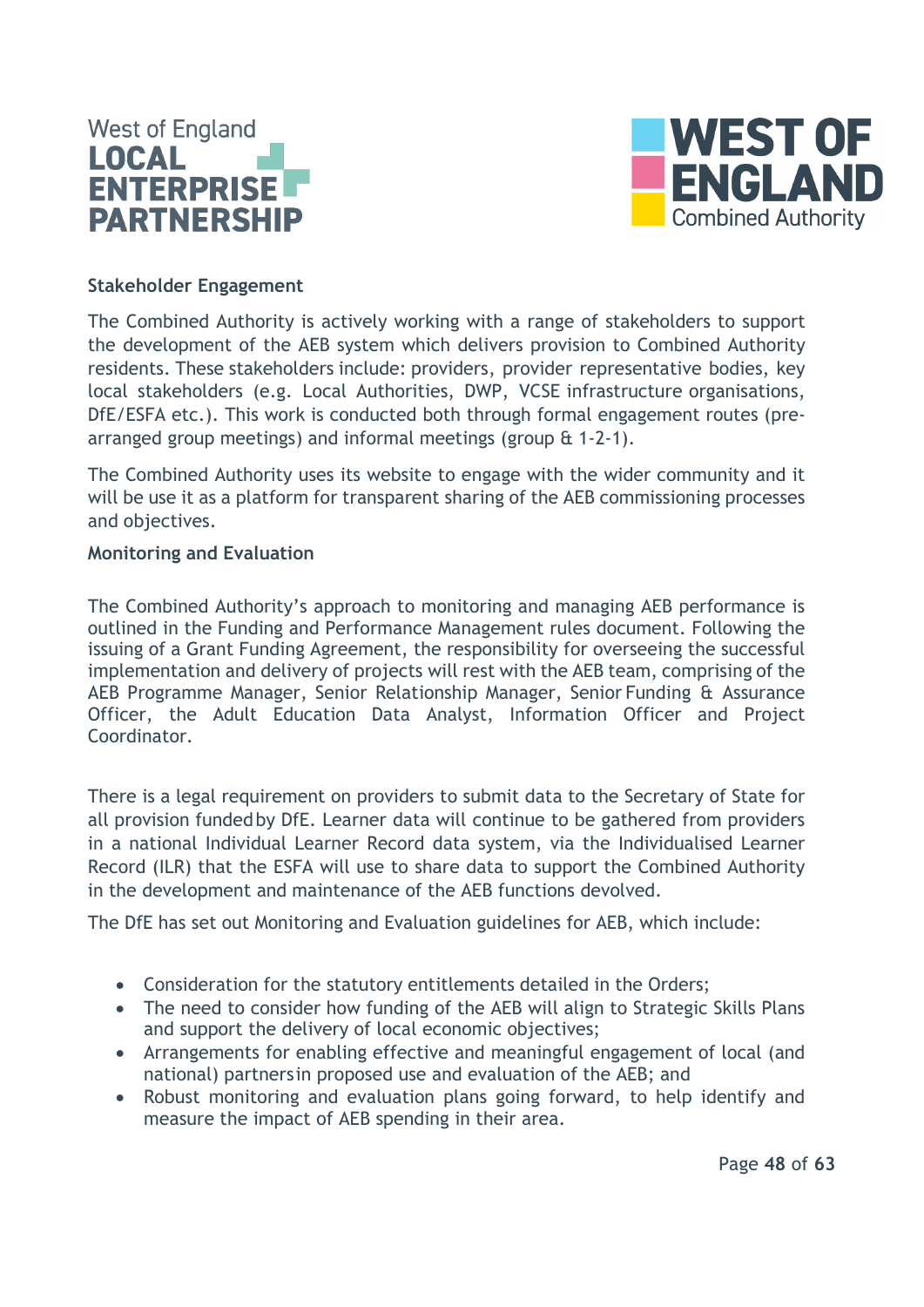**Stakeholder Engagement**

The Combined Authority is actively working with a range of stakeholders to support the development of the AEB system which delivers provision to Combined Authority residents. These stakeholders include: providers, provider representative bodies, key local stakeholders (e.g. Local Authorities, DWP, VCSE infrastructure organisations, DfE/ESFA etc.). This work is conducted both through formal engagement routes (pre-arranged group meetings) and informal meetings (group & 1-2-1).

The Combined Authority uses its website to engage with the wider community and it will be use it as a platform for transparent sharing of the AEB commissioning processes and objectives.

**Monitoring and Evaluation**

The Combined Authority's approach to monitoring and managing AEB performance is outlined in the Funding and Performance Management rules document. Following the issuing of a Grant Funding Agreement, the responsibility for overseeing the successful implementation and delivery of projects will rest with the AEB team, comprising of the AEB Programme Manager, Senior Relationship Manager, Senior Funding & Assurance Officer, the Adult Education Data Analyst, Information Officer and Project Coordinator.

There is a legal requirement on providers to submit data to the Secretary of State for all provision funded by DfE. Learner data will continue to be gathered from providers in a national Individual Learner Record data system, via the Individualised Learner Record (ILR) that the ESFA will use to share data to support the Combined Authority in the development and maintenance of the AEB functions devolved.

The DfE has set out Monitoring and Evaluation guidelines for AEB, which include:

- Consideration for the statutory entitlements detailed in the Orders;
- The need to consider how funding of the AEB will align to Strategic Skills Plans and support the delivery of local economic objectives;
- Arrangements for enabling effective and meaningful engagement of local (and national) partners in proposed use and evaluation of the AEB; and
- Robust monitoring and evaluation plans going forward, to help identify and measure the impact of AEB spending in their area.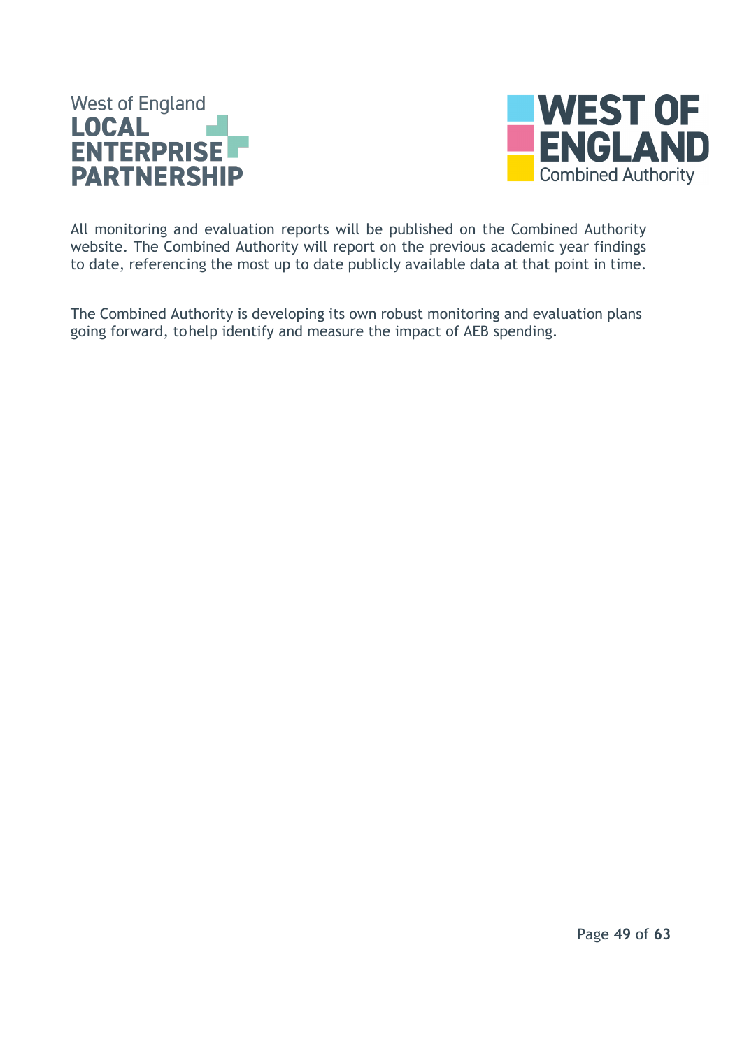All monitoring and evaluation reports will be published on the Combined Authority website. The Combined Authority will report on the previous academic year findings to date, referencing the most up to date publicly available data at that point in time.

The Combined Authority is developing its own robust monitoring and evaluation plans going forward, tohelp identify and measure the impact of AEB spending.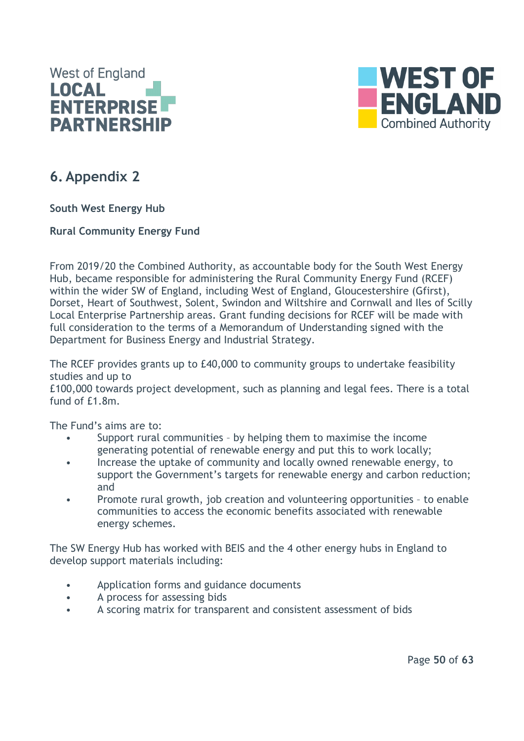## 6. Appendix 2

**South West Energy Hub**

**Rural Community Energy Fund**

From 2019/20 the Combined Authority, as accountable body for the South West Energy Hub, became responsible for administering the Rural Community Energy Fund (RCEF) within the wider SW of England, including West of England, Gloucestershire (Gfirst), Dorset, Heart of Southwest, Solent, Swindon and Wiltshire and Cornwall and Iles of Scilly Local Enterprise Partnership areas. Grant funding decisions for RCEF will be made with full consideration to the terms of a Memorandum of Understanding signed with the Department for Business Energy and Industrial Strategy.

The RCEF provides grants up to £40,000 to community groups to undertake feasibility studies and up to
£100,000 towards project development, such as planning and legal fees. There is a total fund of £1.8m.

The Fund's aims are to:

- Support rural communities – by helping them to maximise the income generating potential of renewable energy and put this to work locally;
- Increase the uptake of community and locally owned renewable energy, to support the Government's targets for renewable energy and carbon reduction; and
- Promote rural growth, job creation and volunteering opportunities – to enable communities to access the economic benefits associated with renewable energy schemes.

The SW Energy Hub has worked with BEIS and the 4 other energy hubs in England to develop support materials including:

- Application forms and guidance documents
- A process for assessing bids
- A scoring matrix for transparent and consistent assessment of bids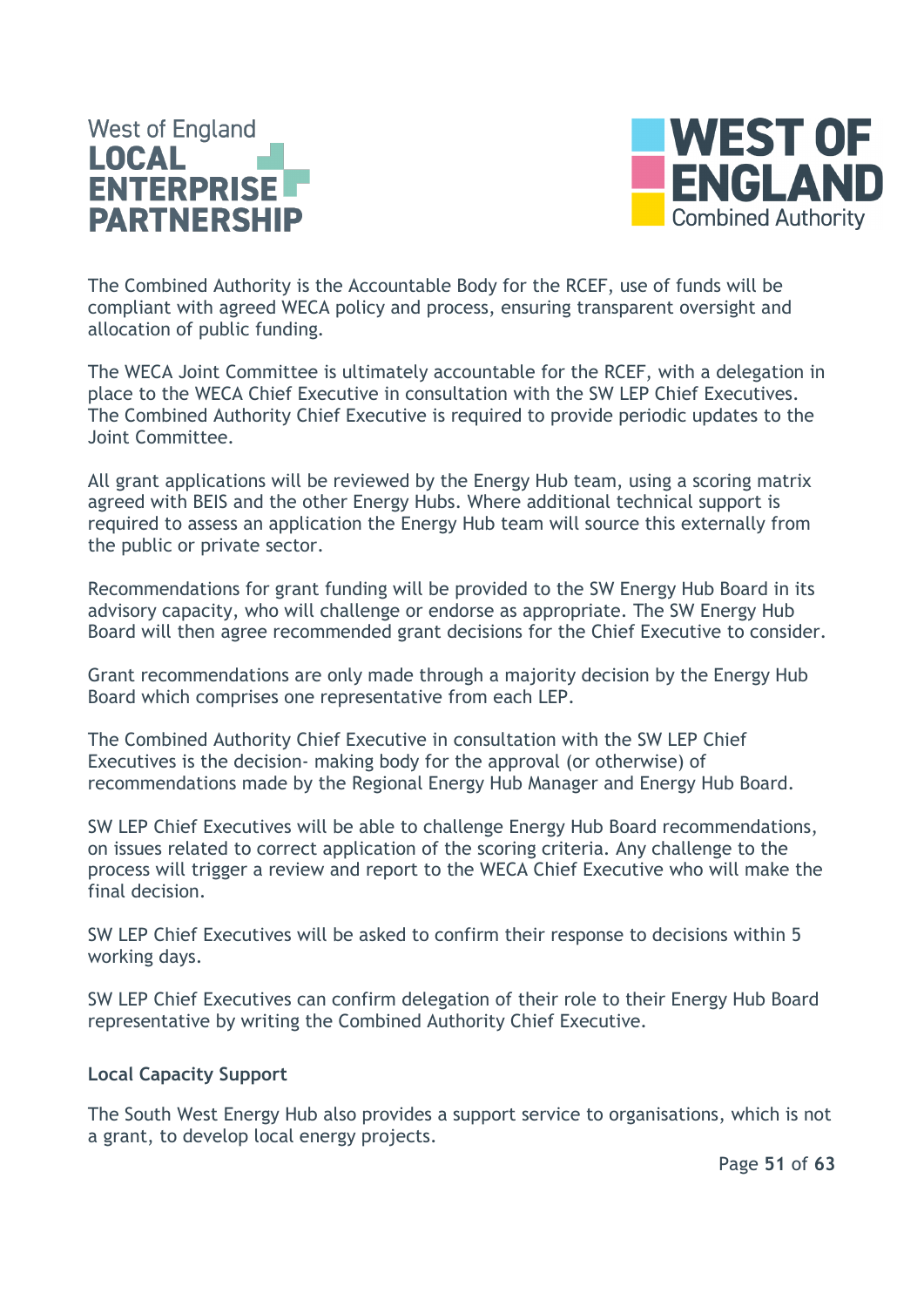The Combined Authority is the Accountable Body for the RCEF, use of funds will be compliant with agreed WECA policy and process, ensuring transparent oversight and allocation of public funding.

The WECA Joint Committee is ultimately accountable for the RCEF, with a delegation in place to the WECA Chief Executive in consultation with the SW LEP Chief Executives. The Combined Authority Chief Executive is required to provide periodic updates to the Joint Committee.

All grant applications will be reviewed by the Energy Hub team, using a scoring matrix agreed with BEIS and the other Energy Hubs. Where additional technical support is required to assess an application the Energy Hub team will source this externally from the public or private sector.

Recommendations for grant funding will be provided to the SW Energy Hub Board in its advisory capacity, who will challenge or endorse as appropriate. The SW Energy Hub Board will then agree recommended grant decisions for the Chief Executive to consider.

Grant recommendations are only made through a majority decision by the Energy Hub Board which comprises one representative from each LEP.

The Combined Authority Chief Executive in consultation with the SW LEP Chief Executives is the decision- making body for the approval (or otherwise) of recommendations made by the Regional Energy Hub Manager and Energy Hub Board.

SW LEP Chief Executives will be able to challenge Energy Hub Board recommendations, on issues related to correct application of the scoring criteria. Any challenge to the process will trigger a review and report to the WECA Chief Executive who will make the final decision.

SW LEP Chief Executives will be asked to confirm their response to decisions within 5 working days.

SW LEP Chief Executives can confirm delegation of their role to their Energy Hub Board representative by writing the Combined Authority Chief Executive.

**Local Capacity Support**

The South West Energy Hub also provides a support service to organisations, which is not a grant, to develop local energy projects.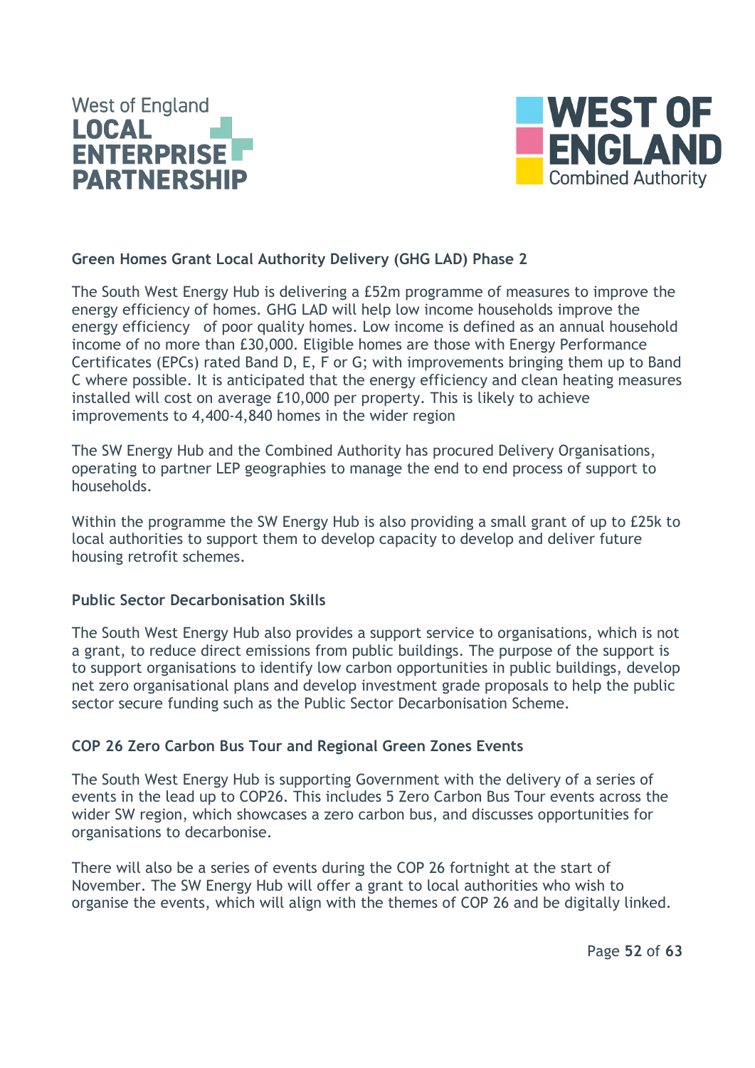## Green Homes Grant Local Authority Delivery (GHG LAD) Phase 2

The South West Energy Hub is delivering a £52m programme of measures to improve the energy efficiency of homes. GHG LAD will help low income households improve the energy efficiency of poor quality homes. Low income is defined as an annual household income of no more than £30,000. Eligible homes are those with Energy Performance Certificates (EPCs) rated Band D, E, F or G; with improvements bringing them up to Band C where possible. It is anticipated that the energy efficiency and clean heating measures installed will cost on average £10,000 per property. This is likely to achieve improvements to 4,400-4,840 homes in the wider region

The SW Energy Hub and the Combined Authority has procured Delivery Organisations, operating to partner LEP geographies to manage the end to end process of support to households.

Within the programme the SW Energy Hub is also providing a small grant of up to £25k to local authorities to support them to develop capacity to develop and deliver future housing retrofit schemes.

## Public Sector Decarbonisation Skills

The South West Energy Hub also provides a support service to organisations, which is not a grant, to reduce direct emissions from public buildings. The purpose of the support is to support organisations to identify low carbon opportunities in public buildings, develop net zero organisational plans and develop investment grade proposals to help the public sector secure funding such as the Public Sector Decarbonisation Scheme.

## COP 26 Zero Carbon Bus Tour and Regional Green Zones Events

The South West Energy Hub is supporting Government with the delivery of a series of events in the lead up to COP26. This includes 5 Zero Carbon Bus Tour events across the wider SW region, which showcases a zero carbon bus, and discusses opportunities for organisations to decarbonise.

There will also be a series of events during the COP 26 fortnight at the start of November. The SW Energy Hub will offer a grant to local authorities who wish to organise the events, which will align with the themes of COP 26 and be digitally linked.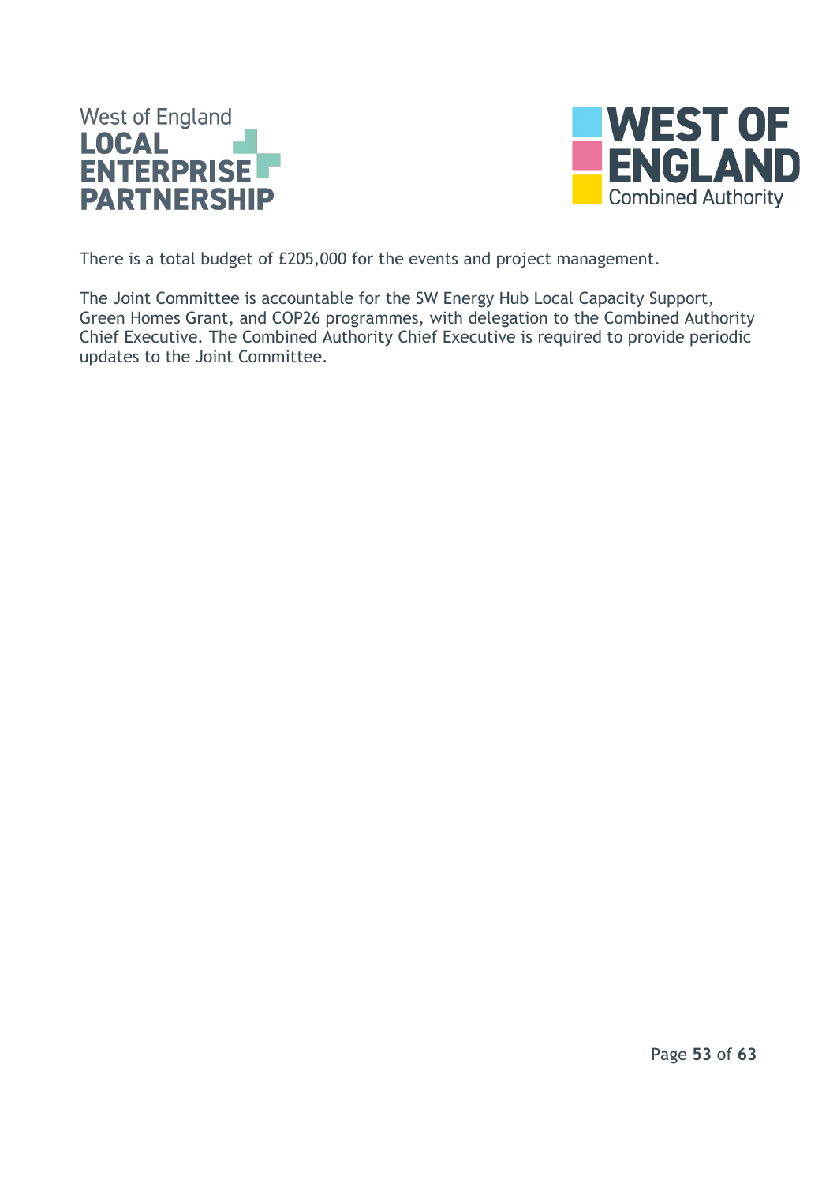There is a total budget of £205,000 for the events and project management.

The Joint Committee is accountable for the SW Energy Hub Local Capacity Support, Green Homes Grant, and COP26 programmes, with delegation to the Combined Authority Chief Executive. The Combined Authority Chief Executive is required to provide periodic updates to the Joint Committee.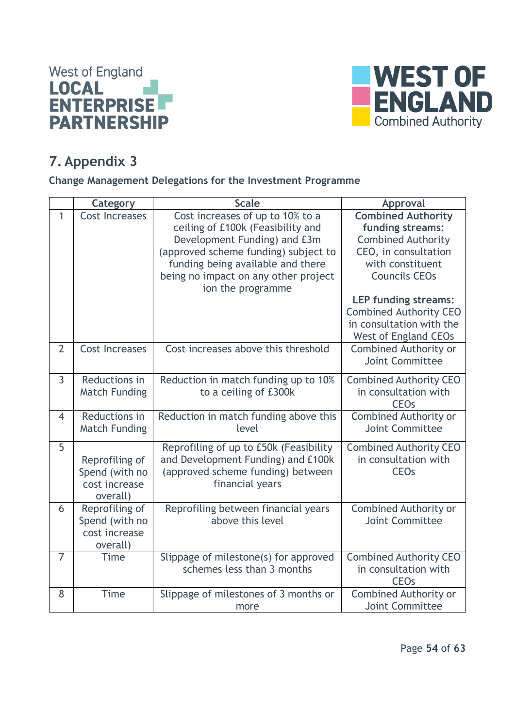## 7. Appendix 3

**Change Management Delegations for the Investment Programme**

| | Category | Scale | Approval |
|---|---|---|---|
| 1 | Cost Increases | Cost increases of up to 10% to a ceiling of £100k (Feasibility and Development Funding) and £3m (approved scheme funding) subject to funding being available and there being no impact on any other project ion the programme | **Combined Authority funding streams:** Combined Authority CEO, in consultation with constituent Councils CEOs<br><br>**LEP funding streams:** Combined Authority CEO in consultation with the West of England CEOs |
| 2 | Cost Increases | Cost increases above this threshold | Combined Authority or Joint Committee |
| 3 | Reductions in Match Funding | Reduction in match funding up to 10% to a ceiling of £300k | Combined Authority CEO in consultation with CEOs |
| 4 | Reductions in Match Funding | Reduction in match funding above this level | Combined Authority or Joint Committee |
| 5 | Reprofiling of Spend (with no cost increase overall) | Reprofiling of up to £50k (Feasibility and Development Funding) and £100k (approved scheme funding) between financial years | Combined Authority CEO in consultation with CEOs |
| 6 | Reprofiling of Spend (with no cost increase overall) | Reprofiling between financial years above this level | Combined Authority or Joint Committee |
| 7 | Time | Slippage of milestone(s) for approved schemes less than 3 months | Combined Authority CEO in consultation with CEOs |
| 8 | Time | Slippage of milestones of 3 months or more | Combined Authority or Joint Committee |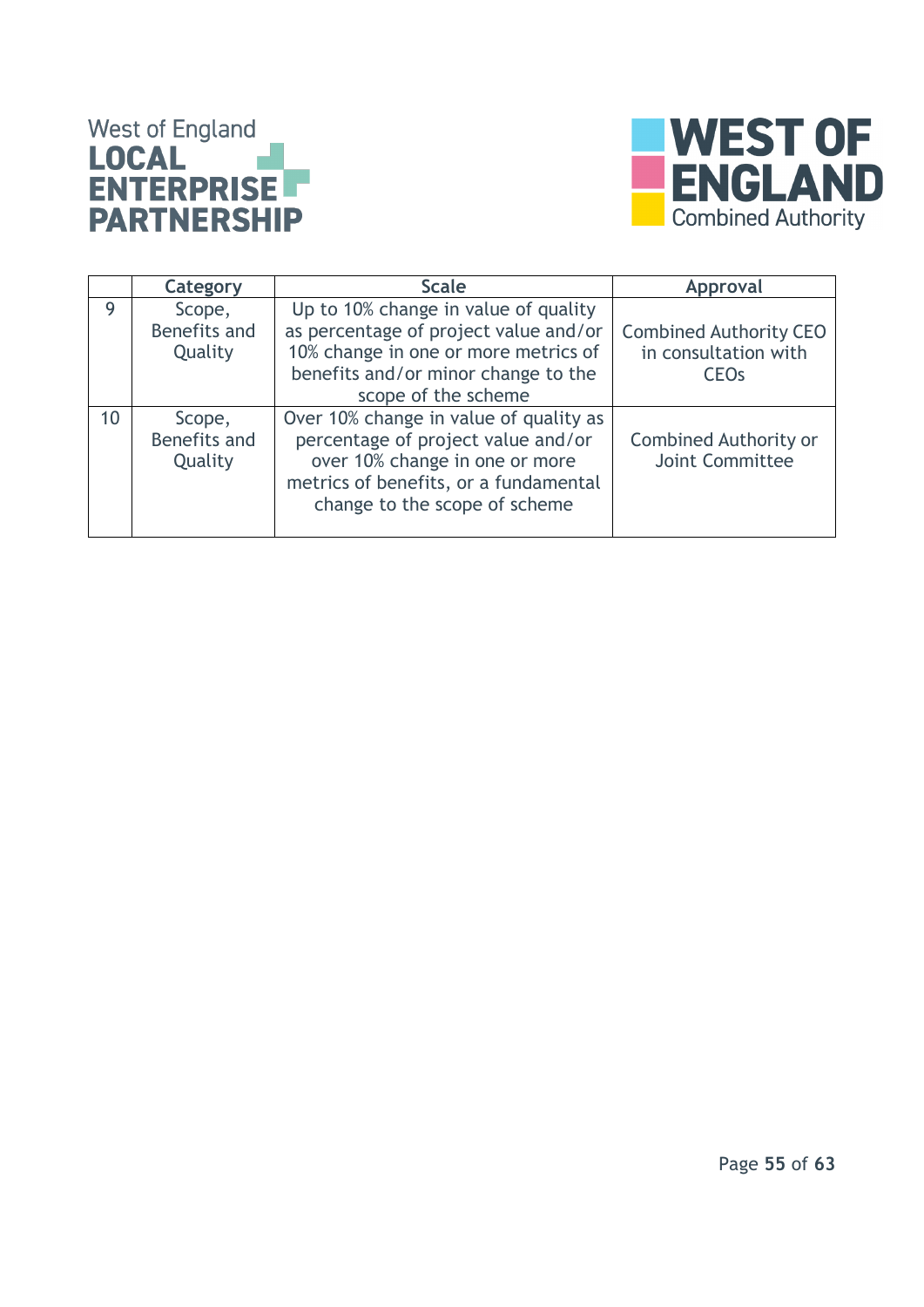| | Category | Scale | Approval |
|---|---|---|---|
| 9 | Scope, Benefits and Quality | Up to 10% change in value of quality as percentage of project value and/or 10% change in one or more metrics of benefits and/or minor change to the scope of the scheme | Combined Authority CEO in consultation with CEOs |
| 10 | Scope, Benefits and Quality | Over 10% change in value of quality as percentage of project value and/or over 10% change in one or more metrics of benefits, or a fundamental change to the scope of scheme | Combined Authority or Joint Committee |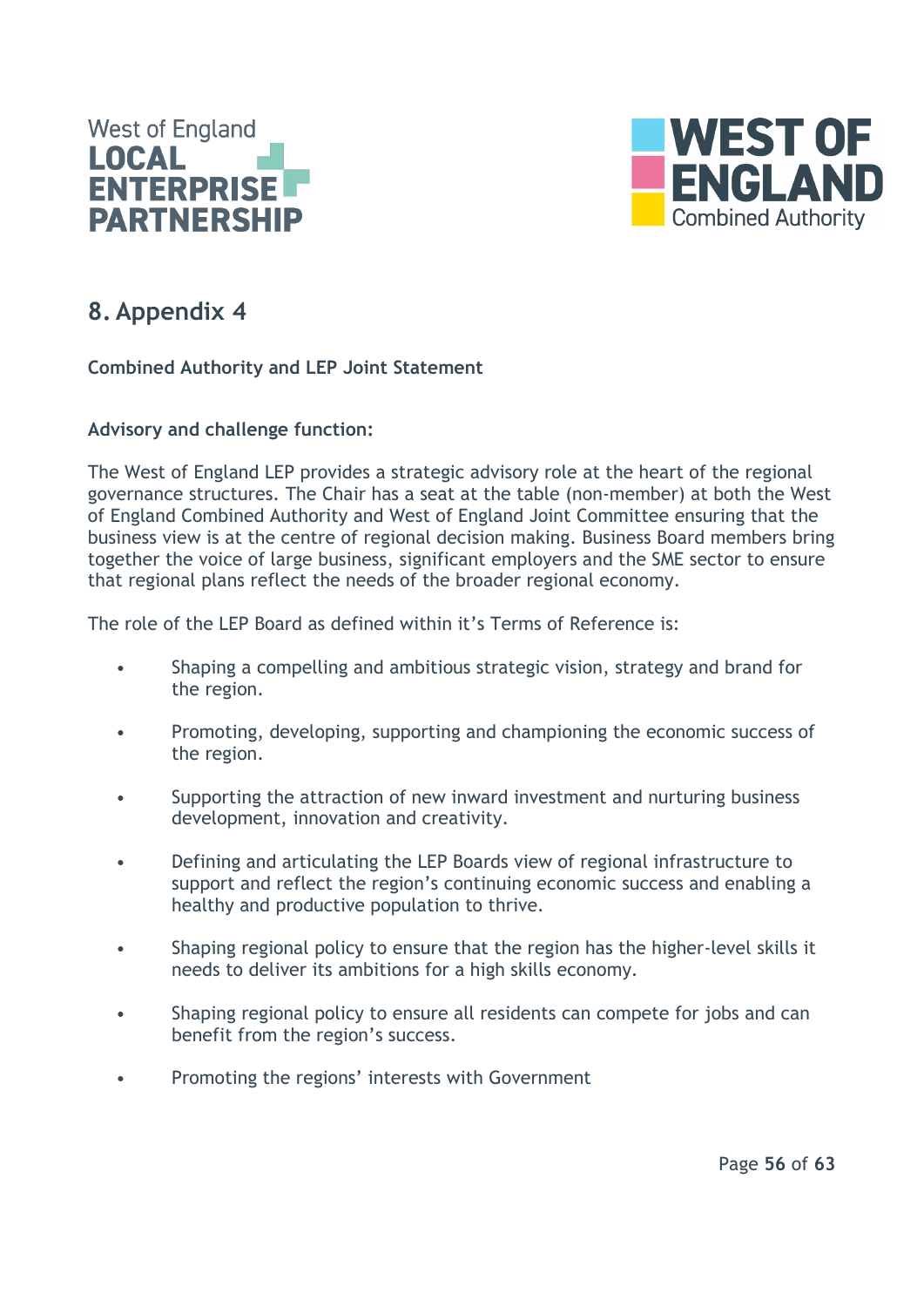# 8. Appendix 4

**Combined Authority and LEP Joint Statement**

**Advisory and challenge function:**

The West of England LEP provides a strategic advisory role at the heart of the regional governance structures. The Chair has a seat at the table (non-member) at both the West of England Combined Authority and West of England Joint Committee ensuring that the business view is at the centre of regional decision making. Business Board members bring together the voice of large business, significant employers and the SME sector to ensure that regional plans reflect the needs of the broader regional economy.

The role of the LEP Board as defined within it's Terms of Reference is:

- Shaping a compelling and ambitious strategic vision, strategy and brand for the region.
- Promoting, developing, supporting and championing the economic success of the region.
- Supporting the attraction of new inward investment and nurturing business development, innovation and creativity.
- Defining and articulating the LEP Boards view of regional infrastructure to support and reflect the region's continuing economic success and enabling a healthy and productive population to thrive.
- Shaping regional policy to ensure that the region has the higher-level skills it needs to deliver its ambitions for a high skills economy.
- Shaping regional policy to ensure all residents can compete for jobs and can benefit from the region's success.
- Promoting the regions' interests with Government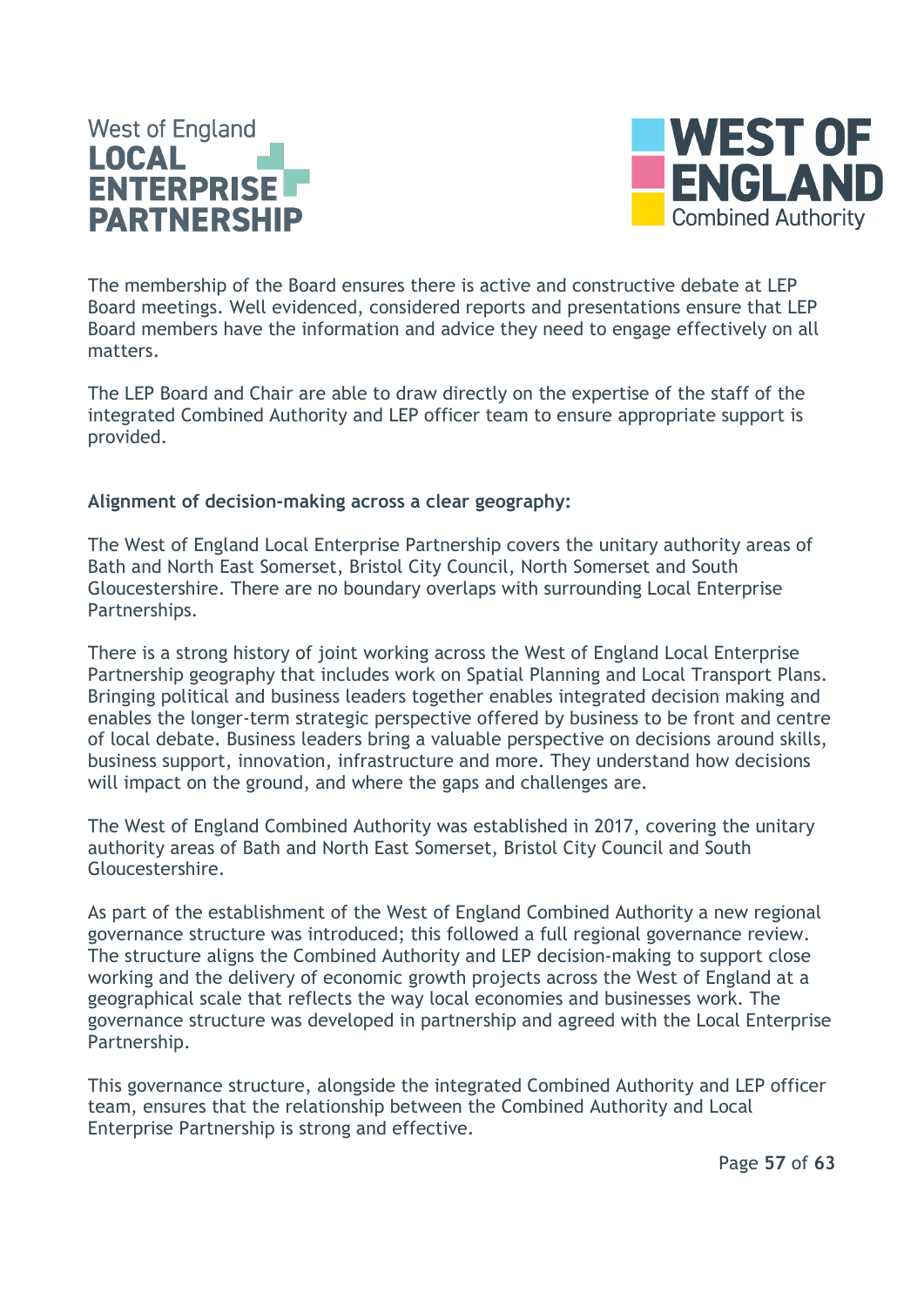The membership of the Board ensures there is active and constructive debate at LEP Board meetings. Well evidenced, considered reports and presentations ensure that LEP Board members have the information and advice they need to engage effectively on all matters.

The LEP Board and Chair are able to draw directly on the expertise of the staff of the integrated Combined Authority and LEP officer team to ensure appropriate support is provided.

**Alignment of decision-making across a clear geography:**

The West of England Local Enterprise Partnership covers the unitary authority areas of Bath and North East Somerset, Bristol City Council, North Somerset and South Gloucestershire. There are no boundary overlaps with surrounding Local Enterprise Partnerships.

There is a strong history of joint working across the West of England Local Enterprise Partnership geography that includes work on Spatial Planning and Local Transport Plans. Bringing political and business leaders together enables integrated decision making and enables the longer-term strategic perspective offered by business to be front and centre of local debate. Business leaders bring a valuable perspective on decisions around skills, business support, innovation, infrastructure and more. They understand how decisions will impact on the ground, and where the gaps and challenges are.

The West of England Combined Authority was established in 2017, covering the unitary authority areas of Bath and North East Somerset, Bristol City Council and South Gloucestershire.

As part of the establishment of the West of England Combined Authority a new regional governance structure was introduced; this followed a full regional governance review. The structure aligns the Combined Authority and LEP decision-making to support close working and the delivery of economic growth projects across the West of England at a geographical scale that reflects the way local economies and businesses work. The governance structure was developed in partnership and agreed with the Local Enterprise Partnership.

This governance structure, alongside the integrated Combined Authority and LEP officer team, ensures that the relationship between the Combined Authority and Local Enterprise Partnership is strong and effective.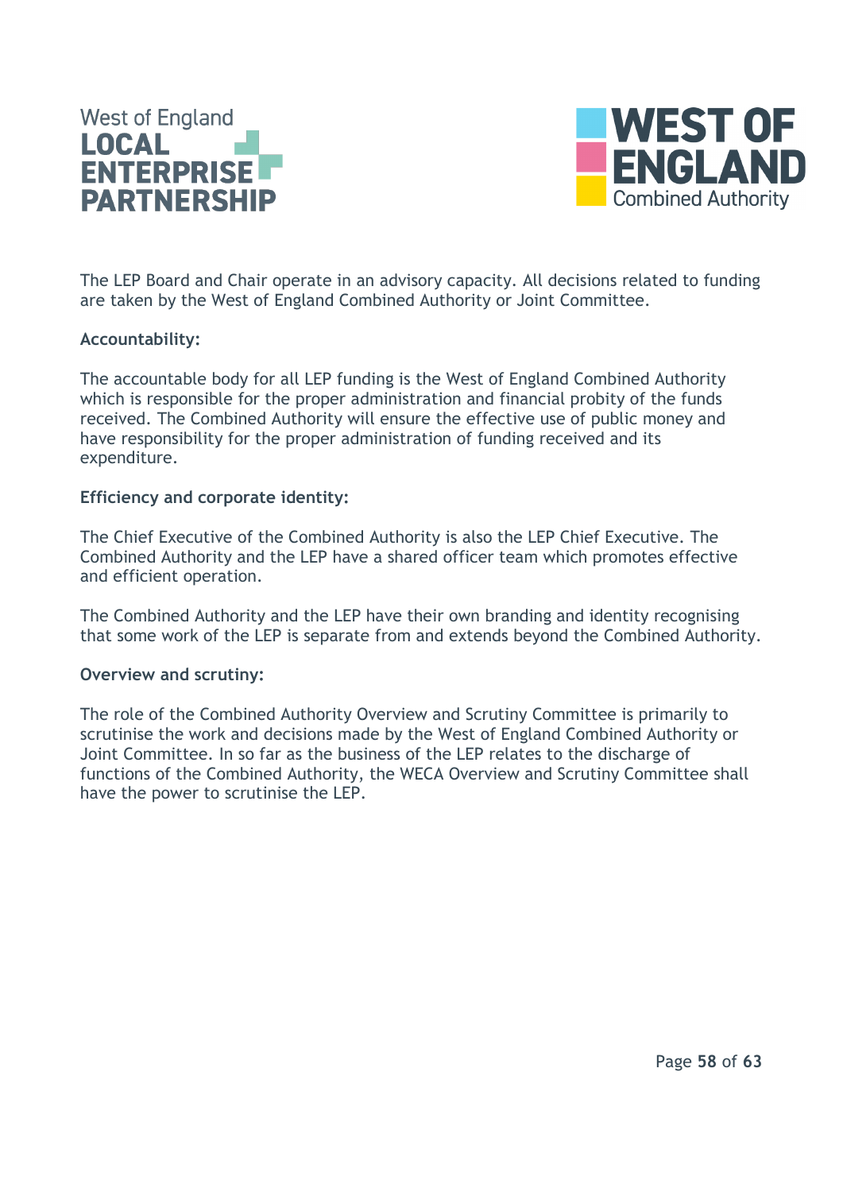The LEP Board and Chair operate in an advisory capacity. All decisions related to funding are taken by the West of England Combined Authority or Joint Committee.

**Accountability:**

The accountable body for all LEP funding is the West of England Combined Authority which is responsible for the proper administration and financial probity of the funds received. The Combined Authority will ensure the effective use of public money and have responsibility for the proper administration of funding received and its expenditure.

**Efficiency and corporate identity:**

The Chief Executive of the Combined Authority is also the LEP Chief Executive. The Combined Authority and the LEP have a shared officer team which promotes effective and efficient operation.

The Combined Authority and the LEP have their own branding and identity recognising that some work of the LEP is separate from and extends beyond the Combined Authority.

**Overview and scrutiny:**

The role of the Combined Authority Overview and Scrutiny Committee is primarily to scrutinise the work and decisions made by the West of England Combined Authority or Joint Committee. In so far as the business of the LEP relates to the discharge of functions of the Combined Authority, the WECA Overview and Scrutiny Committee shall have the power to scrutinise the LEP.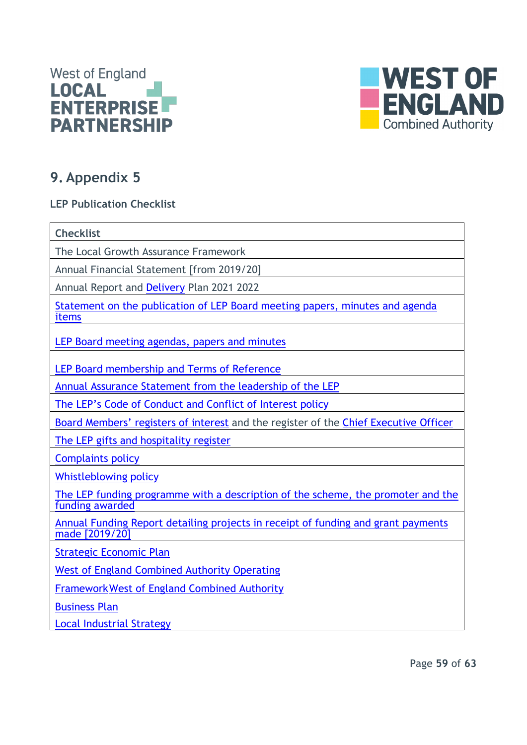## 9. Appendix 5

**LEP Publication Checklist**

| Checklist |
|---|
| The Local Growth Assurance Framework |
| Annual Financial Statement [from 2019/20] |
| Annual Report and Delivery Plan 2021 2022 |
| Statement on the publication of LEP Board meeting papers, minutes and agenda items |
| LEP Board meeting agendas, papers and minutes |
| LEP Board membership and Terms of Reference |
| Annual Assurance Statement from the leadership of the LEP |
| The LEP's Code of Conduct and Conflict of Interest policy |
| Board Members' registers of interest and the register of the Chief Executive Officer |
| The LEP gifts and hospitality register |
| Complaints policy |
| Whistleblowing policy |
| The LEP funding programme with a description of the scheme, the promoter and the funding awarded |
| Annual Funding Report detailing projects in receipt of funding and grant payments made [2019/20] |
| Strategic Economic Plan<br>West of England Combined Authority Operating<br>Framework West of England Combined Authority<br>Business Plan<br>Local Industrial Strategy |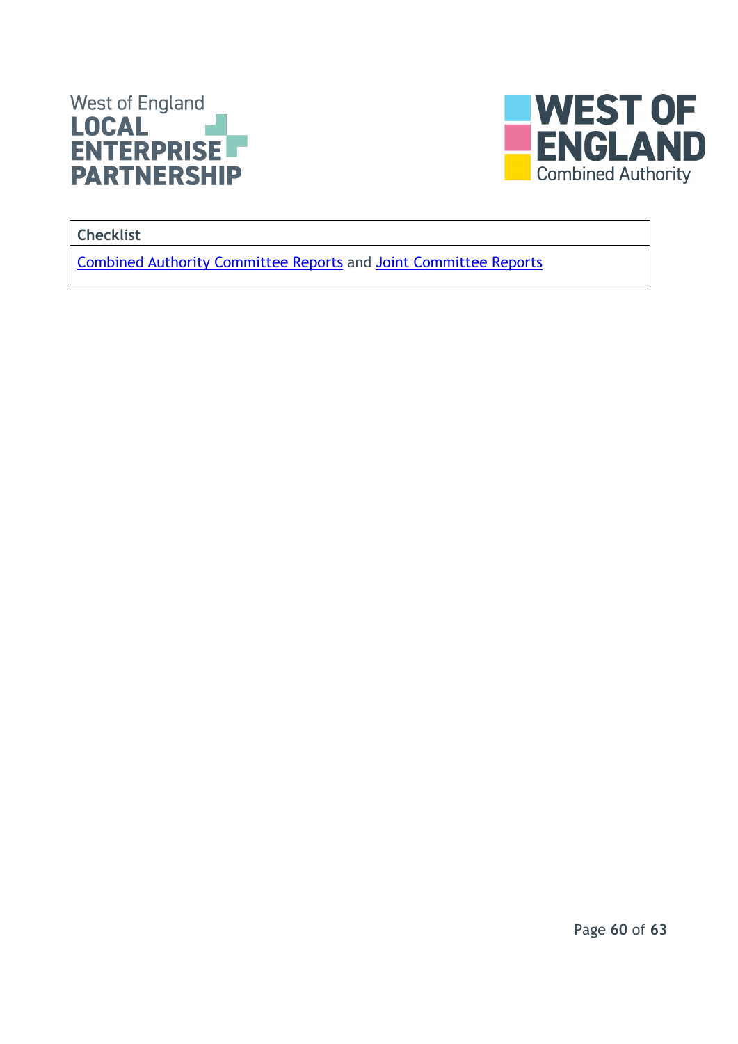| Checklist |
| --- |
| Combined Authority Committee Reports and Joint Committee Reports |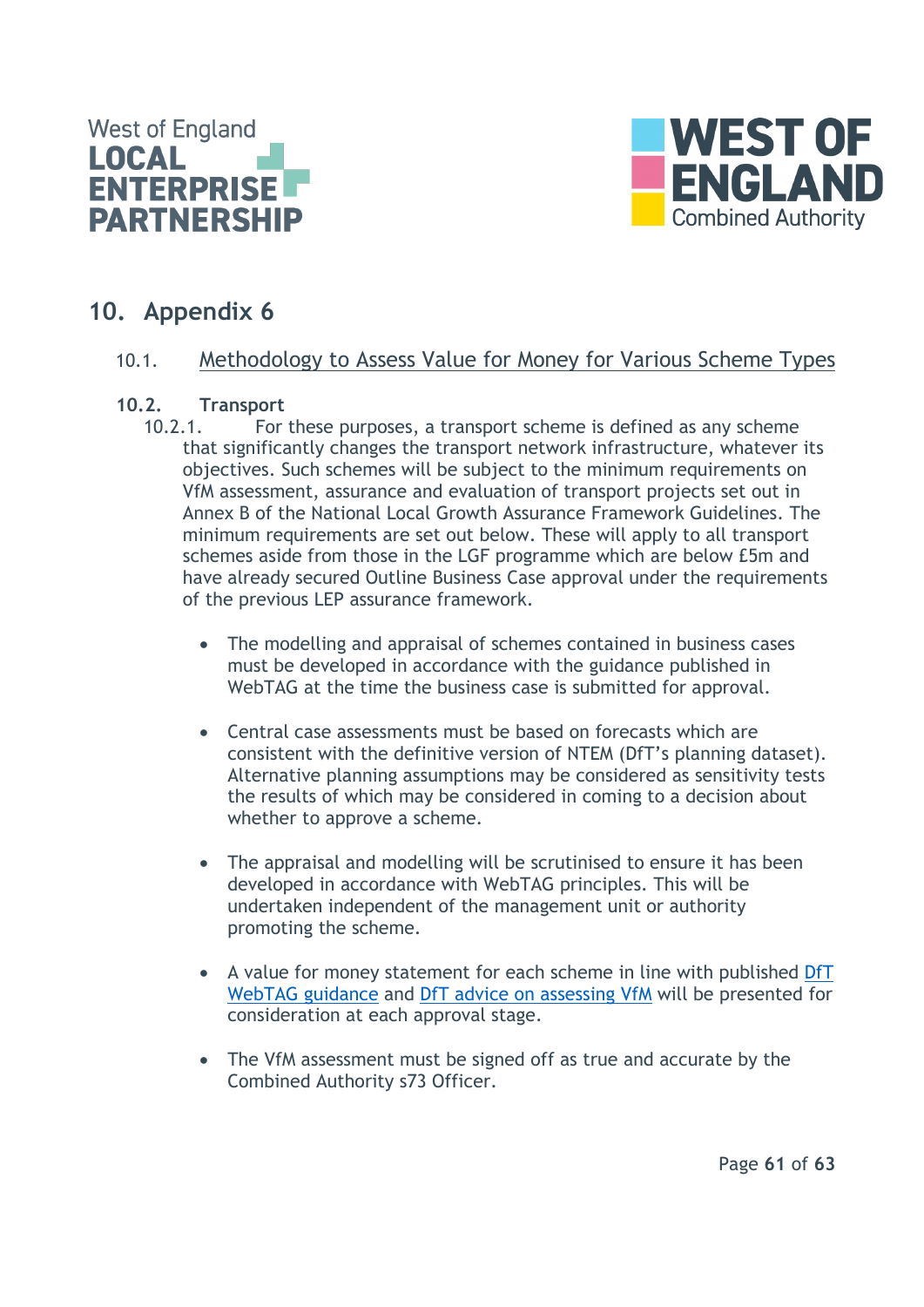# 10. Appendix 6

## 10.1. Methodology to Assess Value for Money for Various Scheme Types

### 10.2. Transport

10.2.1. For these purposes, a transport scheme is defined as any scheme that significantly changes the transport network infrastructure, whatever its objectives. Such schemes will be subject to the minimum requirements on VfM assessment, assurance and evaluation of transport projects set out in Annex B of the National Local Growth Assurance Framework Guidelines. The minimum requirements are set out below. These will apply to all transport schemes aside from those in the LGF programme which are below £5m and have already secured Outline Business Case approval under the requirements of the previous LEP assurance framework.

- The modelling and appraisal of schemes contained in business cases must be developed in accordance with the guidance published in WebTAG at the time the business case is submitted for approval.

- Central case assessments must be based on forecasts which are consistent with the definitive version of NTEM (DfT's planning dataset). Alternative planning assumptions may be considered as sensitivity tests the results of which may be considered in coming to a decision about whether to approve a scheme.

- The appraisal and modelling will be scrutinised to ensure it has been developed in accordance with WebTAG principles. This will be undertaken independent of the management unit or authority promoting the scheme.

- A value for money statement for each scheme in line with published DfT WebTAG guidance and DfT advice on assessing VfM will be presented for consideration at each approval stage.

- The VfM assessment must be signed off as true and accurate by the Combined Authority s73 Officer.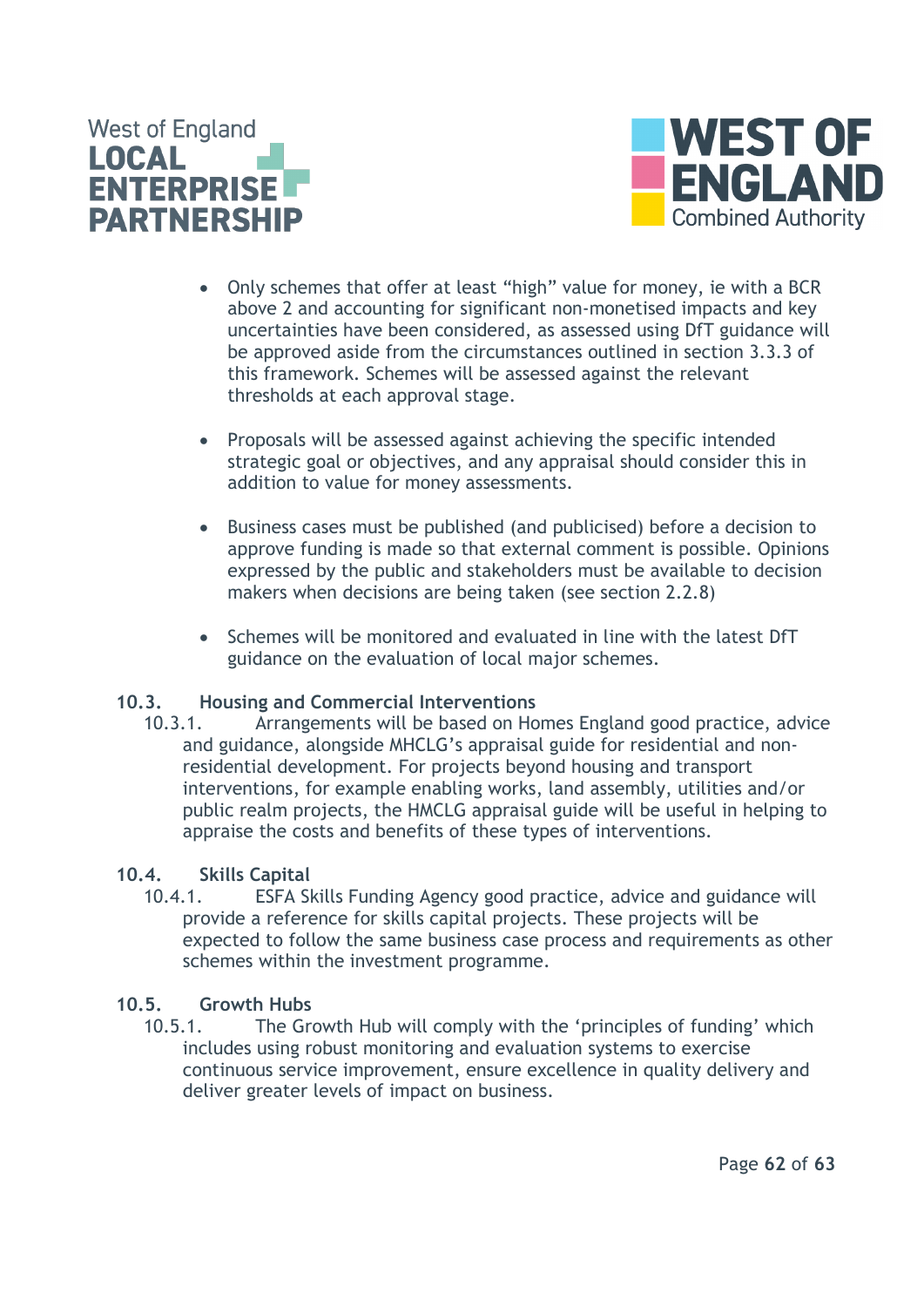- Only schemes that offer at least “high” value for money, ie with a BCR above 2 and accounting for significant non-monetised impacts and key uncertainties have been considered, as assessed using DfT guidance will be approved aside from the circumstances outlined in section 3.3.3 of this framework. Schemes will be assessed against the relevant thresholds at each approval stage.

- Proposals will be assessed against achieving the specific intended strategic goal or objectives, and any appraisal should consider this in addition to value for money assessments.

- Business cases must be published (and publicised) before a decision to approve funding is made so that external comment is possible. Opinions expressed by the public and stakeholders must be available to decision makers when decisions are being taken (see section 2.2.8)

- Schemes will be monitored and evaluated in line with the latest DfT guidance on the evaluation of local major schemes.

### 10.3. Housing and Commercial Interventions

10.3.1. Arrangements will be based on Homes England good practice, advice and guidance, alongside MHCLG’s appraisal guide for residential and non-residential development. For projects beyond housing and transport interventions, for example enabling works, land assembly, utilities and/or public realm projects, the HMCLG appraisal guide will be useful in helping to appraise the costs and benefits of these types of interventions.

### 10.4. Skills Capital

10.4.1. ESFA Skills Funding Agency good practice, advice and guidance will provide a reference for skills capital projects. These projects will be expected to follow the same business case process and requirements as other schemes within the investment programme.

### 10.5. Growth Hubs

10.5.1. The Growth Hub will comply with the ‘principles of funding’ which includes using robust monitoring and evaluation systems to exercise continuous service improvement, ensure excellence in quality delivery and deliver greater levels of impact on business.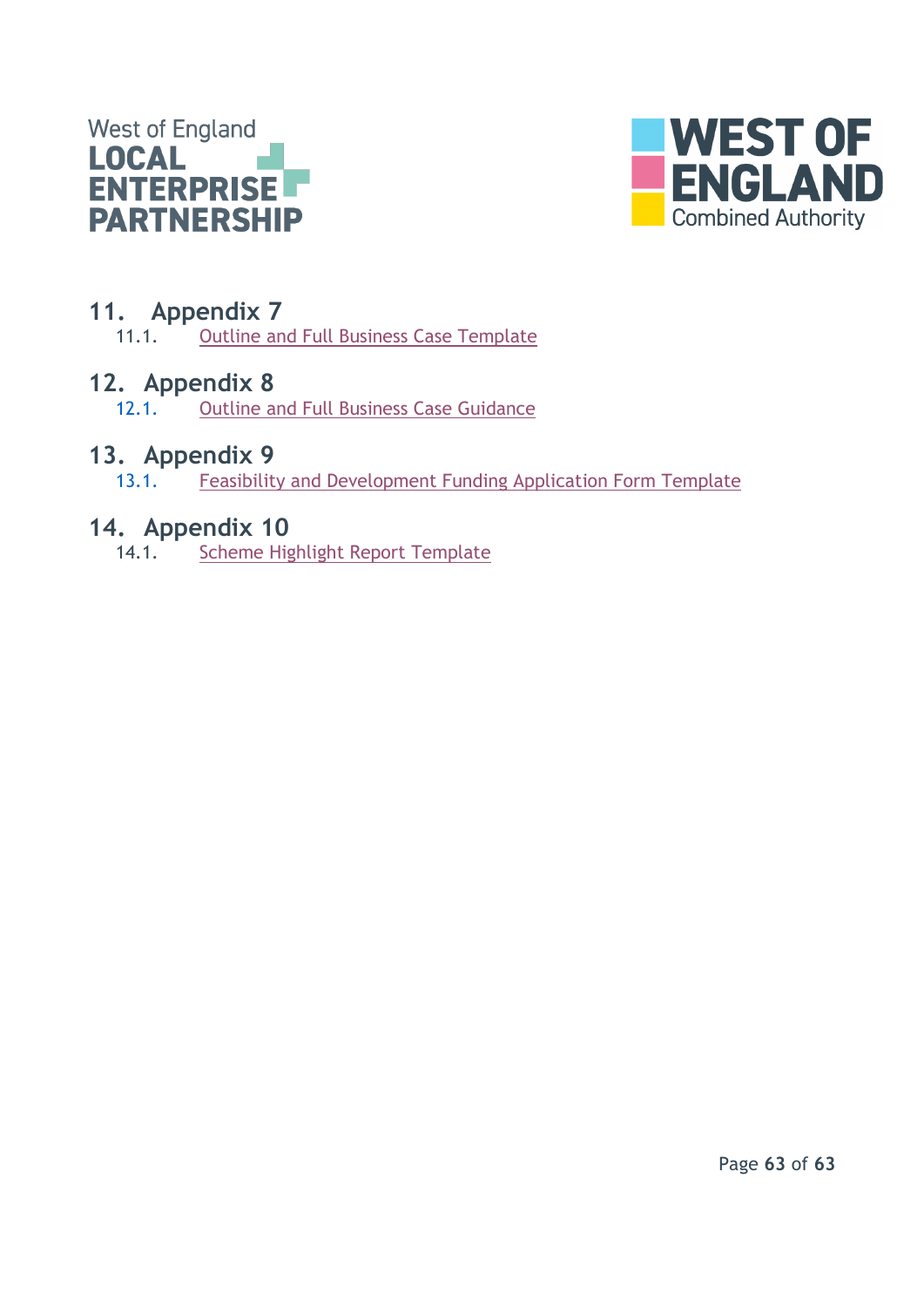# 11. Appendix 7

11.1. Outline and Full Business Case Template

# 12. Appendix 8

12.1. Outline and Full Business Case Guidance

# 13. Appendix 9

13.1. Feasibility and Development Funding Application Form Template

# 14. Appendix 10

14.1. Scheme Highlight Report Template